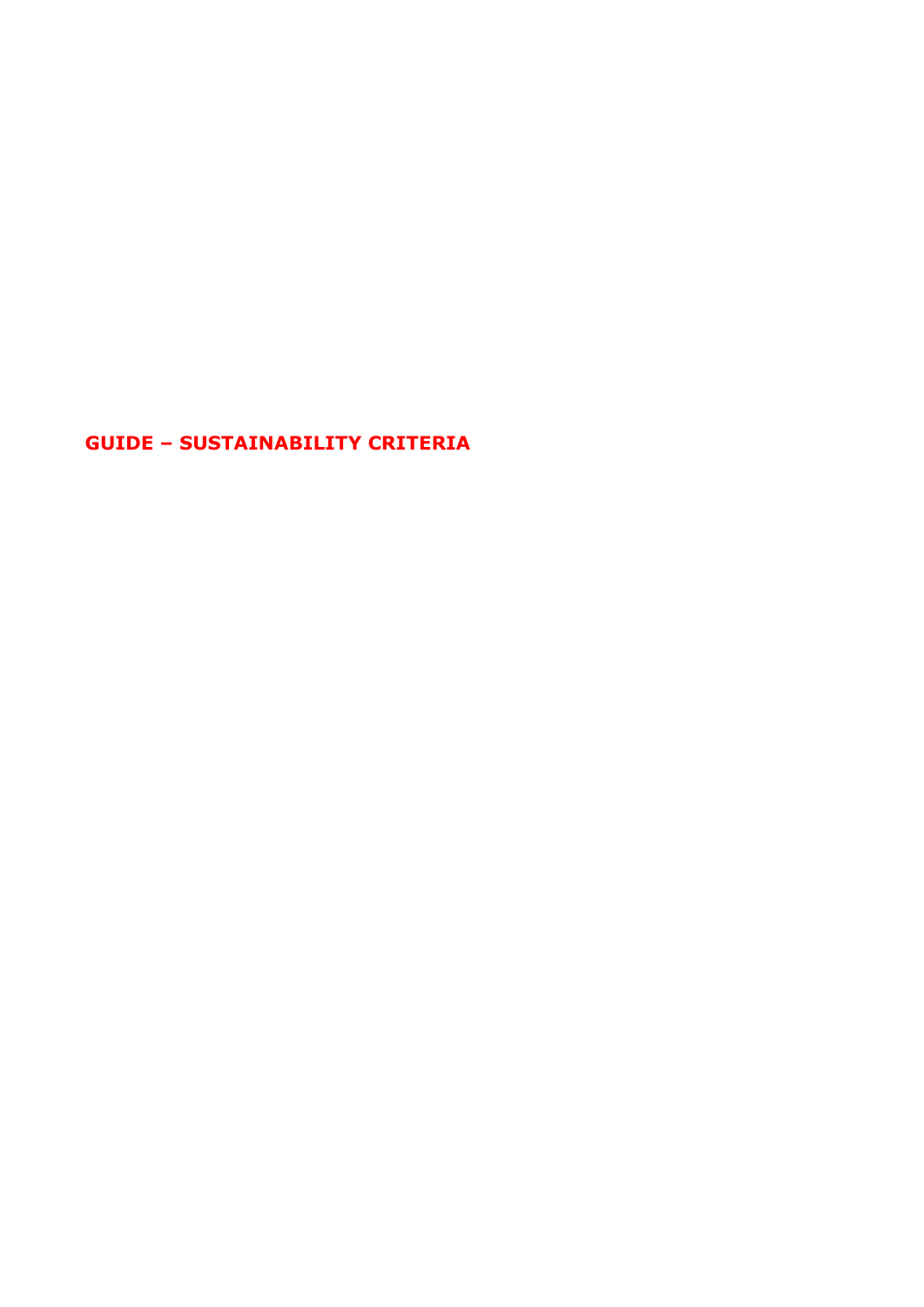# GUIDE – SUSTAINABILITY CRITERIA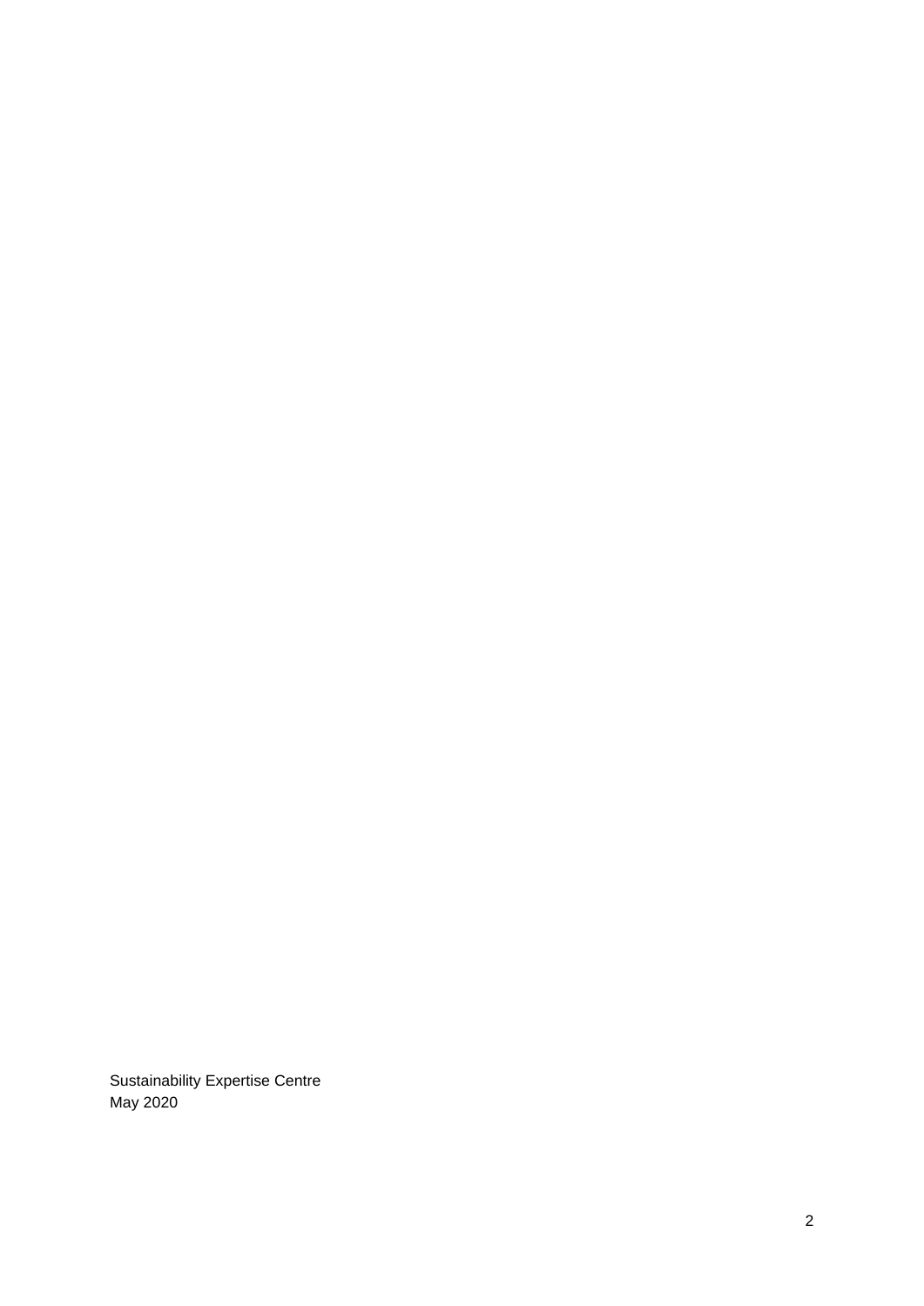Sustainability Expertise Centre
May 2020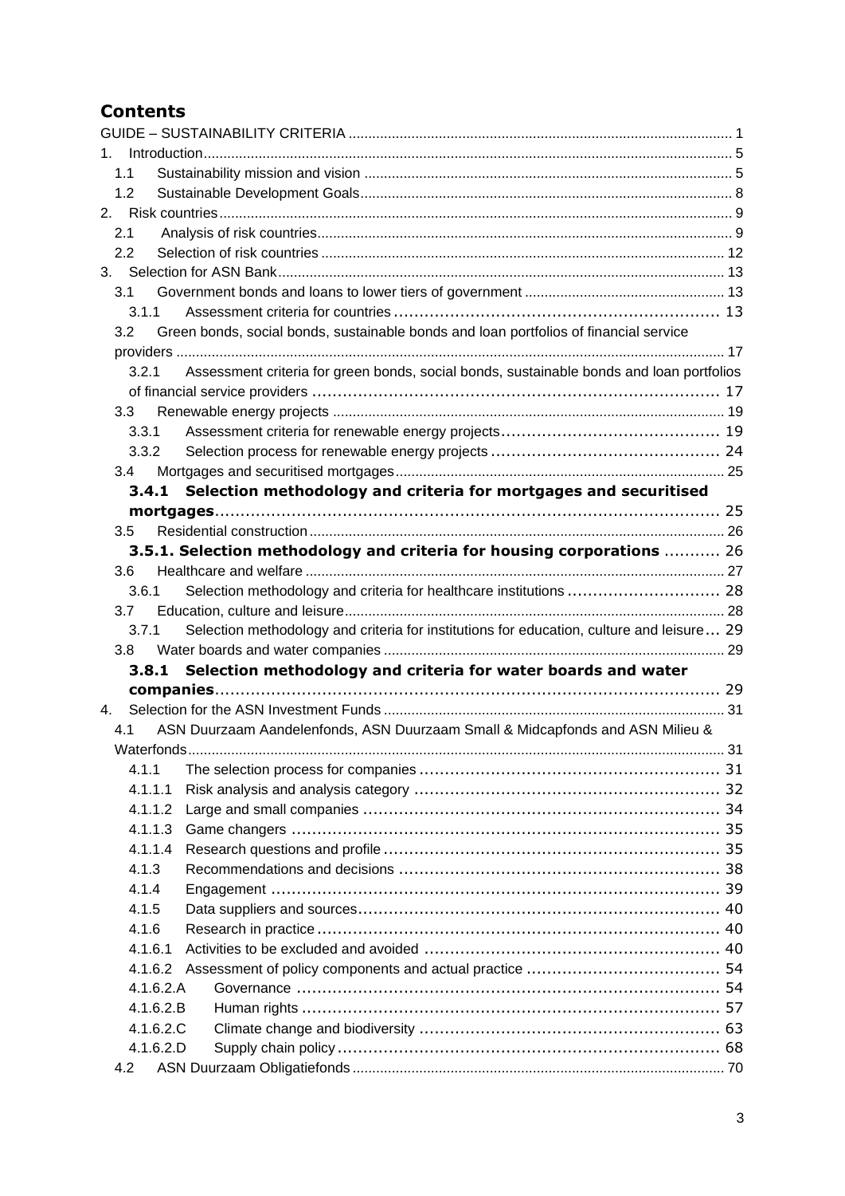# Contents

GUIDE – SUSTAINABILITY CRITERIA ........ 1
1. Introduction ........ 5
 1.1 Sustainability mission and vision ........ 5
 1.2 Sustainable Development Goals ........ 8
2. Risk countries ........ 9
 2.1 Analysis of risk countries ........ 9
 2.2 Selection of risk countries ........ 12
3. Selection for ASN Bank ........ 13
 3.1 Government bonds and loans to lower tiers of government ........ 13
  3.1.1 Assessment criteria for countries ........ 13
 3.2 Green bonds, social bonds, sustainable bonds and loan portfolios of financial service providers ........ 17
  3.2.1 Assessment criteria for green bonds, social bonds, sustainable bonds and loan portfolios of financial service providers ........ 17
 3.3 Renewable energy projects ........ 19
  3.3.1 Assessment criteria for renewable energy projects ........ 19
  3.3.2 Selection process for renewable energy projects ........ 24
 3.4 Mortgages and securitised mortgages ........ 25
  **3.4.1 Selection methodology and criteria for mortgages and securitised mortgages ........ 25**
 3.5 Residential construction ........ 26
  **3.5.1. Selection methodology and criteria for housing corporations ........ 26**
 3.6 Healthcare and welfare ........ 27
  3.6.1 Selection methodology and criteria for healthcare institutions ........ 28
 3.7 Education, culture and leisure ........ 28
  3.7.1 Selection methodology and criteria for institutions for education, culture and leisure ........ 29
 3.8 Water boards and water companies ........ 29
  **3.8.1 Selection methodology and criteria for water boards and water companies ........ 29**
4. Selection for the ASN Investment Funds ........ 31
 4.1 ASN Duurzaam Aandelenfonds, ASN Duurzaam Small & Midcapfonds and ASN Milieu & Waterfonds ........ 31
  4.1.1 The selection process for companies ........ 31
  4.1.1.1 Risk analysis and analysis category ........ 32
  4.1.1.2 Large and small companies ........ 34
  4.1.1.3 Game changers ........ 35
  4.1.1.4 Research questions and profile ........ 35
  4.1.3 Recommendations and decisions ........ 38
  4.1.4 Engagement ........ 39
  4.1.5 Data suppliers and sources ........ 40
  4.1.6 Research in practice ........ 40
  4.1.6.1 Activities to be excluded and avoided ........ 40
  4.1.6.2 Assessment of policy components and actual practice ........ 54
  4.1.6.2.A Governance ........ 54
  4.1.6.2.B Human rights ........ 57
  4.1.6.2.C Climate change and biodiversity ........ 63
  4.1.6.2.D Supply chain policy ........ 68
 4.2 ASN Duurzaam Obligatiefonds ........ 70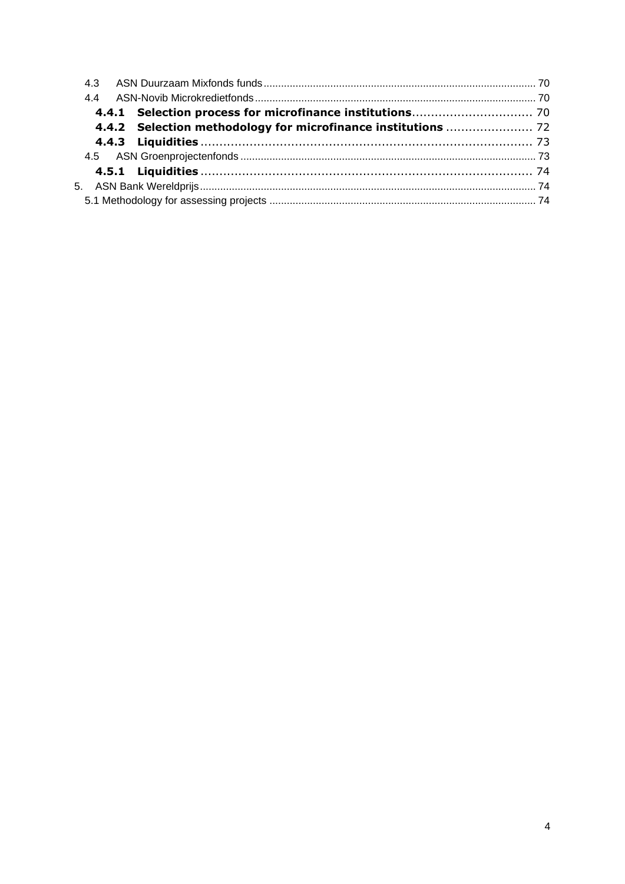4.3 ASN Duurzaam Mixfonds funds ........................................................................................ 70
4.4 ASN-Novib Microkredietfonds ........................................................................................ 70
**4.4.1 Selection process for microfinance institutions** ................................ 70
**4.4.2 Selection methodology for microfinance institutions** ....................... 72
**4.4.3 Liquidities** ........................................................................................ 73
4.5 ASN Groenprojectenfonds ................................................................................................ 73
**4.5.1 Liquidities** ........................................................................................ 74
5. ASN Bank Wereldprijs ........................................................................................................ 74
5.1 Methodology for assessing projects .................................................................................. 74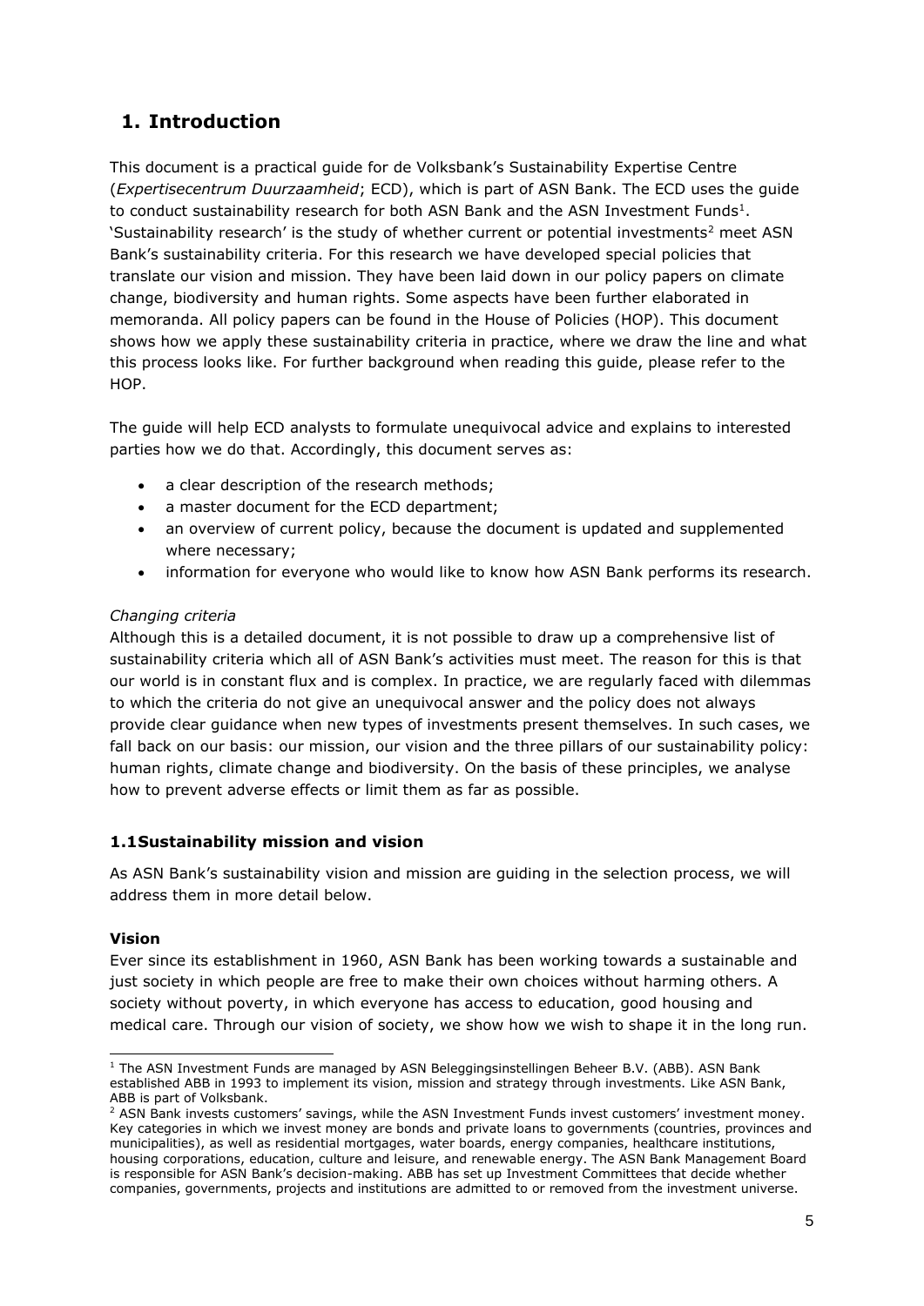# 1. Introduction

This document is a practical guide for de Volksbank's Sustainability Expertise Centre (*Expertisecentrum Duurzaamheid*; ECD), which is part of ASN Bank. The ECD uses the guide to conduct sustainability research for both ASN Bank and the ASN Investment Funds[1]. 'Sustainability research' is the study of whether current or potential investments[2] meet ASN Bank's sustainability criteria. For this research we have developed special policies that translate our vision and mission. They have been laid down in our policy papers on climate change, biodiversity and human rights. Some aspects have been further elaborated in memoranda. All policy papers can be found in the House of Policies (HOP). This document shows how we apply these sustainability criteria in practice, where we draw the line and what this process looks like. For further background when reading this guide, please refer to the HOP.

The guide will help ECD analysts to formulate unequivocal advice and explains to interested parties how we do that. Accordingly, this document serves as:

- a clear description of the research methods;
- a master document for the ECD department;
- an overview of current policy, because the document is updated and supplemented where necessary;
- information for everyone who would like to know how ASN Bank performs its research.

*Changing criteria*
Although this is a detailed document, it is not possible to draw up a comprehensive list of sustainability criteria which all of ASN Bank's activities must meet. The reason for this is that our world is in constant flux and is complex. In practice, we are regularly faced with dilemmas to which the criteria do not give an unequivocal answer and the policy does not always provide clear guidance when new types of investments present themselves. In such cases, we fall back on our basis: our mission, our vision and the three pillars of our sustainability policy: human rights, climate change and biodiversity. On the basis of these principles, we analyse how to prevent adverse effects or limit them as far as possible.

## 1.1 Sustainability mission and vision

As ASN Bank's sustainability vision and mission are guiding in the selection process, we will address them in more detail below.

**Vision**
Ever since its establishment in 1960, ASN Bank has been working towards a sustainable and just society in which people are free to make their own choices without harming others. A society without poverty, in which everyone has access to education, good housing and medical care. Through our vision of society, we show how we wish to shape it in the long run.

[1] The ASN Investment Funds are managed by ASN Beleggingsinstellingen Beheer B.V. (ABB). ASN Bank established ABB in 1993 to implement its vision, mission and strategy through investments. Like ASN Bank, ABB is part of Volksbank.

[2] ASN Bank invests customers' savings, while the ASN Investment Funds invest customers' investment money. Key categories in which we invest money are bonds and private loans to governments (countries, provinces and municipalities), as well as residential mortgages, water boards, energy companies, healthcare institutions, housing corporations, education, culture and leisure, and renewable energy. The ASN Bank Management Board is responsible for ASN Bank's decision-making. ABB has set up Investment Committees that decide whether companies, governments, projects and institutions are admitted to or removed from the investment universe.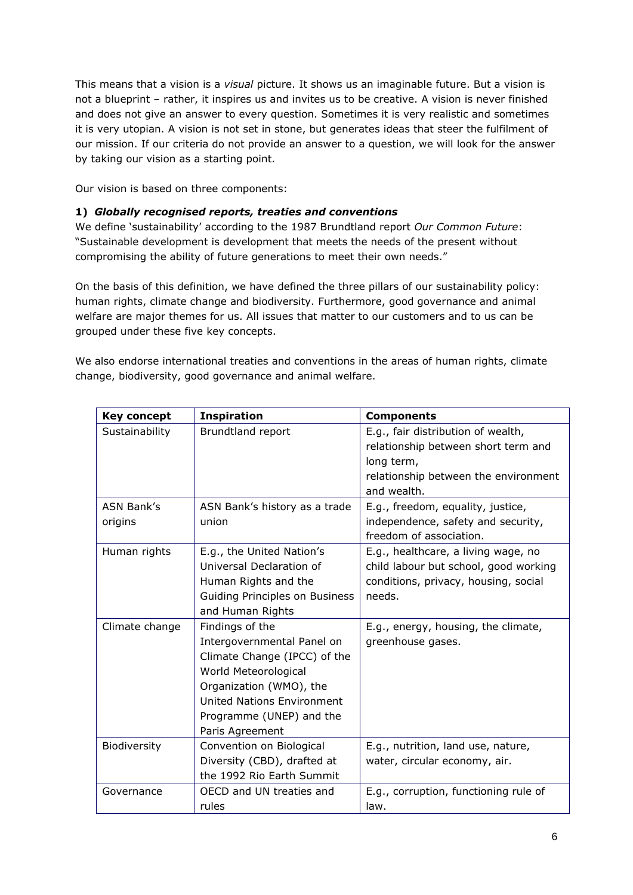This means that a vision is a *visual* picture. It shows us an imaginable future. But a vision is not a blueprint – rather, it inspires us and invites us to be creative. A vision is never finished and does not give an answer to every question. Sometimes it is very realistic and sometimes it is very utopian. A vision is not set in stone, but generates ideas that steer the fulfilment of our mission. If our criteria do not provide an answer to a question, we will look for the answer by taking our vision as a starting point.

Our vision is based on three components:

**1) *Globally recognised reports, treaties and conventions***

We define 'sustainability' according to the 1987 Brundtland report *Our Common Future*: "Sustainable development is development that meets the needs of the present without compromising the ability of future generations to meet their own needs."

On the basis of this definition, we have defined the three pillars of our sustainability policy: human rights, climate change and biodiversity. Furthermore, good governance and animal welfare are major themes for us. All issues that matter to our customers and to us can be grouped under these five key concepts.

We also endorse international treaties and conventions in the areas of human rights, climate change, biodiversity, good governance and animal welfare.

| Key concept | Inspiration | Components |
|---|---|---|
| Sustainability | Brundtland report | E.g., fair distribution of wealth, relationship between short term and long term, relationship between the environment and wealth. |
| ASN Bank's origins | ASN Bank's history as a trade union | E.g., freedom, equality, justice, independence, safety and security, freedom of association. |
| Human rights | E.g., the United Nation's Universal Declaration of Human Rights and the Guiding Principles on Business and Human Rights | E.g., healthcare, a living wage, no child labour but school, good working conditions, privacy, housing, social needs. |
| Climate change | Findings of the Intergovernmental Panel on Climate Change (IPCC) of the World Meteorological Organization (WMO), the United Nations Environment Programme (UNEP) and the Paris Agreement | E.g., energy, housing, the climate, greenhouse gases. |
| Biodiversity | Convention on Biological Diversity (CBD), drafted at the 1992 Rio Earth Summit | E.g., nutrition, land use, nature, water, circular economy, air. |
| Governance | OECD and UN treaties and rules | E.g., corruption, functioning rule of law. |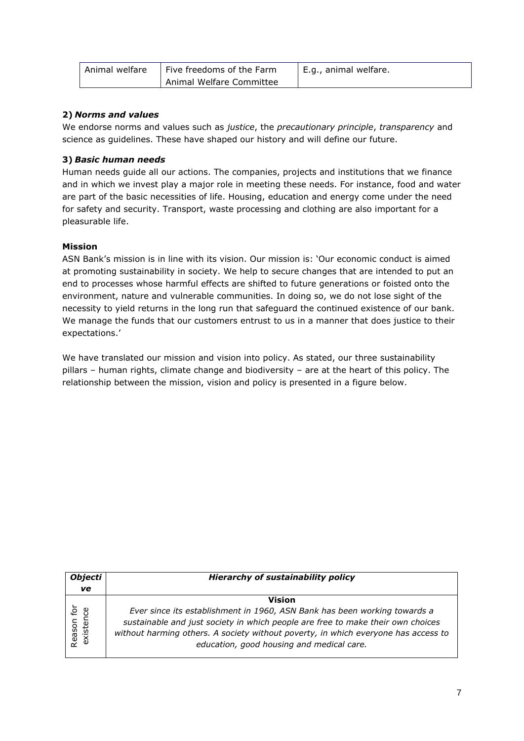| Animal welfare | Five freedoms of the Farm Animal Welfare Committee | E.g., animal welfare. |
|---|---|---|

**2)** ***Norms and values***

We endorse norms and values such as *justice*, the *precautionary principle*, *transparency* and science as guidelines. These have shaped our history and will define our future.

**3)** ***Basic human needs***

Human needs guide all our actions. The companies, projects and institutions that we finance and in which we invest play a major role in meeting these needs. For instance, food and water are part of the basic necessities of life. Housing, education and energy come under the need for safety and security. Transport, waste processing and clothing are also important for a pleasurable life.

**Mission**

ASN Bank's mission is in line with its vision. Our mission is: 'Our economic conduct is aimed at promoting sustainability in society. We help to secure changes that are intended to put an end to processes whose harmful effects are shifted to future generations or foisted onto the environment, nature and vulnerable communities. In doing so, we do not lose sight of the necessity to yield returns in the long run that safeguard the continued existence of our bank. We manage the funds that our customers entrust to us in a manner that does justice to their expectations.'

We have translated our mission and vision into policy. As stated, our three sustainability pillars – human rights, climate change and biodiversity – are at the heart of this policy. The relationship between the mission, vision and policy is presented in a figure below.

| ***Objective*** | ***Hierarchy of sustainability policy*** |
|---|---|
| Reason for existence | **Vision**<br>*Ever since its establishment in 1960, ASN Bank has been working towards a sustainable and just society in which people are free to make their own choices without harming others. A society without poverty, in which everyone has access to education, good housing and medical care.* |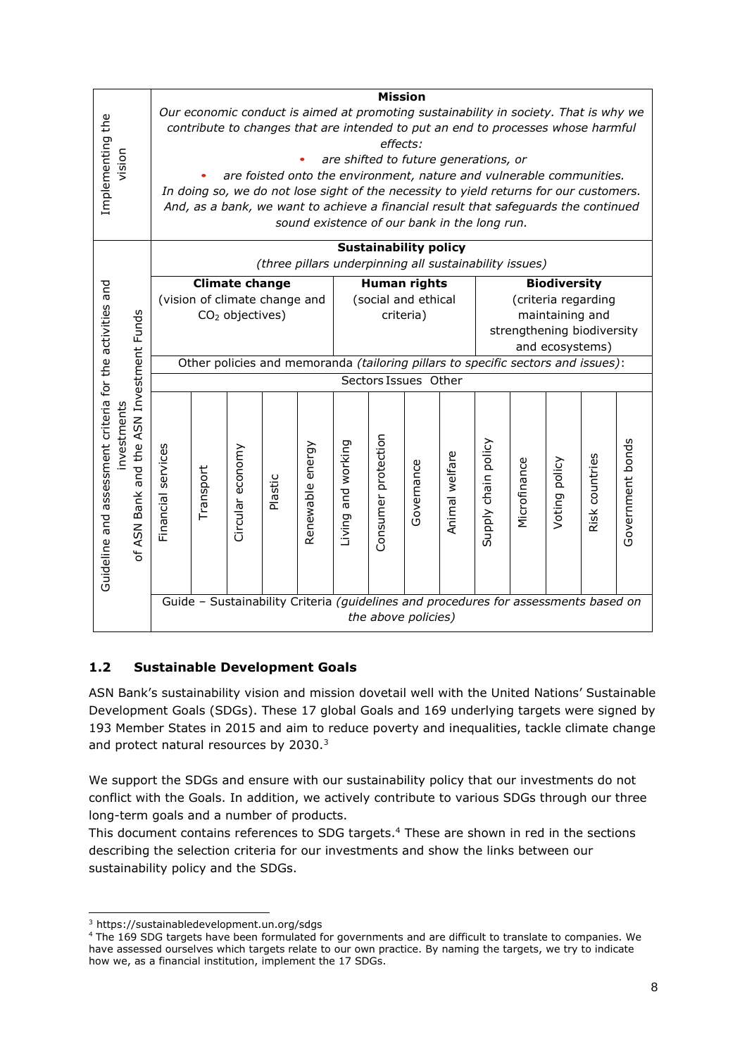| Implementing the vision | **Mission** | | | | | | | | | | | | | |
|---|---|---|---|---|---|---|---|---|---|---|---|---|---|---|
| | *Our economic conduct is aimed at promoting sustainability in society. That is why we contribute to changes that are intended to put an end to processes whose harmful effects:*<br>• *are shifted to future generations, or*<br>• *are foisted onto the environment, nature and vulnerable communities.*<br>*In doing so, we do not lose sight of the necessity to yield returns for our customers. And, as a bank, we want to achieve a financial result that safeguards the continued sound existence of our bank in the long run.* | | | | | | | | | | | | | |
| Guideline and assessment criteria for the activities and investments of ASN Bank and the ASN Investment Funds | **Sustainability policy** *(three pillars underpinning all sustainability issues)* | | | | | | | | | | | | | |
| | **Climate change** (vision of climate change and $CO_2$ objectives) | | | | | **Human rights** (social and ethical criteria) | | | | **Biodiversity** (criteria regarding maintaining and strengthening biodiversity and ecosystems) | | | | |
| | Other policies and memoranda *(tailoring pillars to specific sectors and issues)*: | | | | | | | | | | | | | |
| | Sectors Issues Other | | | | | | | | | | | | | |
| | Financial services | Transport | Circular economy | Plastic | Renewable energy | Living and working | Consumer protection | Governance | Animal welfare | Supply chain policy | Microfinance | Voting policy | Risk countries | Government bonds |
| | Guide – Sustainability Criteria *(guidelines and procedures for assessments based on the above policies)* | | | | | | | | | | | | | |

## 1.2 Sustainable Development Goals

ASN Bank's sustainability vision and mission dovetail well with the United Nations' Sustainable Development Goals (SDGs). These 17 global Goals and 169 underlying targets were signed by 193 Member States in 2015 and aim to reduce poverty and inequalities, tackle climate change and protect natural resources by 2030.[3]

We support the SDGs and ensure with our sustainability policy that our investments do not conflict with the Goals. In addition, we actively contribute to various SDGs through our three long-term goals and a number of products.
This document contains references to SDG targets.[4] These are shown in red in the sections describing the selection criteria for our investments and show the links between our sustainability policy and the SDGs.

---

[3] https://sustainabledevelopment.un.org/sdgs

[4] The 169 SDG targets have been formulated for governments and are difficult to translate to companies. We have assessed ourselves which targets relate to our own practice. By naming the targets, we try to indicate how we, as a financial institution, implement the 17 SDGs.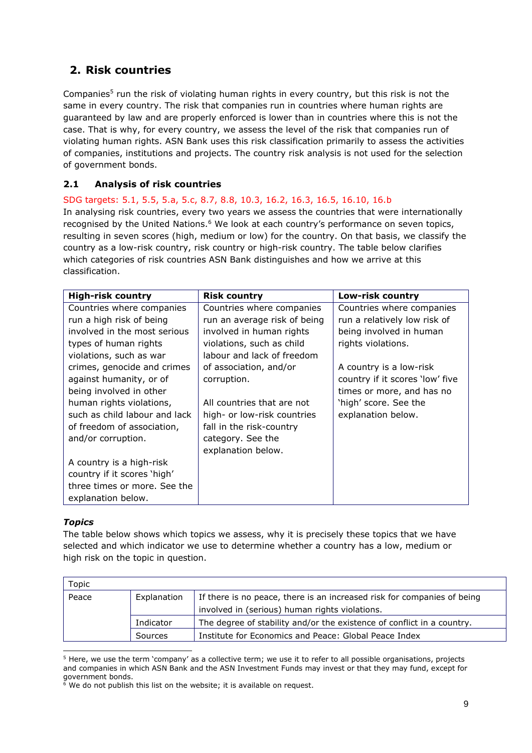## 2. Risk countries

Companies[5] run the risk of violating human rights in every country, but this risk is not the same in every country. The risk that companies run in countries where human rights are guaranteed by law and are properly enforced is lower than in countries where this is not the case. That is why, for every country, we assess the level of the risk that companies run of violating human rights. ASN Bank uses this risk classification primarily to assess the activities of companies, institutions and projects. The country risk analysis is not used for the selection of government bonds.

### 2.1 Analysis of risk countries

SDG targets: 5.1, 5.5, 5.a, 5.c, 8.7, 8.8, 10.3, 16.2, 16.3, 16.5, 16.10, 16.b

In analysing risk countries, every two years we assess the countries that were internationally recognised by the United Nations.[6] We look at each country's performance on seven topics, resulting in seven scores (high, medium or low) for the country. On that basis, we classify the country as a low-risk country, risk country or high-risk country. The table below clarifies which categories of risk countries ASN Bank distinguishes and how we arrive at this classification.

| **High-risk country** | **Risk country** | **Low-risk country** |
|---|---|---|
| Countries where companies run a high risk of being involved in the most serious types of human rights violations, such as war crimes, genocide and crimes against humanity, or of being involved in other human rights violations, such as child labour and lack of freedom of association, and/or corruption.<br><br>A country is a high-risk country if it scores 'high' three times or more. See the explanation below. | Countries where companies run an average risk of being involved in human rights violations, such as child labour and lack of freedom of association, and/or corruption.<br><br>All countries that are not high- or low-risk countries fall in the risk-country category. See the explanation below. | Countries where companies run a relatively low risk of being involved in human rights violations.<br><br>A country is a low-risk country if it scores 'low' five times or more, and has no 'high' score. See the explanation below. |

#### *Topics*

The table below shows which topics we assess, why it is precisely these topics that we have selected and which indicator we use to determine whether a country has a low, medium or high risk on the topic in question.

| Topic | | |
|---|---|---|
| Peace | Explanation | If there is no peace, there is an increased risk for companies of being involved in (serious) human rights violations. |
| | Indicator | The degree of stability and/or the existence of conflict in a country. |
| | Sources | Institute for Economics and Peace: Global Peace Index |

[5] Here, we use the term 'company' as a collective term; we use it to refer to all possible organisations, projects and companies in which ASN Bank and the ASN Investment Funds may invest or that they may fund, except for government bonds.

[6] We do not publish this list on the website; it is available on request.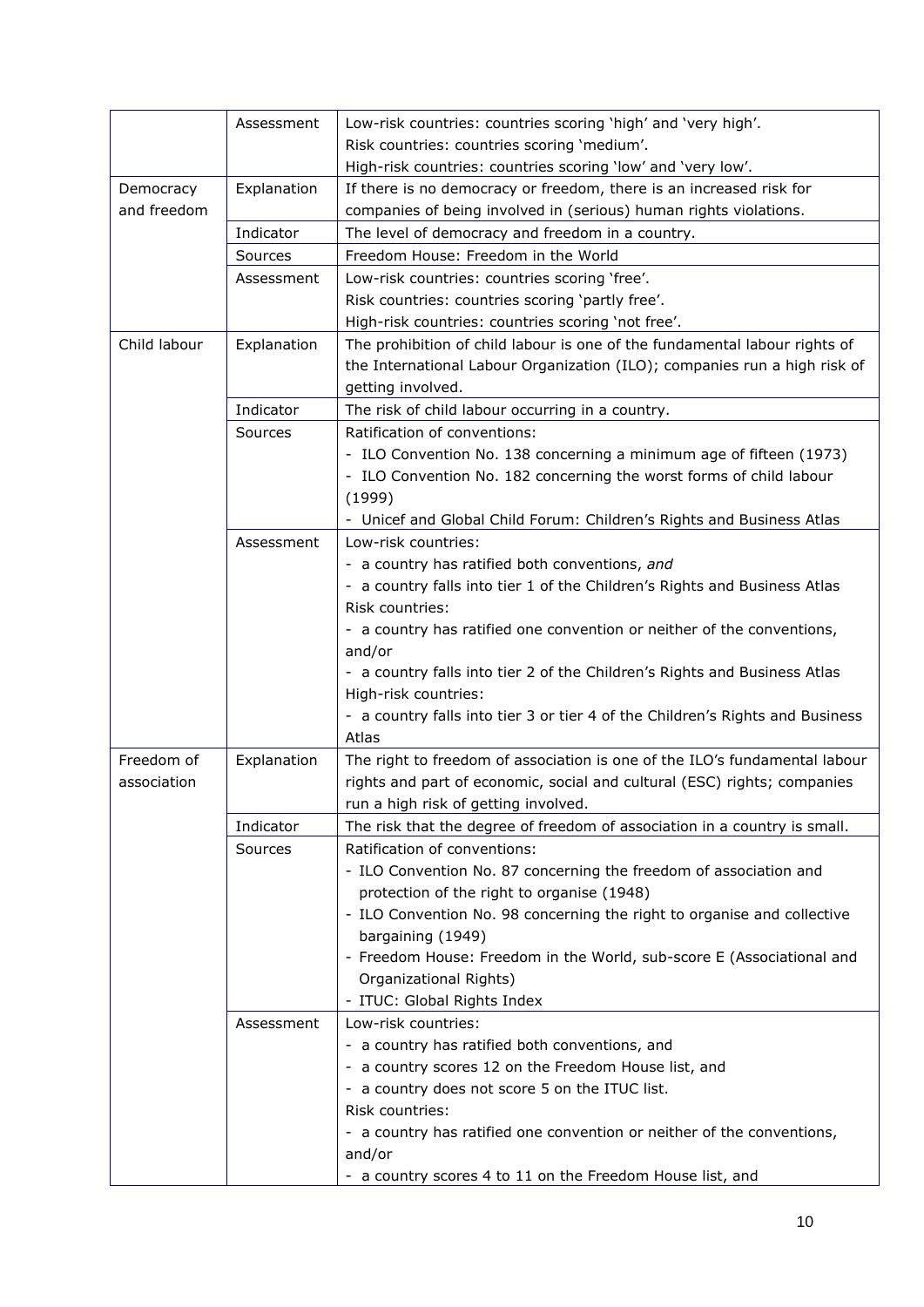| | | |
|---|---|---|
| | Assessment | Low-risk countries: countries scoring 'high' and 'very high'.<br>Risk countries: countries scoring 'medium'.<br>High-risk countries: countries scoring 'low' and 'very low'. |
| Democracy and freedom | Explanation | If there is no democracy or freedom, there is an increased risk for companies of being involved in (serious) human rights violations. |
| | Indicator | The level of democracy and freedom in a country. |
| | Sources | Freedom House: Freedom in the World |
| | Assessment | Low-risk countries: countries scoring 'free'.<br>Risk countries: countries scoring 'partly free'.<br>High-risk countries: countries scoring 'not free'. |
| Child labour | Explanation | The prohibition of child labour is one of the fundamental labour rights of the International Labour Organization (ILO); companies run a high risk of getting involved. |
| | Indicator | The risk of child labour occurring in a country. |
| | Sources | Ratification of conventions:<br>- ILO Convention No. 138 concerning a minimum age of fifteen (1973)<br>- ILO Convention No. 182 concerning the worst forms of child labour (1999)<br>- Unicef and Global Child Forum: Children's Rights and Business Atlas |
| | Assessment | Low-risk countries:<br>- a country has ratified both conventions, *and*<br>- a country falls into tier 1 of the Children's Rights and Business Atlas<br>Risk countries:<br>- a country has ratified one convention or neither of the conventions, and/or<br>- a country falls into tier 2 of the Children's Rights and Business Atlas<br>High-risk countries:<br>- a country falls into tier 3 or tier 4 of the Children's Rights and Business Atlas |
| Freedom of association | Explanation | The right to freedom of association is one of the ILO's fundamental labour rights and part of economic, social and cultural (ESC) rights; companies run a high risk of getting involved. |
| | Indicator | The risk that the degree of freedom of association in a country is small. |
| | Sources | Ratification of conventions:<br>- ILO Convention No. 87 concerning the freedom of association and protection of the right to organise (1948)<br>- ILO Convention No. 98 concerning the right to organise and collective bargaining (1949)<br>- Freedom House: Freedom in the World, sub-score E (Associational and Organizational Rights)<br>- ITUC: Global Rights Index |
| | Assessment | Low-risk countries:<br>- a country has ratified both conventions, and<br>- a country scores 12 on the Freedom House list, and<br>- a country does not score 5 on the ITUC list.<br>Risk countries:<br>- a country has ratified one convention or neither of the conventions, and/or<br>- a country scores 4 to 11 on the Freedom House list, and |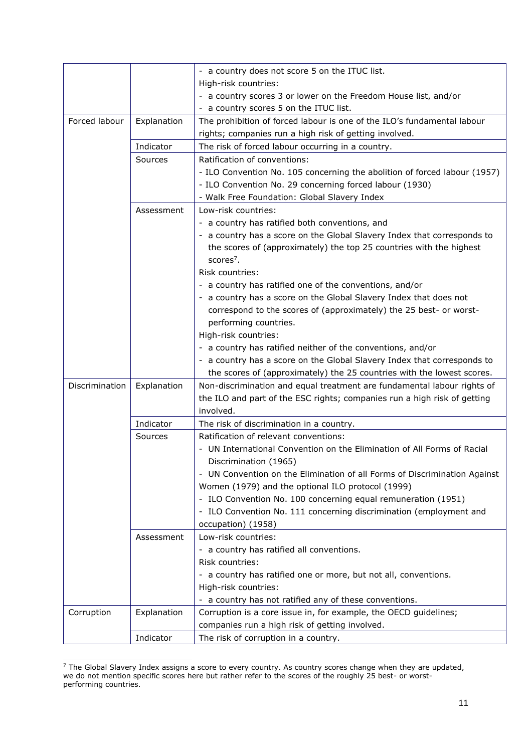| | | |
|---|---|---|
| | | - a country does not score 5 on the ITUC list.<br>High-risk countries:<br>- a country scores 3 or lower on the Freedom House list, and/or<br>- a country scores 5 on the ITUC list. |
| Forced labour | Explanation | The prohibition of forced labour is one of the ILO's fundamental labour rights; companies run a high risk of getting involved. |
| | Indicator | The risk of forced labour occurring in a country. |
| | Sources | Ratification of conventions:<br>- ILO Convention No. 105 concerning the abolition of forced labour (1957)<br>- ILO Convention No. 29 concerning forced labour (1930)<br>- Walk Free Foundation: Global Slavery Index |
| | Assessment | Low-risk countries:<br>- a country has ratified both conventions, and<br>- a country has a score on the Global Slavery Index that corresponds to the scores of (approximately) the top 25 countries with the highest scores[7].<br>Risk countries:<br>- a country has ratified one of the conventions, and/or<br>- a country has a score on the Global Slavery Index that does not correspond to the scores of (approximately) the 25 best- or worst-performing countries.<br>High-risk countries:<br>- a country has ratified neither of the conventions, and/or<br>- a country has a score on the Global Slavery Index that corresponds to the scores of (approximately) the 25 countries with the lowest scores. |
| Discrimination | Explanation | Non-discrimination and equal treatment are fundamental labour rights of the ILO and part of the ESC rights; companies run a high risk of getting involved. |
| | Indicator | The risk of discrimination in a country. |
| | Sources | Ratification of relevant conventions:<br>- UN International Convention on the Elimination of All Forms of Racial Discrimination (1965)<br>- UN Convention on the Elimination of all Forms of Discrimination Against Women (1979) and the optional ILO protocol (1999)<br>- ILO Convention No. 100 concerning equal remuneration (1951)<br>- ILO Convention No. 111 concerning discrimination (employment and occupation) (1958) |
| | Assessment | Low-risk countries:<br>- a country has ratified all conventions.<br>Risk countries:<br>- a country has ratified one or more, but not all, conventions.<br>High-risk countries:<br>- a country has not ratified any of these conventions. |
| Corruption | Explanation | Corruption is a core issue in, for example, the OECD guidelines; companies run a high risk of getting involved. |
| | Indicator | The risk of corruption in a country. |

[7] The Global Slavery Index assigns a score to every country. As country scores change when they are updated, we do not mention specific scores here but rather refer to the scores of the roughly 25 best- or worst-performing countries.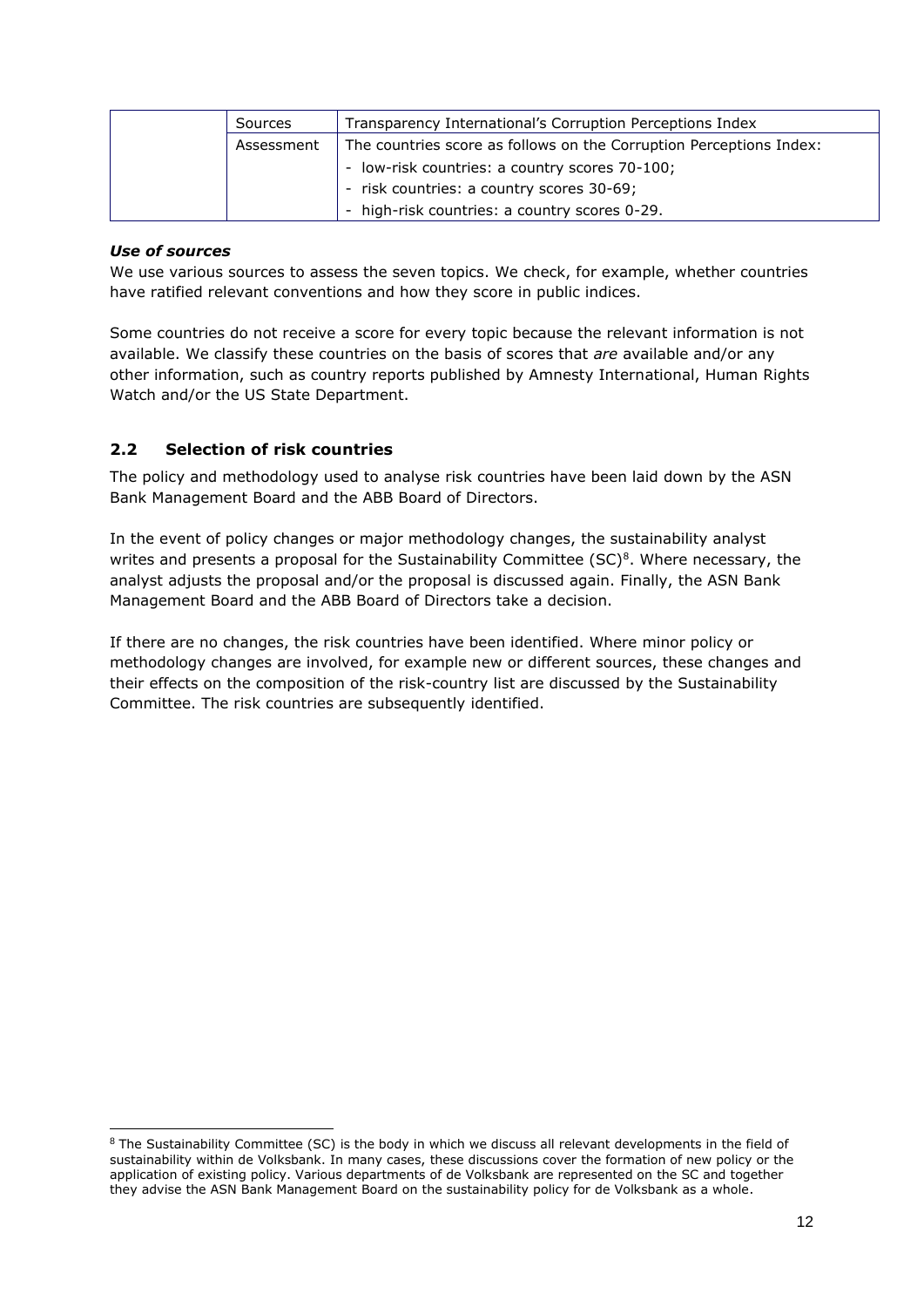| | | |
|---|---|---|
| | Sources | Transparency International's Corruption Perceptions Index |
| | Assessment | The countries score as follows on the Corruption Perceptions Index:<br>- low-risk countries: a country scores 70-100;<br>- risk countries: a country scores 30-69;<br>- high-risk countries: a country scores 0-29. |

***Use of sources***

We use various sources to assess the seven topics. We check, for example, whether countries have ratified relevant conventions and how they score in public indices.

Some countries do not receive a score for every topic because the relevant information is not available. We classify these countries on the basis of scores that *are* available and/or any other information, such as country reports published by Amnesty International, Human Rights Watch and/or the US State Department.

## 2.2 Selection of risk countries

The policy and methodology used to analyse risk countries have been laid down by the ASN Bank Management Board and the ABB Board of Directors.

In the event of policy changes or major methodology changes, the sustainability analyst writes and presents a proposal for the Sustainability Committee (SC)[8]. Where necessary, the analyst adjusts the proposal and/or the proposal is discussed again. Finally, the ASN Bank Management Board and the ABB Board of Directors take a decision.

If there are no changes, the risk countries have been identified. Where minor policy or methodology changes are involved, for example new or different sources, these changes and their effects on the composition of the risk-country list are discussed by the Sustainability Committee. The risk countries are subsequently identified.

[8] The Sustainability Committee (SC) is the body in which we discuss all relevant developments in the field of sustainability within de Volksbank. In many cases, these discussions cover the formation of new policy or the application of existing policy. Various departments of de Volksbank are represented on the SC and together they advise the ASN Bank Management Board on the sustainability policy for de Volksbank as a whole.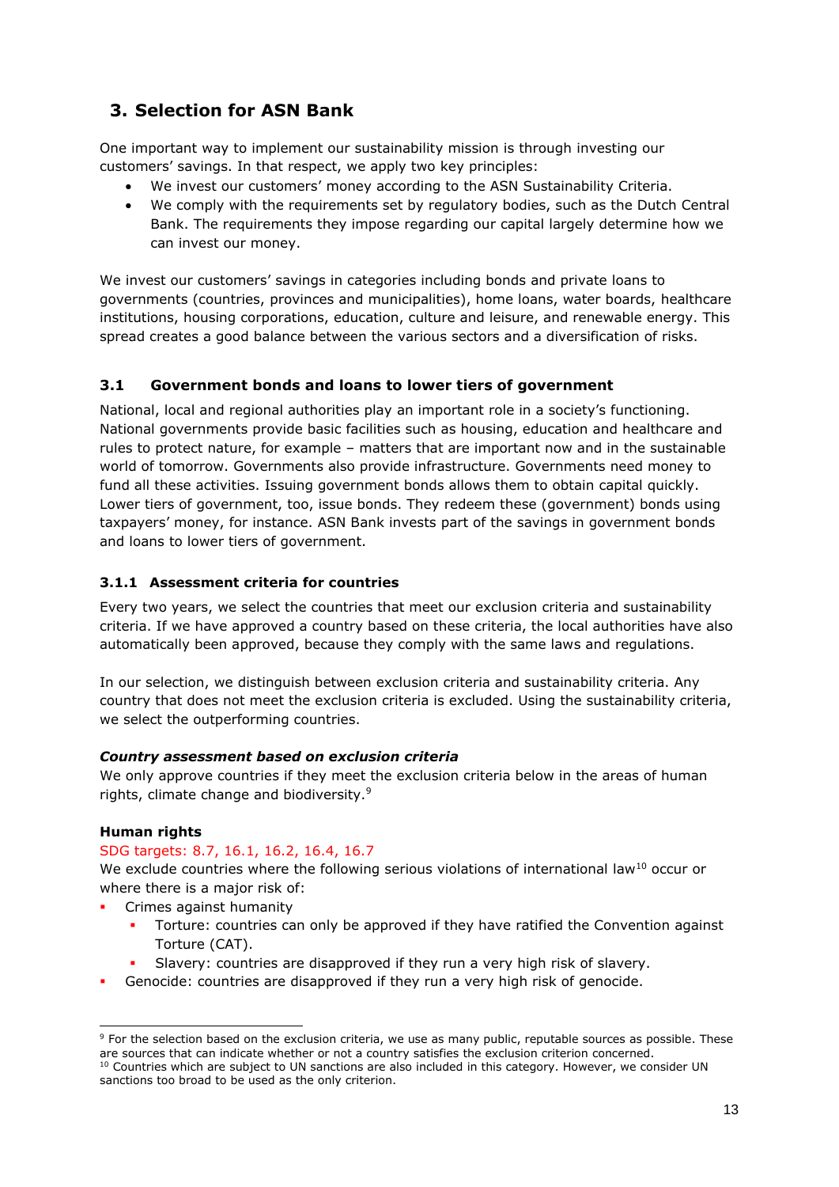# 3. Selection for ASN Bank

One important way to implement our sustainability mission is through investing our customers' savings. In that respect, we apply two key principles:

- We invest our customers' money according to the ASN Sustainability Criteria.
- We comply with the requirements set by regulatory bodies, such as the Dutch Central Bank. The requirements they impose regarding our capital largely determine how we can invest our money.

We invest our customers' savings in categories including bonds and private loans to governments (countries, provinces and municipalities), home loans, water boards, healthcare institutions, housing corporations, education, culture and leisure, and renewable energy. This spread creates a good balance between the various sectors and a diversification of risks.

## 3.1 Government bonds and loans to lower tiers of government

National, local and regional authorities play an important role in a society's functioning. National governments provide basic facilities such as housing, education and healthcare and rules to protect nature, for example – matters that are important now and in the sustainable world of tomorrow. Governments also provide infrastructure. Governments need money to fund all these activities. Issuing government bonds allows them to obtain capital quickly. Lower tiers of government, too, issue bonds. They redeem these (government) bonds using taxpayers' money, for instance. ASN Bank invests part of the savings in government bonds and loans to lower tiers of government.

### 3.1.1 Assessment criteria for countries

Every two years, we select the countries that meet our exclusion criteria and sustainability criteria. If we have approved a country based on these criteria, the local authorities have also automatically been approved, because they comply with the same laws and regulations.

In our selection, we distinguish between exclusion criteria and sustainability criteria. Any country that does not meet the exclusion criteria is excluded. Using the sustainability criteria, we select the outperforming countries.

***Country assessment based on exclusion criteria***

We only approve countries if they meet the exclusion criteria below in the areas of human rights, climate change and biodiversity.[9]

**Human rights**

SDG targets: 8.7, 16.1, 16.2, 16.4, 16.7

We exclude countries where the following serious violations of international law[10] occur or where there is a major risk of:

- Crimes against humanity
  - Torture: countries can only be approved if they have ratified the Convention against Torture (CAT).
  - Slavery: countries are disapproved if they run a very high risk of slavery.
- Genocide: countries are disapproved if they run a very high risk of genocide.

[9] For the selection based on the exclusion criteria, we use as many public, reputable sources as possible. These are sources that can indicate whether or not a country satisfies the exclusion criterion concerned.

[10] Countries which are subject to UN sanctions are also included in this category. However, we consider UN sanctions too broad to be used as the only criterion.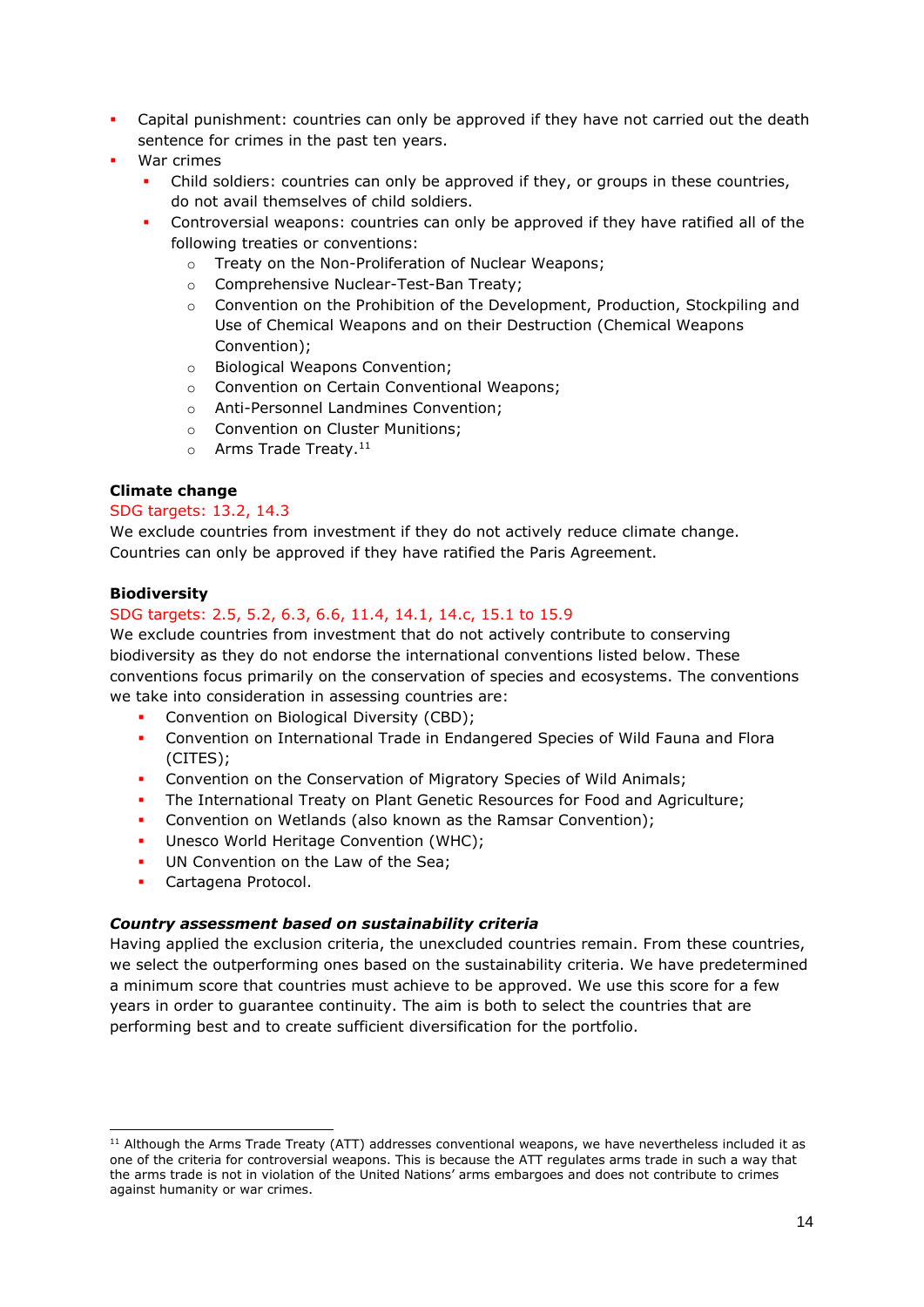- Capital punishment: countries can only be approved if they have not carried out the death sentence for crimes in the past ten years.
- War crimes
  - Child soldiers: countries can only be approved if they, or groups in these countries, do not avail themselves of child soldiers.
  - Controversial weapons: countries can only be approved if they have ratified all of the following treaties or conventions:
    - Treaty on the Non-Proliferation of Nuclear Weapons;
    - Comprehensive Nuclear-Test-Ban Treaty;
    - Convention on the Prohibition of the Development, Production, Stockpiling and Use of Chemical Weapons and on their Destruction (Chemical Weapons Convention);
    - Biological Weapons Convention;
    - Convention on Certain Conventional Weapons;
    - Anti-Personnel Landmines Convention;
    - Convention on Cluster Munitions;
    - Arms Trade Treaty.[11]

**Climate change**

SDG targets: 13.2, 14.3

We exclude countries from investment if they do not actively reduce climate change. Countries can only be approved if they have ratified the Paris Agreement.

**Biodiversity**

SDG targets: 2.5, 5.2, 6.3, 6.6, 11.4, 14.1, 14.c, 15.1 to 15.9

We exclude countries from investment that do not actively contribute to conserving biodiversity as they do not endorse the international conventions listed below. These conventions focus primarily on the conservation of species and ecosystems. The conventions we take into consideration in assessing countries are:

- Convention on Biological Diversity (CBD);
- Convention on International Trade in Endangered Species of Wild Fauna and Flora (CITES);
- Convention on the Conservation of Migratory Species of Wild Animals;
- The International Treaty on Plant Genetic Resources for Food and Agriculture;
- Convention on Wetlands (also known as the Ramsar Convention);
- Unesco World Heritage Convention (WHC);
- UN Convention on the Law of the Sea;
- Cartagena Protocol.

***Country assessment based on sustainability criteria***

Having applied the exclusion criteria, the unexcluded countries remain. From these countries, we select the outperforming ones based on the sustainability criteria. We have predetermined a minimum score that countries must achieve to be approved. We use this score for a few years in order to guarantee continuity. The aim is both to select the countries that are performing best and to create sufficient diversification for the portfolio.

---

[11] Although the Arms Trade Treaty (ATT) addresses conventional weapons, we have nevertheless included it as one of the criteria for controversial weapons. This is because the ATT regulates arms trade in such a way that the arms trade is not in violation of the United Nations' arms embargoes and does not contribute to crimes against humanity or war crimes.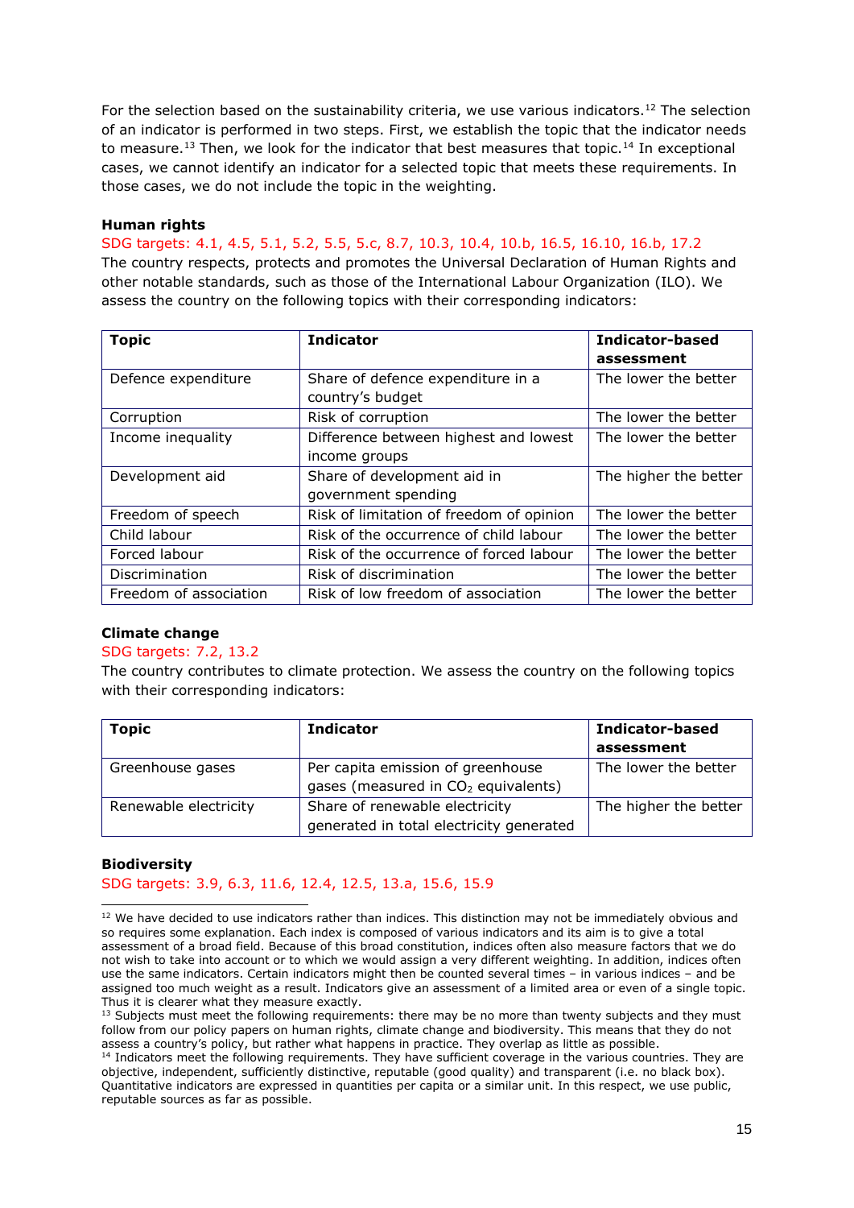For the selection based on the sustainability criteria, we use various indicators.[12] The selection of an indicator is performed in two steps. First, we establish the topic that the indicator needs to measure.[13] Then, we look for the indicator that best measures that topic.[14] In exceptional cases, we cannot identify an indicator for a selected topic that meets these requirements. In those cases, we do not include the topic in the weighting.

**Human rights**

SDG targets: 4.1, 4.5, 5.1, 5.2, 5.5, 5.c, 8.7, 10.3, 10.4, 10.b, 16.5, 16.10, 16.b, 17.2

The country respects, protects and promotes the Universal Declaration of Human Rights and other notable standards, such as those of the International Labour Organization (ILO). We assess the country on the following topics with their corresponding indicators:

| Topic | Indicator | Indicator-based assessment |
|---|---|---|
| Defence expenditure | Share of defence expenditure in a country's budget | The lower the better |
| Corruption | Risk of corruption | The lower the better |
| Income inequality | Difference between highest and lowest income groups | The lower the better |
| Development aid | Share of development aid in government spending | The higher the better |
| Freedom of speech | Risk of limitation of freedom of opinion | The lower the better |
| Child labour | Risk of the occurrence of child labour | The lower the better |
| Forced labour | Risk of the occurrence of forced labour | The lower the better |
| Discrimination | Risk of discrimination | The lower the better |
| Freedom of association | Risk of low freedom of association | The lower the better |

**Climate change**

SDG targets: 7.2, 13.2

The country contributes to climate protection. We assess the country on the following topics with their corresponding indicators:

| Topic | Indicator | Indicator-based assessment |
|---|---|---|
| Greenhouse gases | Per capita emission of greenhouse gases (measured in $CO_2$ equivalents) | The lower the better |
| Renewable electricity | Share of renewable electricity generated in total electricity generated | The higher the better |

**Biodiversity**

SDG targets: 3.9, 6.3, 11.6, 12.4, 12.5, 13.a, 15.6, 15.9

---

[12] We have decided to use indicators rather than indices. This distinction may not be immediately obvious and so requires some explanation. Each index is composed of various indicators and its aim is to give a total assessment of a broad field. Because of this broad constitution, indices often also measure factors that we do not wish to take into account or to which we would assign a very different weighting. In addition, indices often use the same indicators. Certain indicators might then be counted several times – in various indices – and be assigned too much weight as a result. Indicators give an assessment of a limited area or even of a single topic. Thus it is clearer what they measure exactly.

[13] Subjects must meet the following requirements: there may be no more than twenty subjects and they must follow from our policy papers on human rights, climate change and biodiversity. This means that they do not assess a country's policy, but rather what happens in practice. They overlap as little as possible.

[14] Indicators meet the following requirements. They have sufficient coverage in the various countries. They are objective, independent, sufficiently distinctive, reputable (good quality) and transparent (i.e. no black box). Quantitative indicators are expressed in quantities per capita or a similar unit. In this respect, we use public, reputable sources as far as possible.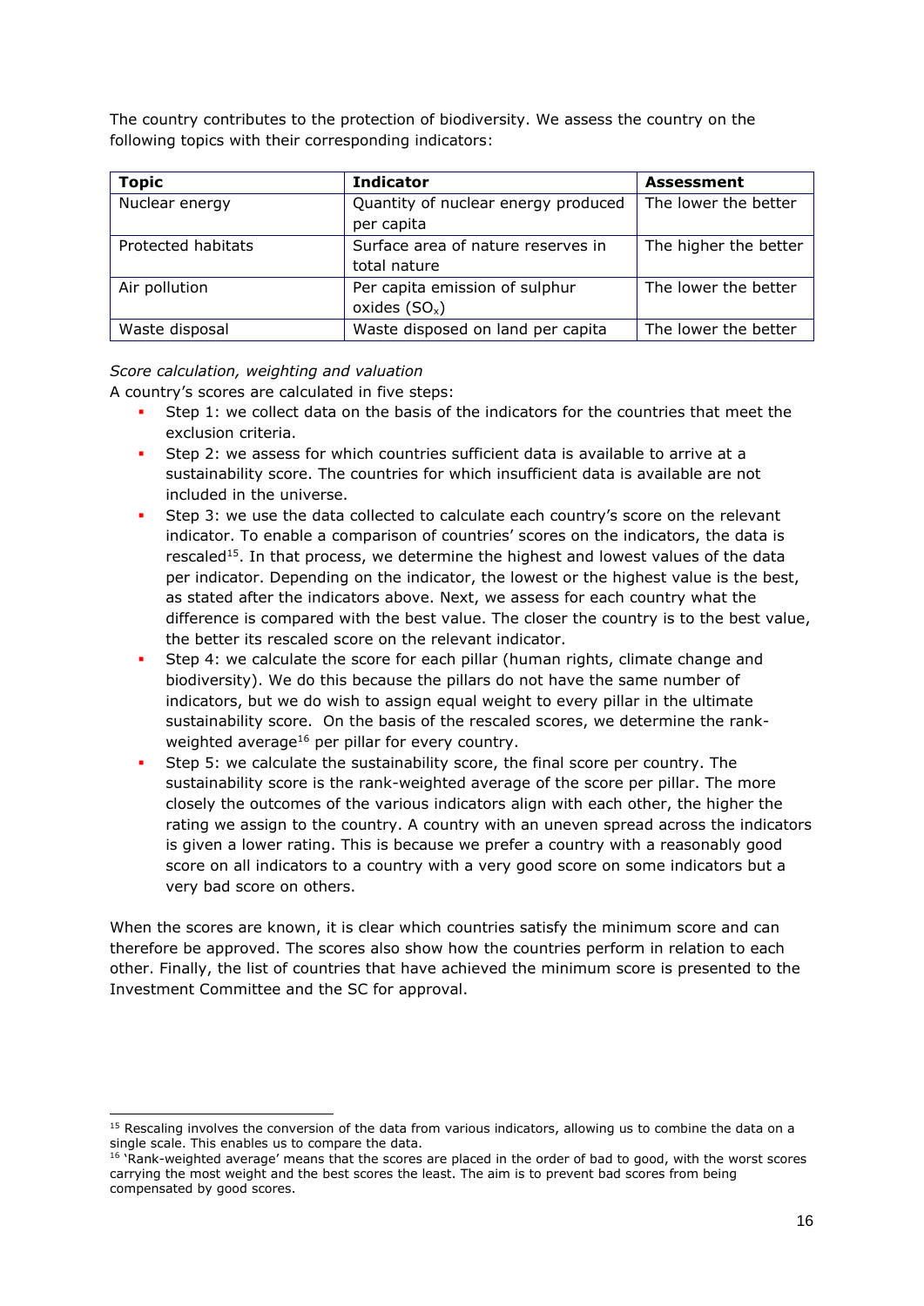The country contributes to the protection of biodiversity. We assess the country on the following topics with their corresponding indicators:

| Topic | Indicator | Assessment |
|---|---|---|
| Nuclear energy | Quantity of nuclear energy produced per capita | The lower the better |
| Protected habitats | Surface area of nature reserves in total nature | The higher the better |
| Air pollution | Per capita emission of sulphur oxides ($SO_x$) | The lower the better |
| Waste disposal | Waste disposed on land per capita | The lower the better |

*Score calculation, weighting and valuation*

A country's scores are calculated in five steps:

- Step 1: we collect data on the basis of the indicators for the countries that meet the exclusion criteria.
- Step 2: we assess for which countries sufficient data is available to arrive at a sustainability score. The countries for which insufficient data is available are not included in the universe.
- Step 3: we use the data collected to calculate each country's score on the relevant indicator. To enable a comparison of countries' scores on the indicators, the data is rescaled[15]. In that process, we determine the highest and lowest values of the data per indicator. Depending on the indicator, the lowest or the highest value is the best, as stated after the indicators above. Next, we assess for each country what the difference is compared with the best value. The closer the country is to the best value, the better its rescaled score on the relevant indicator.
- Step 4: we calculate the score for each pillar (human rights, climate change and biodiversity). We do this because the pillars do not have the same number of indicators, but we do wish to assign equal weight to every pillar in the ultimate sustainability score. On the basis of the rescaled scores, we determine the rank-weighted average[16] per pillar for every country.
- Step 5: we calculate the sustainability score, the final score per country. The sustainability score is the rank-weighted average of the score per pillar. The more closely the outcomes of the various indicators align with each other, the higher the rating we assign to the country. A country with an uneven spread across the indicators is given a lower rating. This is because we prefer a country with a reasonably good score on all indicators to a country with a very good score on some indicators but a very bad score on others.

When the scores are known, it is clear which countries satisfy the minimum score and can therefore be approved. The scores also show how the countries perform in relation to each other. Finally, the list of countries that have achieved the minimum score is presented to the Investment Committee and the SC for approval.

[15] Rescaling involves the conversion of the data from various indicators, allowing us to combine the data on a single scale. This enables us to compare the data.

[16] 'Rank-weighted average' means that the scores are placed in the order of bad to good, with the worst scores carrying the most weight and the best scores the least. The aim is to prevent bad scores from being compensated by good scores.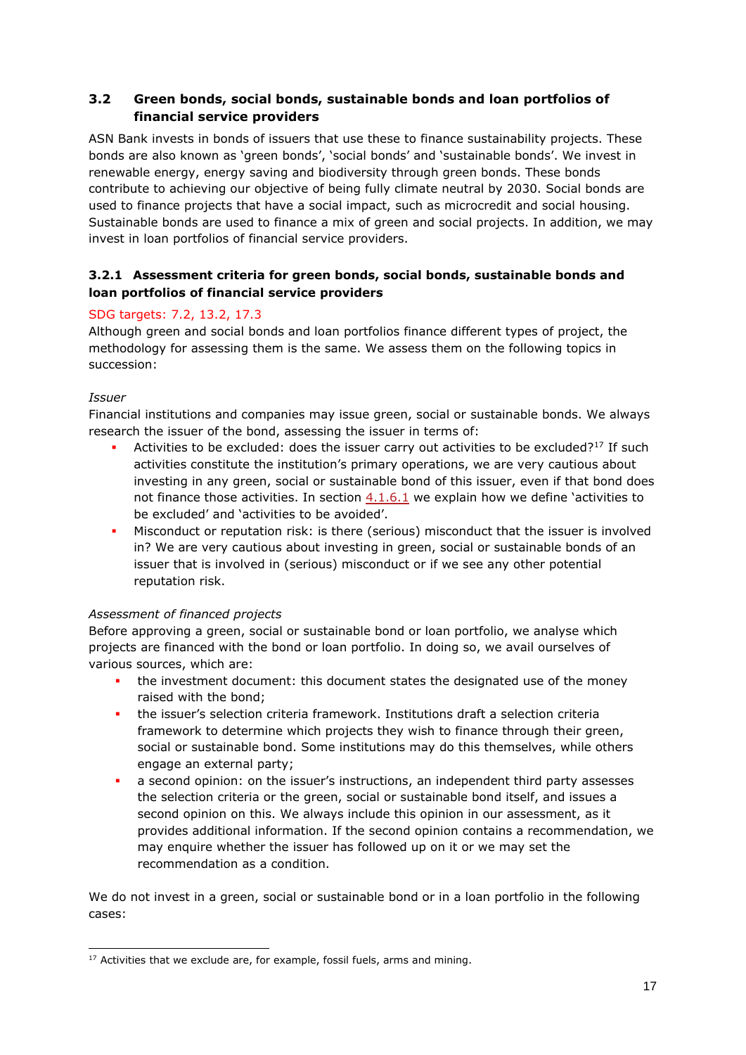## 3.2 Green bonds, social bonds, sustainable bonds and loan portfolios of financial service providers

ASN Bank invests in bonds of issuers that use these to finance sustainability projects. These bonds are also known as 'green bonds', 'social bonds' and 'sustainable bonds'. We invest in renewable energy, energy saving and biodiversity through green bonds. These bonds contribute to achieving our objective of being fully climate neutral by 2030. Social bonds are used to finance projects that have a social impact, such as microcredit and social housing. Sustainable bonds are used to finance a mix of green and social projects. In addition, we may invest in loan portfolios of financial service providers.

### 3.2.1 Assessment criteria for green bonds, social bonds, sustainable bonds and loan portfolios of financial service providers

SDG targets: 7.2, 13.2, 17.3

Although green and social bonds and loan portfolios finance different types of project, the methodology for assessing them is the same. We assess them on the following topics in succession:

*Issuer*

Financial institutions and companies may issue green, social or sustainable bonds. We always research the issuer of the bond, assessing the issuer in terms of:

- Activities to be excluded: does the issuer carry out activities to be excluded?[17] If such activities constitute the institution's primary operations, we are very cautious about investing in any green, social or sustainable bond of this issuer, even if that bond does not finance those activities. In section 4.1.6.1 we explain how we define 'activities to be excluded' and 'activities to be avoided'.
- Misconduct or reputation risk: is there (serious) misconduct that the issuer is involved in? We are very cautious about investing in green, social or sustainable bonds of an issuer that is involved in (serious) misconduct or if we see any other potential reputation risk.

*Assessment of financed projects*

Before approving a green, social or sustainable bond or loan portfolio, we analyse which projects are financed with the bond or loan portfolio. In doing so, we avail ourselves of various sources, which are:

- the investment document: this document states the designated use of the money raised with the bond;
- the issuer's selection criteria framework. Institutions draft a selection criteria framework to determine which projects they wish to finance through their green, social or sustainable bond. Some institutions may do this themselves, while others engage an external party;
- a second opinion: on the issuer's instructions, an independent third party assesses the selection criteria or the green, social or sustainable bond itself, and issues a second opinion on this. We always include this opinion in our assessment, as it provides additional information. If the second opinion contains a recommendation, we may enquire whether the issuer has followed up on it or we may set the recommendation as a condition.

We do not invest in a green, social or sustainable bond or in a loan portfolio in the following cases:

[17] Activities that we exclude are, for example, fossil fuels, arms and mining.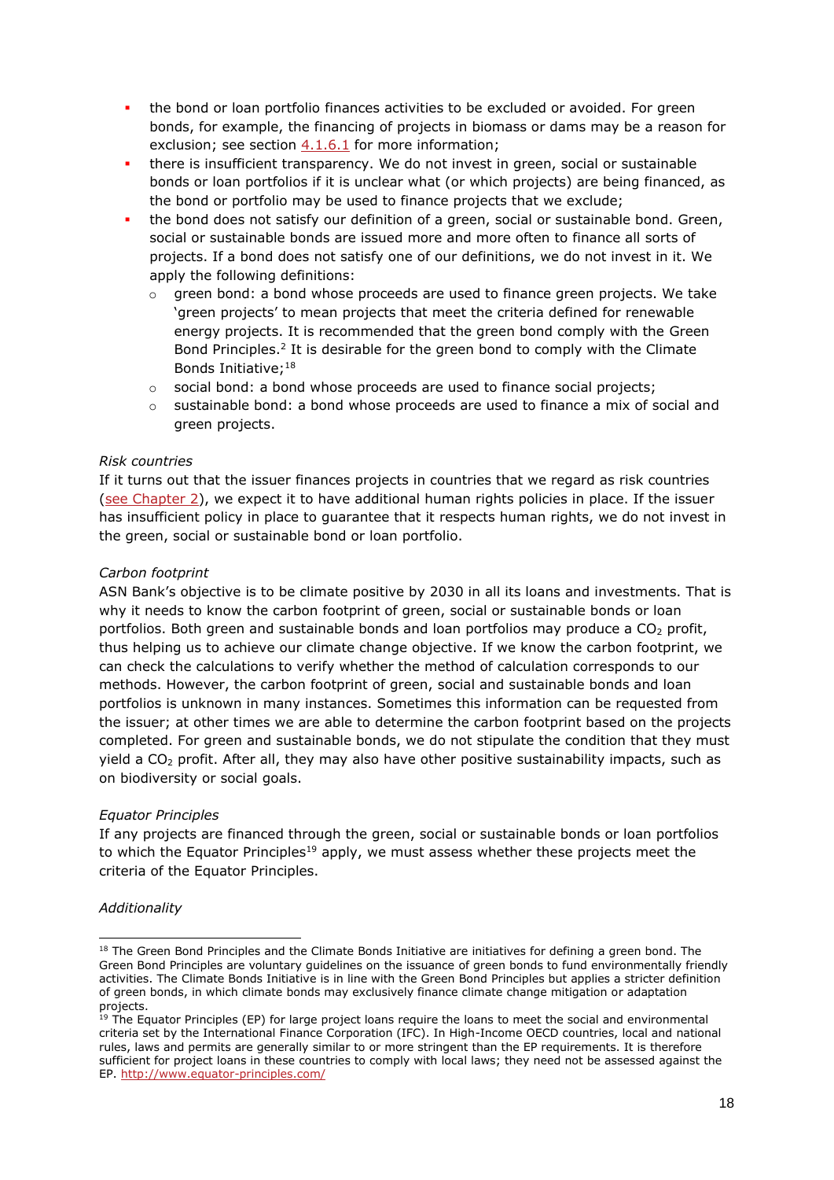- the bond or loan portfolio finances activities to be excluded or avoided. For green bonds, for example, the financing of projects in biomass or dams may be a reason for exclusion; see section 4.1.6.1 for more information;
- there is insufficient transparency. We do not invest in green, social or sustainable bonds or loan portfolios if it is unclear what (or which projects) are being financed, as the bond or portfolio may be used to finance projects that we exclude;
- the bond does not satisfy our definition of a green, social or sustainable bond. Green, social or sustainable bonds are issued more and more often to finance all sorts of projects. If a bond does not satisfy one of our definitions, we do not invest in it. We apply the following definitions:
  - green bond: a bond whose proceeds are used to finance green projects. We take 'green projects' to mean projects that meet the criteria defined for renewable energy projects. It is recommended that the green bond comply with the Green Bond Principles.[2] It is desirable for the green bond to comply with the Climate Bonds Initiative;[18]
  - social bond: a bond whose proceeds are used to finance social projects;
  - sustainable bond: a bond whose proceeds are used to finance a mix of social and green projects.

*Risk countries*

If it turns out that the issuer finances projects in countries that we regard as risk countries (see Chapter 2), we expect it to have additional human rights policies in place. If the issuer has insufficient policy in place to guarantee that it respects human rights, we do not invest in the green, social or sustainable bond or loan portfolio.

*Carbon footprint*

ASN Bank's objective is to be climate positive by 2030 in all its loans and investments. That is why it needs to know the carbon footprint of green, social or sustainable bonds or loan portfolios. Both green and sustainable bonds and loan portfolios may produce a $CO_2$ profit, thus helping us to achieve our climate change objective. If we know the carbon footprint, we can check the calculations to verify whether the method of calculation corresponds to our methods. However, the carbon footprint of green, social and sustainable bonds and loan portfolios is unknown in many instances. Sometimes this information can be requested from the issuer; at other times we are able to determine the carbon footprint based on the projects completed. For green and sustainable bonds, we do not stipulate the condition that they must yield a $CO_2$ profit. After all, they may also have other positive sustainability impacts, such as on biodiversity or social goals.

*Equator Principles*

If any projects are financed through the green, social or sustainable bonds or loan portfolios to which the Equator Principles[19] apply, we must assess whether these projects meet the criteria of the Equator Principles.

*Additionality*

[18] The Green Bond Principles and the Climate Bonds Initiative are initiatives for defining a green bond. The Green Bond Principles are voluntary guidelines on the issuance of green bonds to fund environmentally friendly activities. The Climate Bonds Initiative is in line with the Green Bond Principles but applies a stricter definition of green bonds, in which climate bonds may exclusively finance climate change mitigation or adaptation projects.

[19] The Equator Principles (EP) for large project loans require the loans to meet the social and environmental criteria set by the International Finance Corporation (IFC). In High-Income OECD countries, local and national rules, laws and permits are generally similar to or more stringent than the EP requirements. It is therefore sufficient for project loans in these countries to comply with local laws; they need not be assessed against the EP. http://www.equator-principles.com/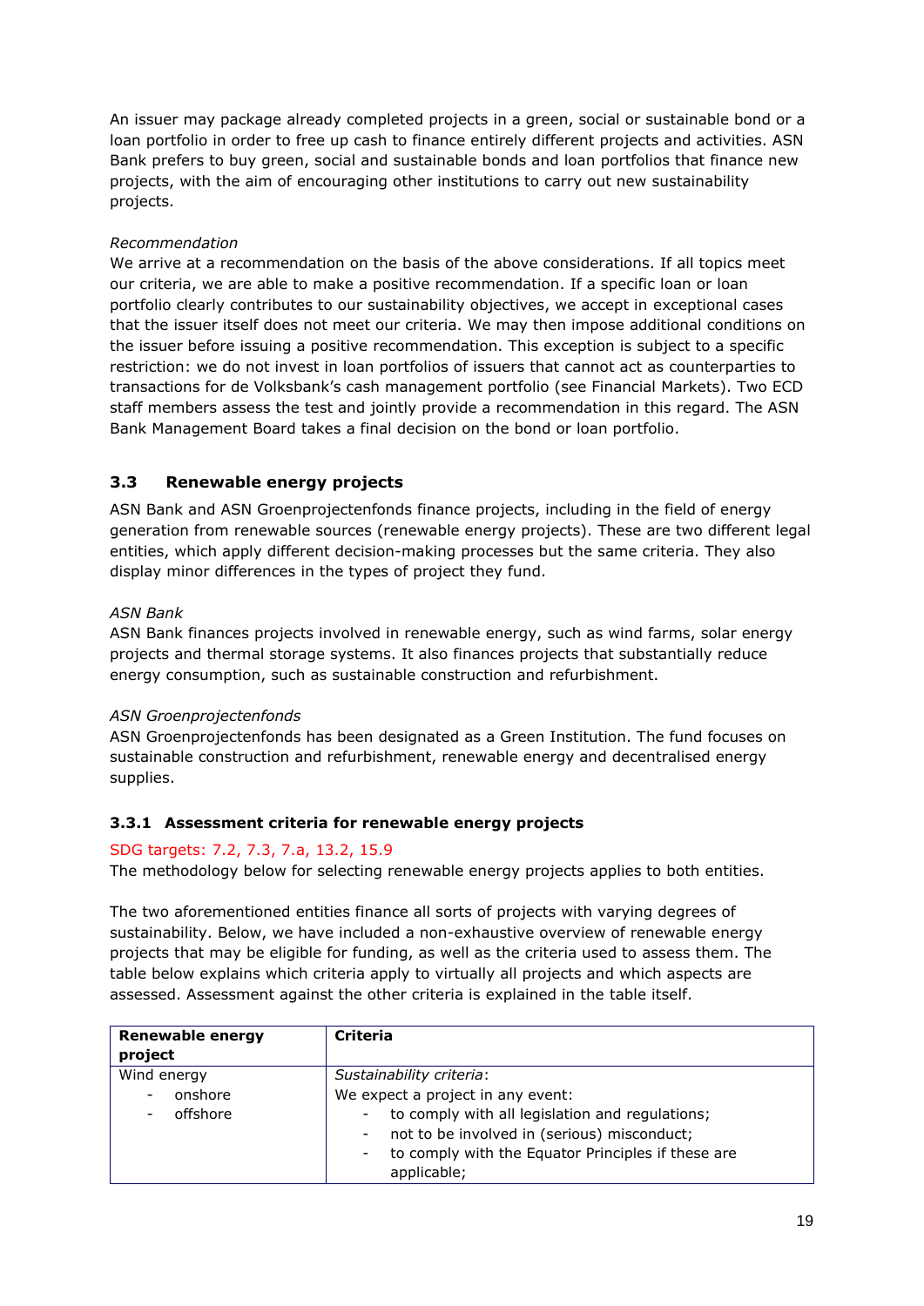An issuer may package already completed projects in a green, social or sustainable bond or a loan portfolio in order to free up cash to finance entirely different projects and activities. ASN Bank prefers to buy green, social and sustainable bonds and loan portfolios that finance new projects, with the aim of encouraging other institutions to carry out new sustainability projects.

*Recommendation*
We arrive at a recommendation on the basis of the above considerations. If all topics meet our criteria, we are able to make a positive recommendation. If a specific loan or loan portfolio clearly contributes to our sustainability objectives, we accept in exceptional cases that the issuer itself does not meet our criteria. We may then impose additional conditions on the issuer before issuing a positive recommendation. This exception is subject to a specific restriction: we do not invest in loan portfolios of issuers that cannot act as counterparties to transactions for de Volksbank's cash management portfolio (see Financial Markets). Two ECD staff members assess the test and jointly provide a recommendation in this regard. The ASN Bank Management Board takes a final decision on the bond or loan portfolio.

### 3.3 Renewable energy projects

ASN Bank and ASN Groenprojectenfonds finance projects, including in the field of energy generation from renewable sources (renewable energy projects). These are two different legal entities, which apply different decision-making processes but the same criteria. They also display minor differences in the types of project they fund.

*ASN Bank*
ASN Bank finances projects involved in renewable energy, such as wind farms, solar energy projects and thermal storage systems. It also finances projects that substantially reduce energy consumption, such as sustainable construction and refurbishment.

*ASN Groenprojectenfonds*
ASN Groenprojectenfonds has been designated as a Green Institution. The fund focuses on sustainable construction and refurbishment, renewable energy and decentralised energy supplies.

#### 3.3.1 Assessment criteria for renewable energy projects

SDG targets: 7.2, 7.3, 7.a, 13.2, 15.9
The methodology below for selecting renewable energy projects applies to both entities.

The two aforementioned entities finance all sorts of projects with varying degrees of sustainability. Below, we have included a non-exhaustive overview of renewable energy projects that may be eligible for funding, as well as the criteria used to assess them. The table below explains which criteria apply to virtually all projects and which aspects are assessed. Assessment against the other criteria is explained in the table itself.

| **Renewable energy project** | **Criteria** |
|---|---|
| Wind energy<br>- onshore<br>- offshore | *Sustainability criteria*:<br>We expect a project in any event:<br>- to comply with all legislation and regulations;<br>- not to be involved in (serious) misconduct;<br>- to comply with the Equator Principles if these are applicable; |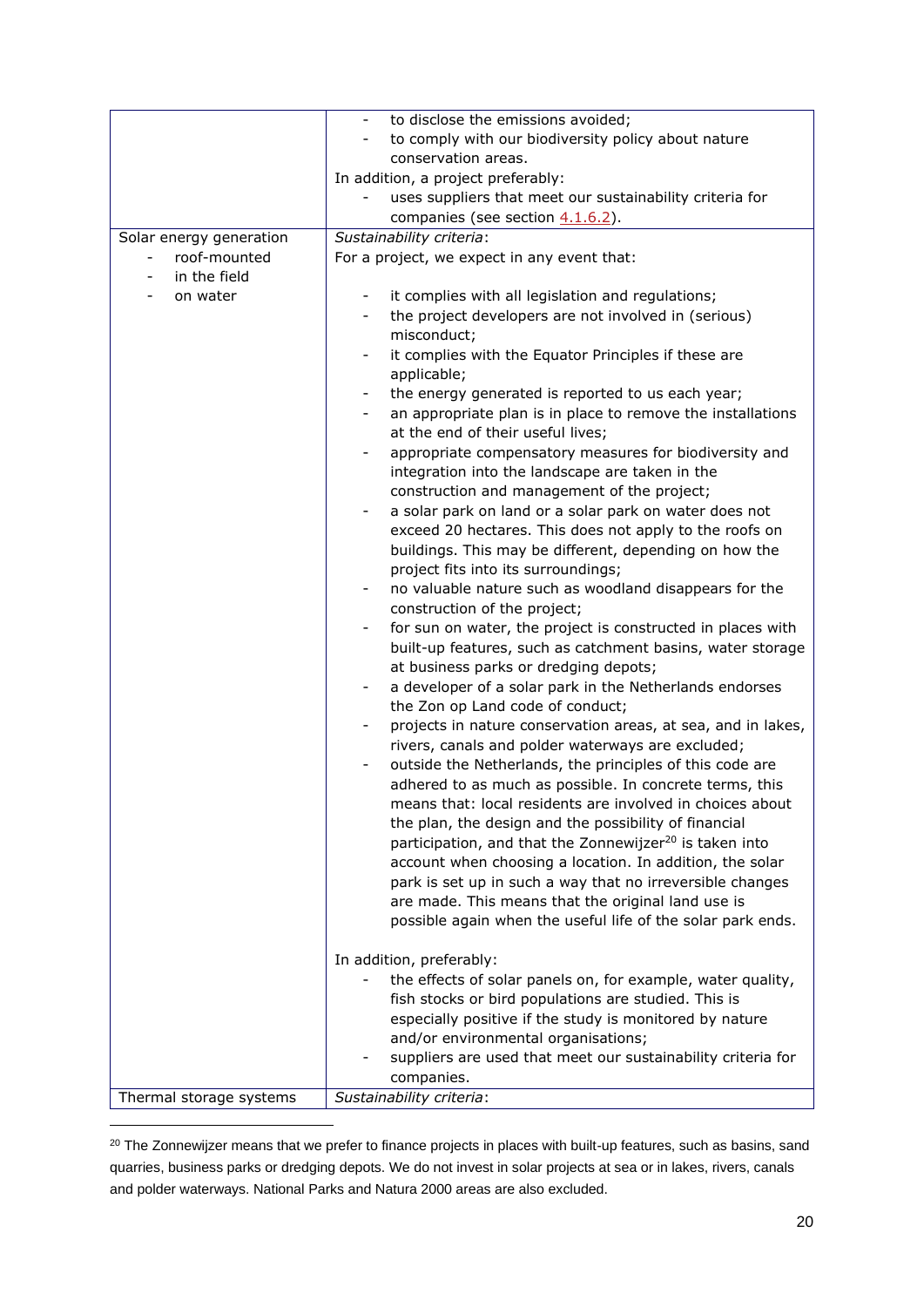| | |
|---|---|
| | - to disclose the emissions avoided;<br>- to comply with our biodiversity policy about nature conservation areas.<br>In addition, a project preferably:<br>- uses suppliers that meet our sustainability criteria for companies (see section 4.1.6.2). |
| Solar energy generation<br>- roof-mounted<br>- in the field<br>- on water | *Sustainability criteria*:<br>For a project, we expect in any event that:<br><br>- it complies with all legislation and regulations;<br>- the project developers are not involved in (serious) misconduct;<br>- it complies with the Equator Principles if these are applicable;<br>- the energy generated is reported to us each year;<br>- an appropriate plan is in place to remove the installations at the end of their useful lives;<br>- appropriate compensatory measures for biodiversity and integration into the landscape are taken in the construction and management of the project;<br>- a solar park on land or a solar park on water does not exceed 20 hectares. This does not apply to the roofs on buildings. This may be different, depending on how the project fits into its surroundings;<br>- no valuable nature such as woodland disappears for the construction of the project;<br>- for sun on water, the project is constructed in places with built-up features, such as catchment basins, water storage at business parks or dredging depots;<br>- a developer of a solar park in the Netherlands endorses the Zon op Land code of conduct;<br>- projects in nature conservation areas, at sea, and in lakes, rivers, canals and polder waterways are excluded;<br>- outside the Netherlands, the principles of this code are adhered to as much as possible. In concrete terms, this means that: local residents are involved in choices about the plan, the design and the possibility of financial participation, and that the Zonnewijzer[20] is taken into account when choosing a location. In addition, the solar park is set up in such a way that no irreversible changes are made. This means that the original land use is possible again when the useful life of the solar park ends.<br><br>In addition, preferably:<br>- the effects of solar panels on, for example, water quality, fish stocks or bird populations are studied. This is especially positive if the study is monitored by nature and/or environmental organisations;<br>- suppliers are used that meet our sustainability criteria for companies. |
| Thermal storage systems | *Sustainability criteria*: |

[20] The Zonnewijzer means that we prefer to finance projects in places with built-up features, such as basins, sand quarries, business parks or dredging depots. We do not invest in solar projects at sea or in lakes, rivers, canals and polder waterways. National Parks and Natura 2000 areas are also excluded.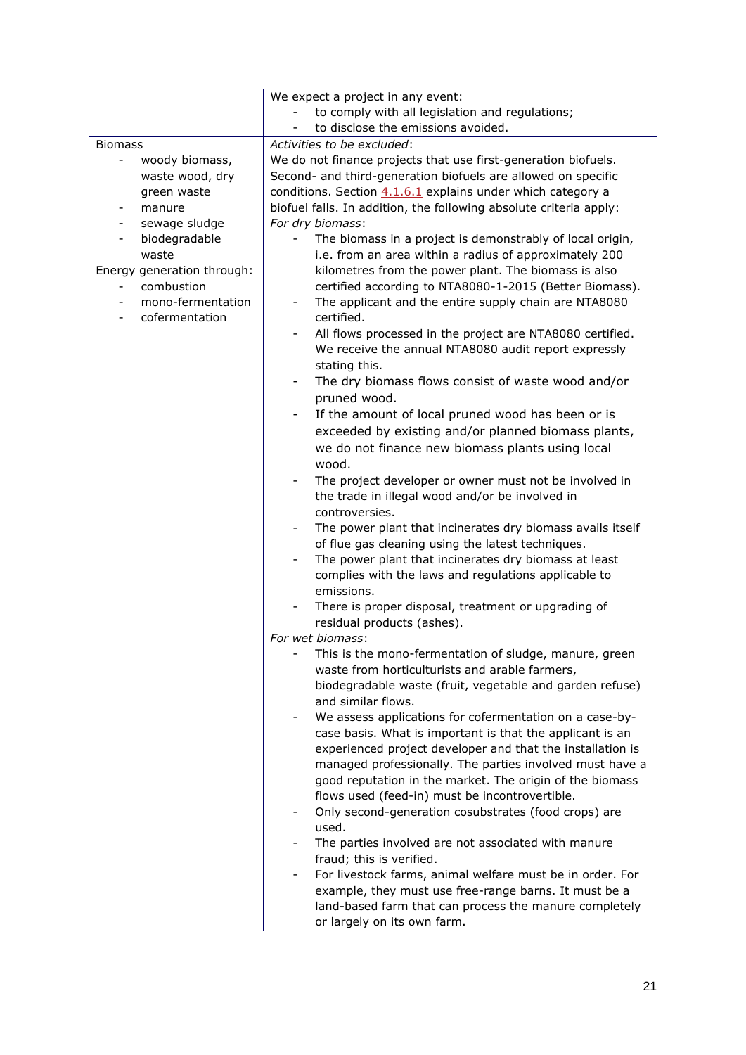| | |
|---|---|
| | We expect a project in any event:<br>- to comply with all legislation and regulations;<br>- to disclose the emissions avoided. |
| Biomass<br>- woody biomass, waste wood, dry green waste<br>- manure<br>- sewage sludge<br>- biodegradable waste<br>Energy generation through:<br>- combustion<br>- mono-fermentation<br>- cofermentation | *Activities to be excluded*:<br>We do not finance projects that use first-generation biofuels. Second- and third-generation biofuels are allowed on specific conditions. Section 4.1.6.1 explains under which category a biofuel falls. In addition, the following absolute criteria apply:<br>*For dry biomass*:<br>- The biomass in a project is demonstrably of local origin, i.e. from an area within a radius of approximately 200 kilometres from the power plant. The biomass is also certified according to NTA8080-1-2015 (Better Biomass).<br>- The applicant and the entire supply chain are NTA8080 certified.<br>- All flows processed in the project are NTA8080 certified. We receive the annual NTA8080 audit report expressly stating this.<br>- The dry biomass flows consist of waste wood and/or pruned wood.<br>- If the amount of local pruned wood has been or is exceeded by existing and/or planned biomass plants, we do not finance new biomass plants using local wood.<br>- The project developer or owner must not be involved in the trade in illegal wood and/or be involved in controversies.<br>- The power plant that incinerates dry biomass avails itself of flue gas cleaning using the latest techniques.<br>- The power plant that incinerates dry biomass at least complies with the laws and regulations applicable to emissions.<br>- There is proper disposal, treatment or upgrading of residual products (ashes).<br>*For wet biomass*:<br>- This is the mono-fermentation of sludge, manure, green waste from horticulturists and arable farmers, biodegradable waste (fruit, vegetable and garden refuse) and similar flows.<br>- We assess applications for cofermentation on a case-by-case basis. What is important is that the applicant is an experienced project developer and that the installation is managed professionally. The parties involved must have a good reputation in the market. The origin of the biomass flows used (feed-in) must be incontrovertible.<br>- Only second-generation cosubstrates (food crops) are used.<br>- The parties involved are not associated with manure fraud; this is verified.<br>- For livestock farms, animal welfare must be in order. For example, they must use free-range barns. It must be a land-based farm that can process the manure completely or largely on its own farm. |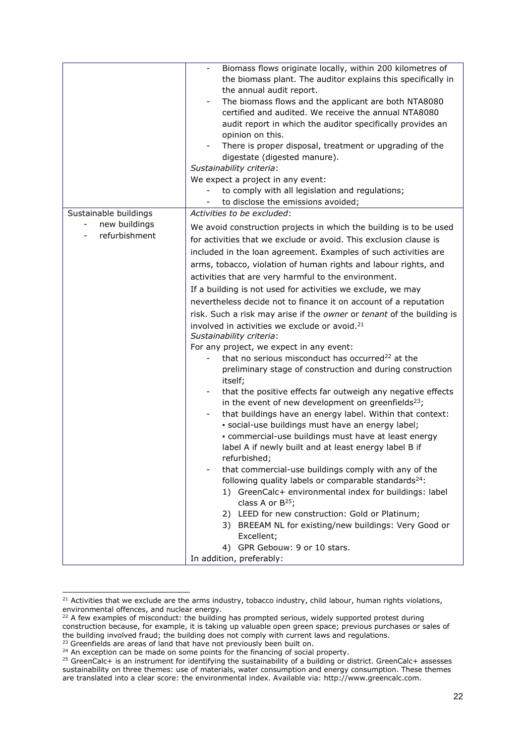|  |  |
|---|---|
|  | - Biomass flows originate locally, within 200 kilometres of the biomass plant. The auditor explains this specifically in the annual audit report.<br>- The biomass flows and the applicant are both NTA8080 certified and audited. We receive the annual NTA8080 audit report in which the auditor specifically provides an opinion on this.<br>- There is proper disposal, treatment or upgrading of the digestate (digested manure).<br>*Sustainability criteria*:<br>We expect a project in any event:<br>- to comply with all legislation and regulations;<br>- to disclose the emissions avoided; |
| Sustainable buildings<br>- new buildings<br>- refurbishment | *Activities to be excluded*:<br>We avoid construction projects in which the building is to be used for activities that we exclude or avoid. This exclusion clause is included in the loan agreement. Examples of such activities are arms, tobacco, violation of human rights and labour rights, and activities that are very harmful to the environment.<br>If a building is not used for activities we exclude, we may nevertheless decide not to finance it on account of a reputation risk. Such a risk may arise if the *owner* or *tenant* of the building is involved in activities we exclude or avoid.[21]<br>*Sustainability criteria*:<br>For any project, we expect in any event:<br>- that no serious misconduct has occurred[22] at the preliminary stage of construction and during construction itself;<br>- that the positive effects far outweigh any negative effects in the event of new development on greenfields[23];<br>- that buildings have an energy label. Within that context:<br>▪ social-use buildings must have an energy label;<br>▪ commercial-use buildings must have at least energy label A if newly built and at least energy label B if refurbished;<br>- that commercial-use buildings comply with any of the following quality labels or comparable standards[24]:<br>1) GreenCalc+ environmental index for buildings: label class A or B[25];<br>2) LEED for new construction: Gold or Platinum;<br>3) BREEAM NL for existing/new buildings: Very Good or Excellent;<br>4) GPR Gebouw: 9 or 10 stars.<br>In addition, preferably: |

[21] Activities that we exclude are the arms industry, tobacco industry, child labour, human rights violations, environmental offences, and nuclear energy.

[22] A few examples of misconduct: the building has prompted serious, widely supported protest during construction because, for example, it is taking up valuable open green space; previous purchases or sales of the building involved fraud; the building does not comply with current laws and regulations.

[23] Greenfields are areas of land that have not previously been built on.

[24] An exception can be made on some points for the financing of social property.

[25] GreenCalc+ is an instrument for identifying the sustainability of a building or district. GreenCalc+ assesses sustainability on three themes: use of materials, water consumption and energy consumption. These themes are translated into a clear score: the environmental index. Available via: http://www.greencalc.com.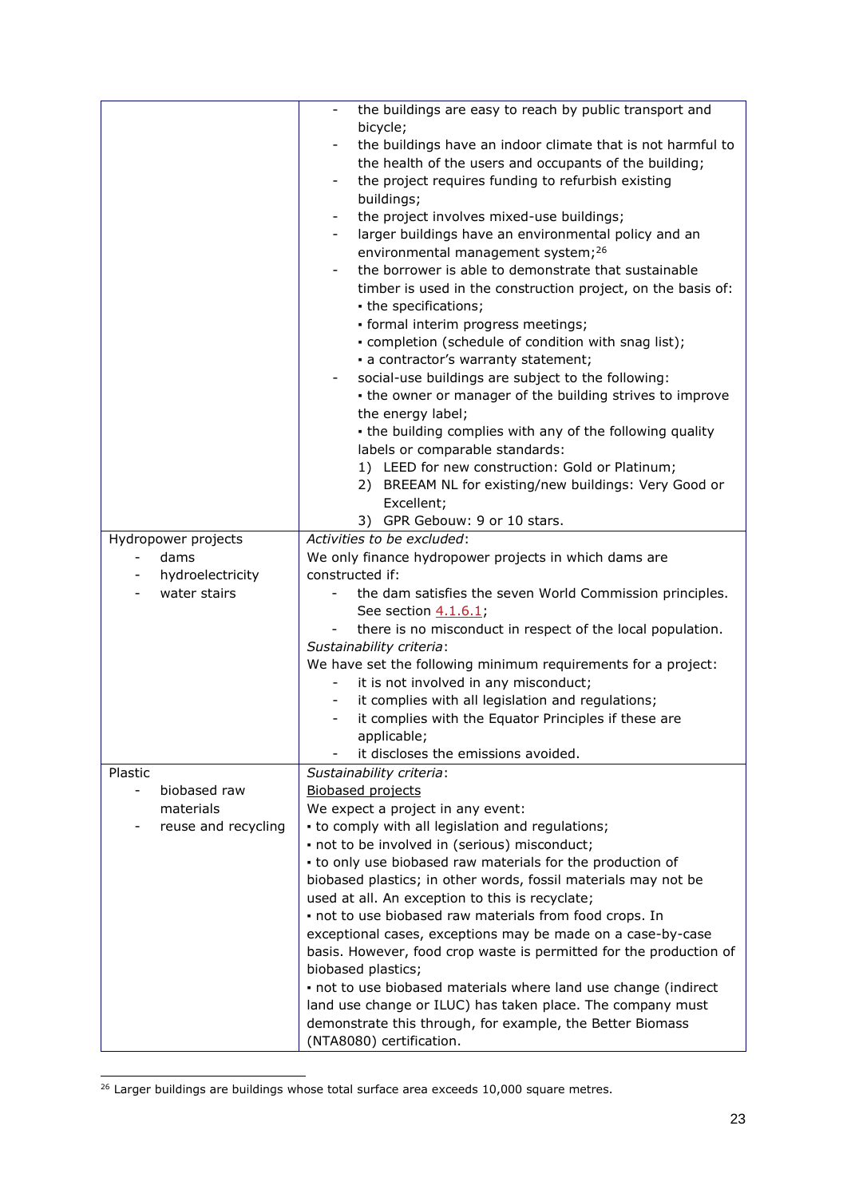| | |
|---|---|
| | - the buildings are easy to reach by public transport and bicycle;<br>- the buildings have an indoor climate that is not harmful to the health of the users and occupants of the building;<br>- the project requires funding to refurbish existing buildings;<br>- the project involves mixed-use buildings;<br>- larger buildings have an environmental policy and an environmental management system;[26]<br>- the borrower is able to demonstrate that sustainable timber is used in the construction project, on the basis of:<br>▪ the specifications;<br>▪ formal interim progress meetings;<br>▪ completion (schedule of condition with snag list);<br>▪ a contractor's warranty statement;<br>- social-use buildings are subject to the following:<br>▪ the owner or manager of the building strives to improve the energy label;<br>▪ the building complies with any of the following quality labels or comparable standards:<br>1) LEED for new construction: Gold or Platinum;<br>2) BREEAM NL for existing/new buildings: Very Good or Excellent;<br>3) GPR Gebouw: 9 or 10 stars. |
| Hydropower projects<br>- dams<br>- hydroelectricity<br>- water stairs | *Activities to be excluded*:<br>We only finance hydropower projects in which dams are constructed if:<br>- the dam satisfies the seven World Commission principles. See section 4.1.6.1;<br>- there is no misconduct in respect of the local population.<br>*Sustainability criteria*:<br>We have set the following minimum requirements for a project:<br>- it is not involved in any misconduct;<br>- it complies with all legislation and regulations;<br>- it complies with the Equator Principles if these are applicable;<br>- it discloses the emissions avoided. |
| Plastic<br>- biobased raw materials<br>- reuse and recycling | *Sustainability criteria*:<br><u>Biobased projects</u><br>We expect a project in any event:<br>▪ to comply with all legislation and regulations;<br>▪ not to be involved in (serious) misconduct;<br>▪ to only use biobased raw materials for the production of biobased plastics; in other words, fossil materials may not be used at all. An exception to this is recyclate;<br>▪ not to use biobased raw materials from food crops. In exceptional cases, exceptions may be made on a case-by-case basis. However, food crop waste is permitted for the production of biobased plastics;<br>▪ not to use biobased materials where land use change (indirect land use change or ILUC) has taken place. The company must demonstrate this through, for example, the Better Biomass (NTA8080) certification. |

[26] Larger buildings are buildings whose total surface area exceeds 10,000 square metres.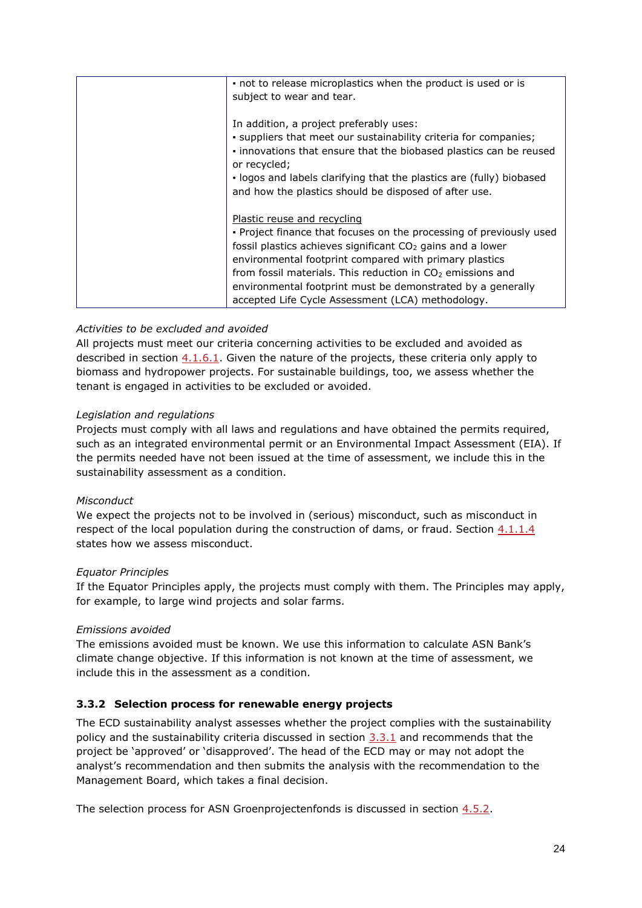| | ▪ not to release microplastics when the product is used or is subject to wear and tear.<br><br>In addition, a project preferably uses:<br>▪ suppliers that meet our sustainability criteria for companies;<br>▪ innovations that ensure that the biobased plastics can be reused or recycled;<br>▪ logos and labels clarifying that the plastics are (fully) biobased and how the plastics should be disposed of after use.<br><br>Plastic reuse and recycling<br>▪ Project finance that focuses on the processing of previously used fossil plastics achieves significant $CO_2$ gains and a lower environmental footprint compared with primary plastics from fossil materials. This reduction in $CO_2$ emissions and environmental footprint must be demonstrated by a generally accepted Life Cycle Assessment (LCA) methodology. |
|---|---|

*Activities to be excluded and avoided*

All projects must meet our criteria concerning activities to be excluded and avoided as described in section 4.1.6.1. Given the nature of the projects, these criteria only apply to biomass and hydropower projects. For sustainable buildings, too, we assess whether the tenant is engaged in activities to be excluded or avoided.

*Legislation and regulations*

Projects must comply with all laws and regulations and have obtained the permits required, such as an integrated environmental permit or an Environmental Impact Assessment (EIA). If the permits needed have not been issued at the time of assessment, we include this in the sustainability assessment as a condition.

*Misconduct*

We expect the projects not to be involved in (serious) misconduct, such as misconduct in respect of the local population during the construction of dams, or fraud. Section 4.1.1.4 states how we assess misconduct.

*Equator Principles*

If the Equator Principles apply, the projects must comply with them. The Principles may apply, for example, to large wind projects and solar farms.

*Emissions avoided*

The emissions avoided must be known. We use this information to calculate ASN Bank's climate change objective. If this information is not known at the time of assessment, we include this in the assessment as a condition.

### 3.3.2 Selection process for renewable energy projects

The ECD sustainability analyst assesses whether the project complies with the sustainability policy and the sustainability criteria discussed in section 3.3.1 and recommends that the project be 'approved' or 'disapproved'. The head of the ECD may or may not adopt the analyst's recommendation and then submits the analysis with the recommendation to the Management Board, which takes a final decision.

The selection process for ASN Groenprojectenfonds is discussed in section 4.5.2.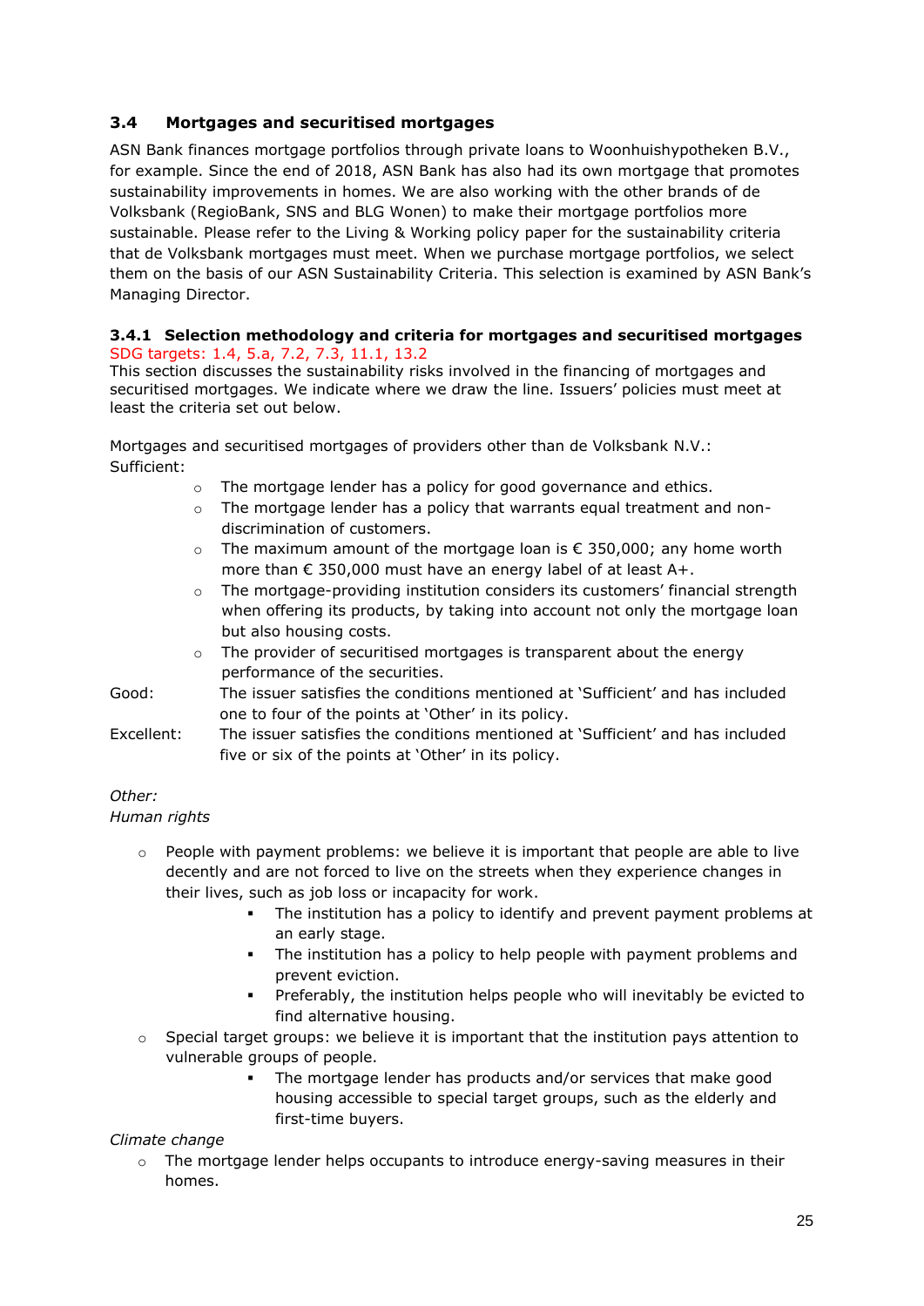## 3.4 Mortgages and securitised mortgages

ASN Bank finances mortgage portfolios through private loans to Woonhuishypotheken B.V., for example. Since the end of 2018, ASN Bank has also had its own mortgage that promotes sustainability improvements in homes. We are also working with the other brands of de Volksbank (RegioBank, SNS and BLG Wonen) to make their mortgage portfolios more sustainable. Please refer to the Living & Working policy paper for the sustainability criteria that de Volksbank mortgages must meet. When we purchase mortgage portfolios, we select them on the basis of our ASN Sustainability Criteria. This selection is examined by ASN Bank's Managing Director.

### 3.4.1 Selection methodology and criteria for mortgages and securitised mortgages

SDG targets: 1.4, 5.a, 7.2, 7.3, 11.1, 13.2

This section discusses the sustainability risks involved in the financing of mortgages and securitised mortgages. We indicate where we draw the line. Issuers' policies must meet at least the criteria set out below.

Mortgages and securitised mortgages of providers other than de Volksbank N.V.:

Sufficient:

- The mortgage lender has a policy for good governance and ethics.
- The mortgage lender has a policy that warrants equal treatment and non-discrimination of customers.
- The maximum amount of the mortgage loan is € 350,000; any home worth more than € 350,000 must have an energy label of at least A+.
- The mortgage-providing institution considers its customers' financial strength when offering its products, by taking into account not only the mortgage loan but also housing costs.
- The provider of securitised mortgages is transparent about the energy performance of the securities.

Good: The issuer satisfies the conditions mentioned at 'Sufficient' and has included one to four of the points at 'Other' in its policy.

Excellent: The issuer satisfies the conditions mentioned at 'Sufficient' and has included five or six of the points at 'Other' in its policy.

*Other:*

*Human rights*

- People with payment problems: we believe it is important that people are able to live decently and are not forced to live on the streets when they experience changes in their lives, such as job loss or incapacity for work.
  - The institution has a policy to identify and prevent payment problems at an early stage.
  - The institution has a policy to help people with payment problems and prevent eviction.
  - Preferably, the institution helps people who will inevitably be evicted to find alternative housing.
- Special target groups: we believe it is important that the institution pays attention to vulnerable groups of people.
  - The mortgage lender has products and/or services that make good housing accessible to special target groups, such as the elderly and first-time buyers.

*Climate change*

- The mortgage lender helps occupants to introduce energy-saving measures in their homes.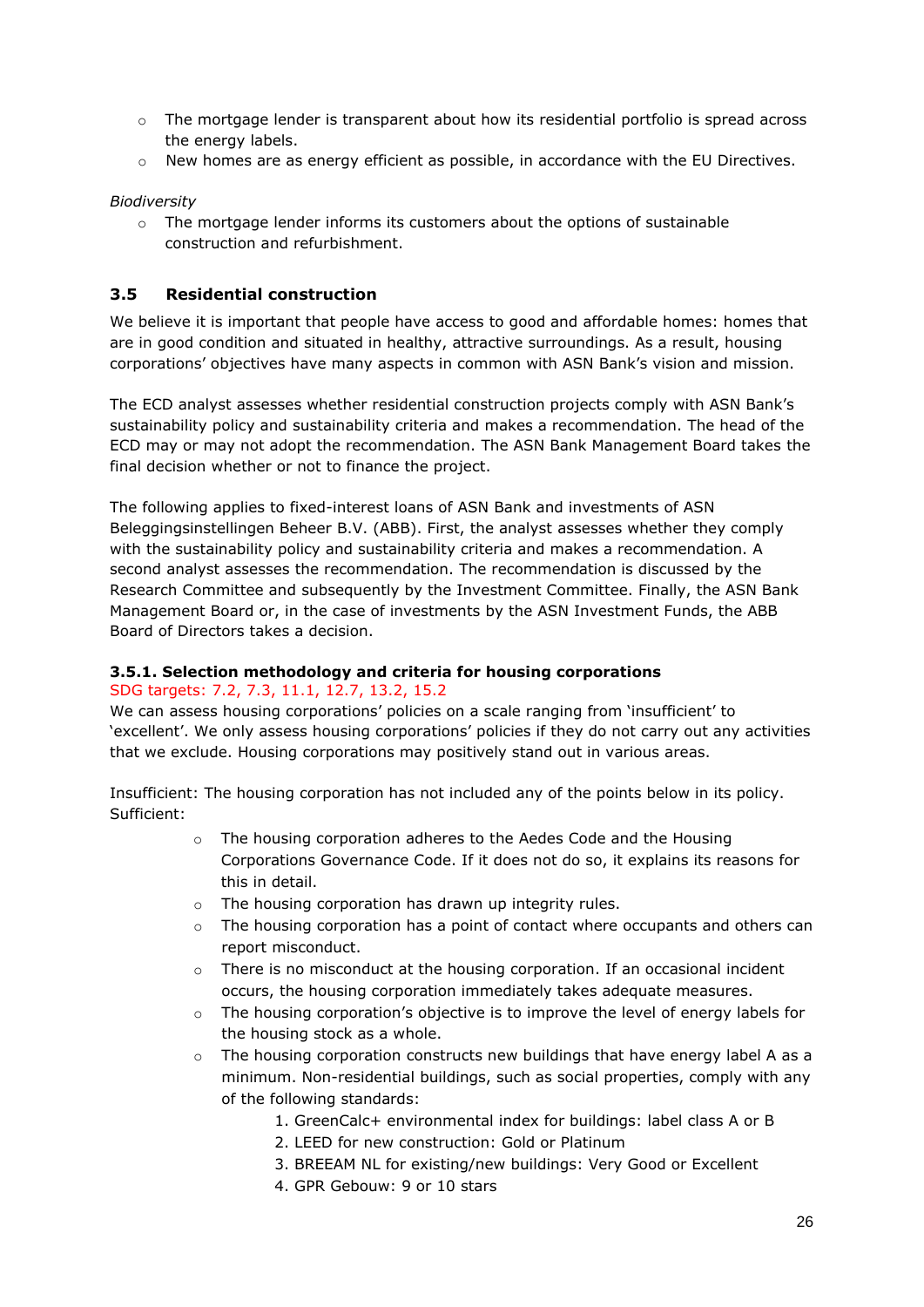- The mortgage lender is transparent about how its residential portfolio is spread across the energy labels.
- New homes are as energy efficient as possible, in accordance with the EU Directives.

*Biodiversity*

- The mortgage lender informs its customers about the options of sustainable construction and refurbishment.

## 3.5 Residential construction

We believe it is important that people have access to good and affordable homes: homes that are in good condition and situated in healthy, attractive surroundings. As a result, housing corporations' objectives have many aspects in common with ASN Bank's vision and mission.

The ECD analyst assesses whether residential construction projects comply with ASN Bank's sustainability policy and sustainability criteria and makes a recommendation. The head of the ECD may or may not adopt the recommendation. The ASN Bank Management Board takes the final decision whether or not to finance the project.

The following applies to fixed-interest loans of ASN Bank and investments of ASN Beleggingsinstellingen Beheer B.V. (ABB). First, the analyst assesses whether they comply with the sustainability policy and sustainability criteria and makes a recommendation. A second analyst assesses the recommendation. The recommendation is discussed by the Research Committee and subsequently by the Investment Committee. Finally, the ASN Bank Management Board or, in the case of investments by the ASN Investment Funds, the ABB Board of Directors takes a decision.

### 3.5.1. Selection methodology and criteria for housing corporations

SDG targets: 7.2, 7.3, 11.1, 12.7, 13.2, 15.2

We can assess housing corporations' policies on a scale ranging from 'insufficient' to 'excellent'. We only assess housing corporations' policies if they do not carry out any activities that we exclude. Housing corporations may positively stand out in various areas.

Insufficient: The housing corporation has not included any of the points below in its policy.
Sufficient:

- The housing corporation adheres to the Aedes Code and the Housing Corporations Governance Code. If it does not do so, it explains its reasons for this in detail.
- The housing corporation has drawn up integrity rules.
- The housing corporation has a point of contact where occupants and others can report misconduct.
- There is no misconduct at the housing corporation. If an occasional incident occurs, the housing corporation immediately takes adequate measures.
- The housing corporation's objective is to improve the level of energy labels for the housing stock as a whole.
- The housing corporation constructs new buildings that have energy label A as a minimum. Non-residential buildings, such as social properties, comply with any of the following standards:
    1. GreenCalc+ environmental index for buildings: label class A or B
    2. LEED for new construction: Gold or Platinum
    3. BREEAM NL for existing/new buildings: Very Good or Excellent
    4. GPR Gebouw: 9 or 10 stars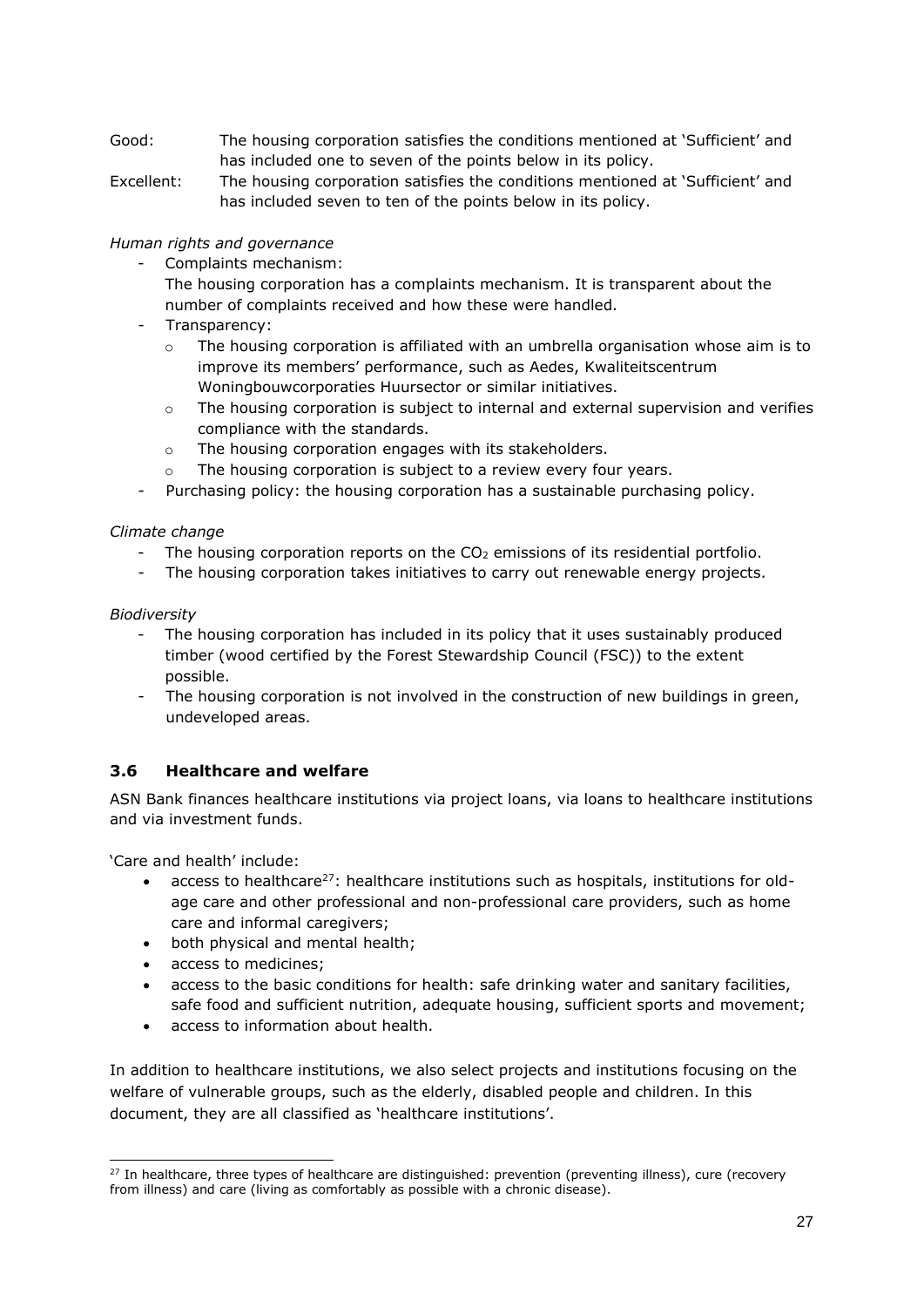Good: The housing corporation satisfies the conditions mentioned at 'Sufficient' and has included one to seven of the points below in its policy.

Excellent: The housing corporation satisfies the conditions mentioned at 'Sufficient' and has included seven to ten of the points below in its policy.

*Human rights and governance*

- Complaints mechanism:
  The housing corporation has a complaints mechanism. It is transparent about the number of complaints received and how these were handled.
- Transparency:
  - The housing corporation is affiliated with an umbrella organisation whose aim is to improve its members' performance, such as Aedes, Kwaliteitscentrum Woningbouwcorporaties Huursector or similar initiatives.
  - The housing corporation is subject to internal and external supervision and verifies compliance with the standards.
  - The housing corporation engages with its stakeholders.
  - The housing corporation is subject to a review every four years.
- Purchasing policy: the housing corporation has a sustainable purchasing policy.

*Climate change*

- The housing corporation reports on the $CO_2$ emissions of its residential portfolio.
- The housing corporation takes initiatives to carry out renewable energy projects.

*Biodiversity*

- The housing corporation has included in its policy that it uses sustainably produced timber (wood certified by the Forest Stewardship Council (FSC)) to the extent possible.
- The housing corporation is not involved in the construction of new buildings in green, undeveloped areas.

### 3.6 Healthcare and welfare

ASN Bank finances healthcare institutions via project loans, via loans to healthcare institutions and via investment funds.

'Care and health' include:

- access to healthcare[27]: healthcare institutions such as hospitals, institutions for old-age care and other professional and non-professional care providers, such as home care and informal caregivers;
- both physical and mental health;
- access to medicines;
- access to the basic conditions for health: safe drinking water and sanitary facilities, safe food and sufficient nutrition, adequate housing, sufficient sports and movement;
- access to information about health.

In addition to healthcare institutions, we also select projects and institutions focusing on the welfare of vulnerable groups, such as the elderly, disabled people and children. In this document, they are all classified as 'healthcare institutions'.

[27] In healthcare, three types of healthcare are distinguished: prevention (preventing illness), cure (recovery from illness) and care (living as comfortably as possible with a chronic disease).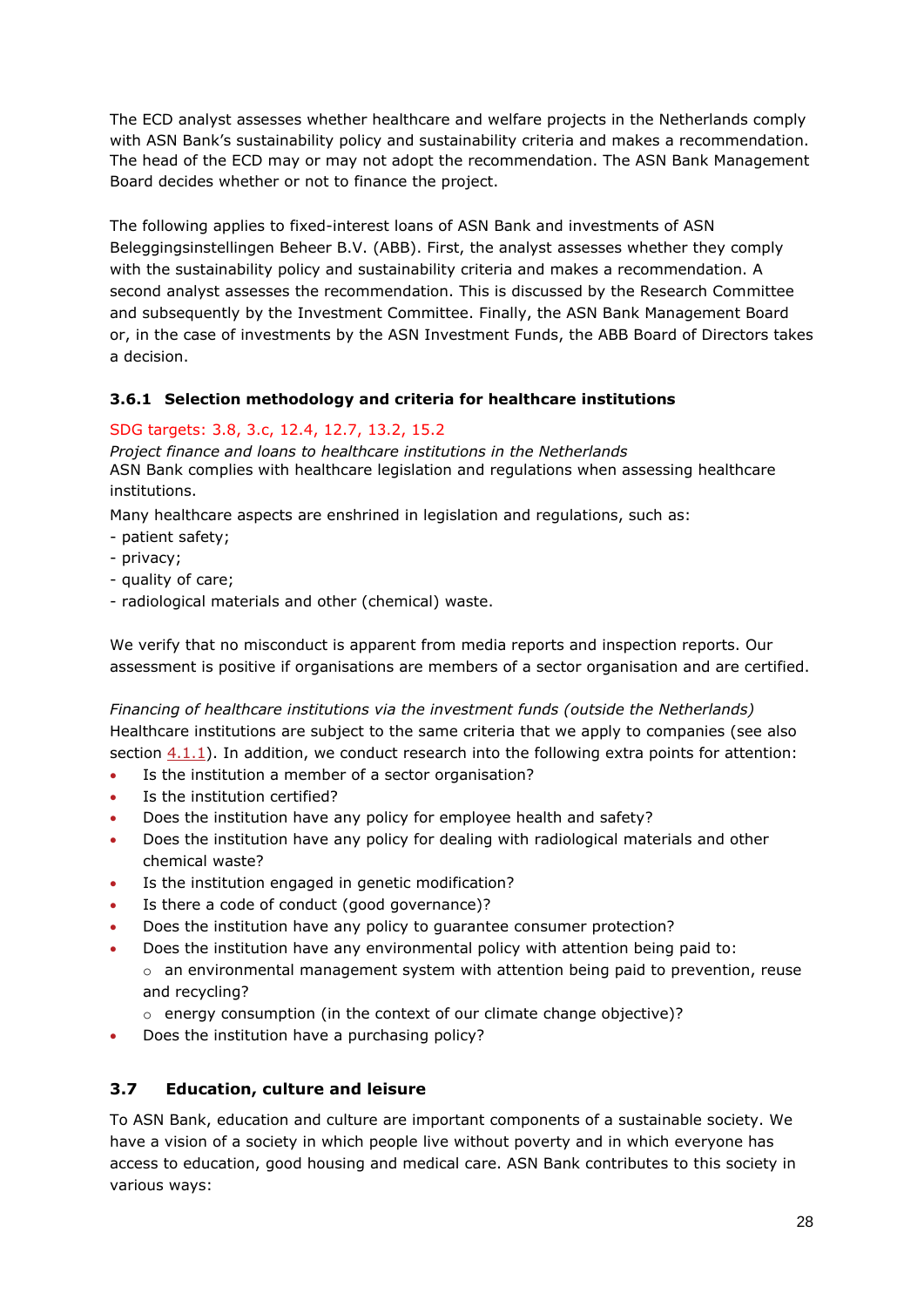The ECD analyst assesses whether healthcare and welfare projects in the Netherlands comply with ASN Bank's sustainability policy and sustainability criteria and makes a recommendation. The head of the ECD may or may not adopt the recommendation. The ASN Bank Management Board decides whether or not to finance the project.

The following applies to fixed-interest loans of ASN Bank and investments of ASN Beleggingsinstellingen Beheer B.V. (ABB). First, the analyst assesses whether they comply with the sustainability policy and sustainability criteria and makes a recommendation. A second analyst assesses the recommendation. This is discussed by the Research Committee and subsequently by the Investment Committee. Finally, the ASN Bank Management Board or, in the case of investments by the ASN Investment Funds, the ABB Board of Directors takes a decision.

### 3.6.1 Selection methodology and criteria for healthcare institutions

SDG targets: 3.8, 3.c, 12.4, 12.7, 13.2, 15.2

*Project finance and loans to healthcare institutions in the Netherlands*

ASN Bank complies with healthcare legislation and regulations when assessing healthcare institutions.

Many healthcare aspects are enshrined in legislation and regulations, such as:

- patient safety;
- privacy;
- quality of care;
- radiological materials and other (chemical) waste.

We verify that no misconduct is apparent from media reports and inspection reports. Our assessment is positive if organisations are members of a sector organisation and are certified.

*Financing of healthcare institutions via the investment funds (outside the Netherlands)*

Healthcare institutions are subject to the same criteria that we apply to companies (see also section 4.1.1). In addition, we conduct research into the following extra points for attention:

- Is the institution a member of a sector organisation?
- Is the institution certified?
- Does the institution have any policy for employee health and safety?
- Does the institution have any policy for dealing with radiological materials and other chemical waste?
- Is the institution engaged in genetic modification?
- Is there a code of conduct (good governance)?
- Does the institution have any policy to guarantee consumer protection?
- Does the institution have any environmental policy with attention being paid to:
  - an environmental management system with attention being paid to prevention, reuse and recycling?
  - energy consumption (in the context of our climate change objective)?
- Does the institution have a purchasing policy?

## 3.7 Education, culture and leisure

To ASN Bank, education and culture are important components of a sustainable society. We have a vision of a society in which people live without poverty and in which everyone has access to education, good housing and medical care. ASN Bank contributes to this society in various ways: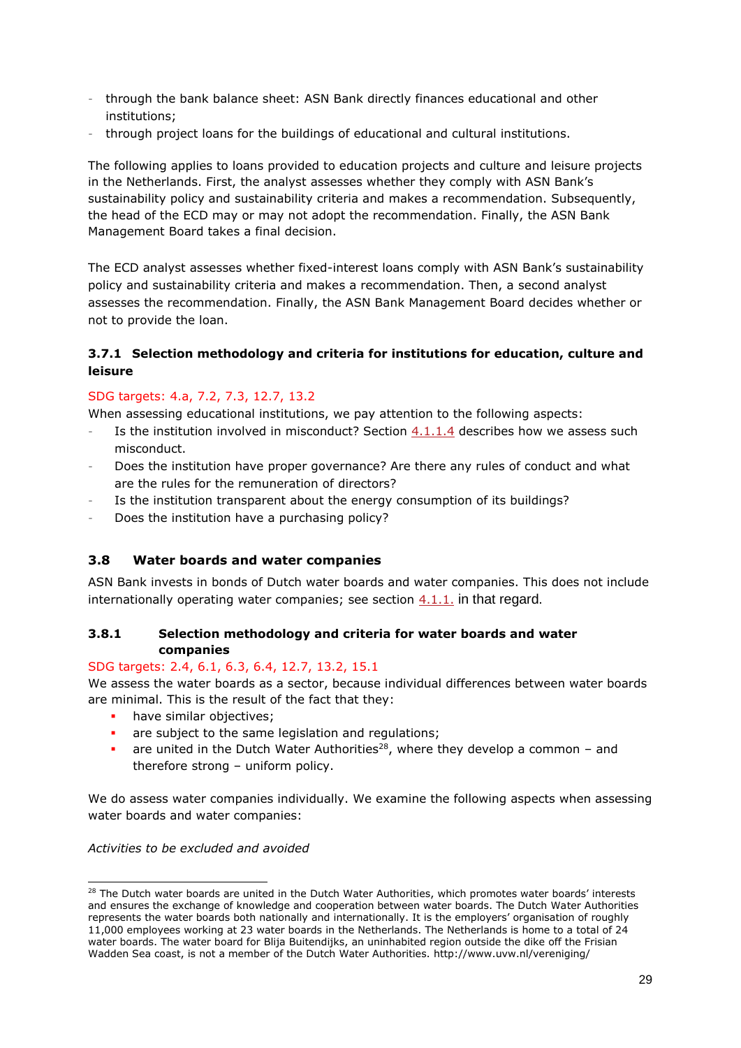- through the bank balance sheet: ASN Bank directly finances educational and other institutions;
- through project loans for the buildings of educational and cultural institutions.

The following applies to loans provided to education projects and culture and leisure projects in the Netherlands. First, the analyst assesses whether they comply with ASN Bank's sustainability policy and sustainability criteria and makes a recommendation. Subsequently, the head of the ECD may or may not adopt the recommendation. Finally, the ASN Bank Management Board takes a final decision.

The ECD analyst assesses whether fixed-interest loans comply with ASN Bank's sustainability policy and sustainability criteria and makes a recommendation. Then, a second analyst assesses the recommendation. Finally, the ASN Bank Management Board decides whether or not to provide the loan.

### 3.7.1 Selection methodology and criteria for institutions for education, culture and leisure

SDG targets: 4.a, 7.2, 7.3, 12.7, 13.2

When assessing educational institutions, we pay attention to the following aspects:

- Is the institution involved in misconduct? Section 4.1.1.4 describes how we assess such misconduct.
- Does the institution have proper governance? Are there any rules of conduct and what are the rules for the remuneration of directors?
- Is the institution transparent about the energy consumption of its buildings?
- Does the institution have a purchasing policy?

## 3.8 Water boards and water companies

ASN Bank invests in bonds of Dutch water boards and water companies. This does not include internationally operating water companies; see section 4.1.1. in that regard.

### 3.8.1 Selection methodology and criteria for water boards and water companies

SDG targets: 2.4, 6.1, 6.3, 6.4, 12.7, 13.2, 15.1

We assess the water boards as a sector, because individual differences between water boards are minimal. This is the result of the fact that they:

- have similar objectives;
- are subject to the same legislation and regulations;
- are united in the Dutch Water Authorities[28], where they develop a common – and therefore strong – uniform policy.

We do assess water companies individually. We examine the following aspects when assessing water boards and water companies:

*Activities to be excluded and avoided*

---

[28] The Dutch water boards are united in the Dutch Water Authorities, which promotes water boards' interests and ensures the exchange of knowledge and cooperation between water boards. The Dutch Water Authorities represents the water boards both nationally and internationally. It is the employers' organisation of roughly 11,000 employees working at 23 water boards in the Netherlands. The Netherlands is home to a total of 24 water boards. The water board for Blija Buitendijks, an uninhabited region outside the dike off the Frisian Wadden Sea coast, is not a member of the Dutch Water Authorities. http://www.uvw.nl/vereniging/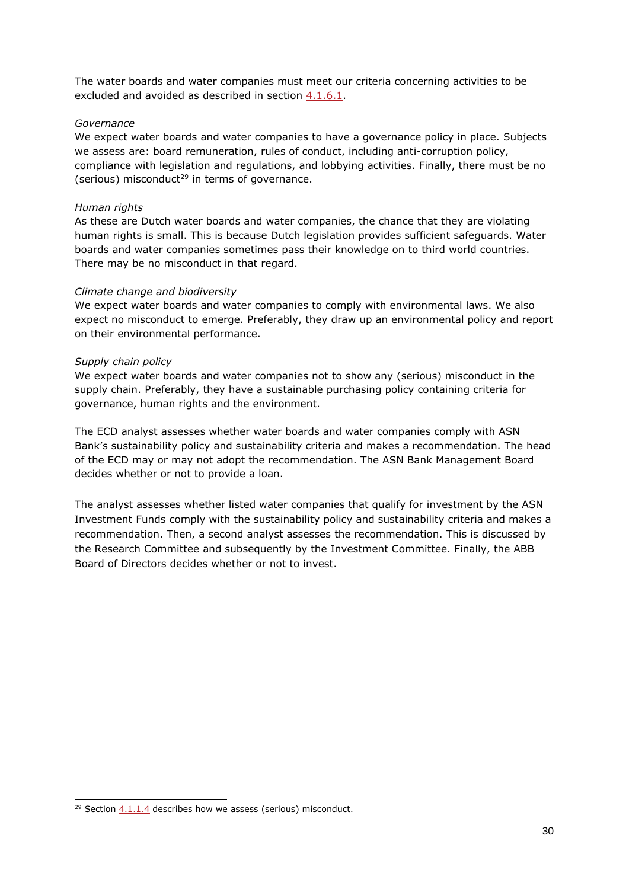The water boards and water companies must meet our criteria concerning activities to be excluded and avoided as described in section 4.1.6.1.

*Governance*

We expect water boards and water companies to have a governance policy in place. Subjects we assess are: board remuneration, rules of conduct, including anti-corruption policy, compliance with legislation and regulations, and lobbying activities. Finally, there must be no (serious) misconduct[29] in terms of governance.

*Human rights*

As these are Dutch water boards and water companies, the chance that they are violating human rights is small. This is because Dutch legislation provides sufficient safeguards. Water boards and water companies sometimes pass their knowledge on to third world countries. There may be no misconduct in that regard.

*Climate change and biodiversity*

We expect water boards and water companies to comply with environmental laws. We also expect no misconduct to emerge. Preferably, they draw up an environmental policy and report on their environmental performance.

*Supply chain policy*

We expect water boards and water companies not to show any (serious) misconduct in the supply chain. Preferably, they have a sustainable purchasing policy containing criteria for governance, human rights and the environment.

The ECD analyst assesses whether water boards and water companies comply with ASN Bank's sustainability policy and sustainability criteria and makes a recommendation. The head of the ECD may or may not adopt the recommendation. The ASN Bank Management Board decides whether or not to provide a loan.

The analyst assesses whether listed water companies that qualify for investment by the ASN Investment Funds comply with the sustainability policy and sustainability criteria and makes a recommendation. Then, a second analyst assesses the recommendation. This is discussed by the Research Committee and subsequently by the Investment Committee. Finally, the ABB Board of Directors decides whether or not to invest.

[29] Section 4.1.1.4 describes how we assess (serious) misconduct.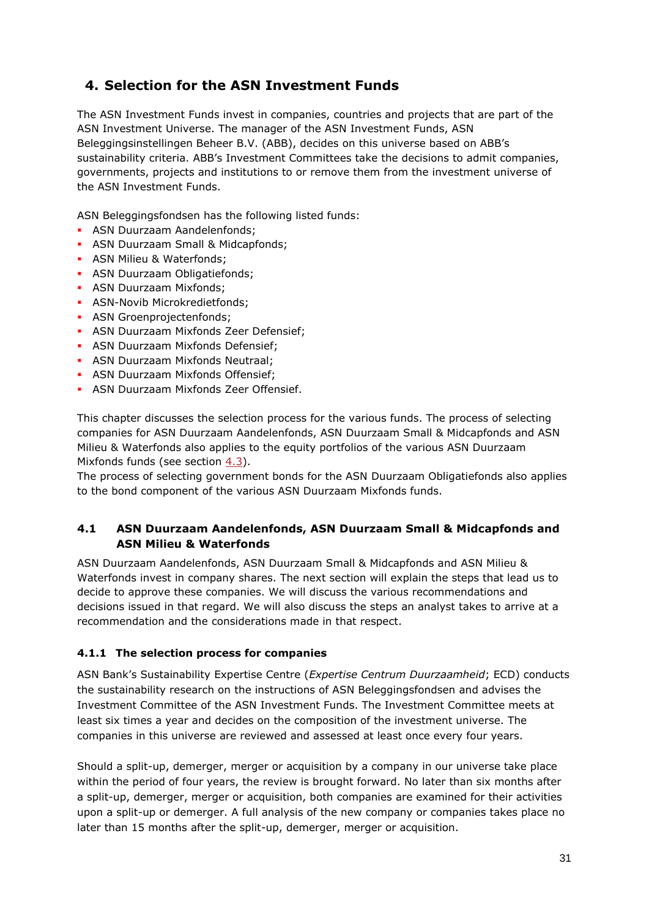# 4. Selection for the ASN Investment Funds

The ASN Investment Funds invest in companies, countries and projects that are part of the ASN Investment Universe. The manager of the ASN Investment Funds, ASN Beleggingsinstellingen Beheer B.V. (ABB), decides on this universe based on ABB's sustainability criteria. ABB's Investment Committees take the decisions to admit companies, governments, projects and institutions to or remove them from the investment universe of the ASN Investment Funds.

ASN Beleggingsfondsen has the following listed funds:

- ASN Duurzaam Aandelenfonds;
- ASN Duurzaam Small & Midcapfonds;
- ASN Milieu & Waterfonds;
- ASN Duurzaam Obligatiefonds;
- ASN Duurzaam Mixfonds;
- ASN-Novib Microkredietfonds;
- ASN Groenprojectenfonds;
- ASN Duurzaam Mixfonds Zeer Defensief;
- ASN Duurzaam Mixfonds Defensief;
- ASN Duurzaam Mixfonds Neutraal;
- ASN Duurzaam Mixfonds Offensief;
- ASN Duurzaam Mixfonds Zeer Offensief.

This chapter discusses the selection process for the various funds. The process of selecting companies for ASN Duurzaam Aandelenfonds, ASN Duurzaam Small & Midcapfonds and ASN Milieu & Waterfonds also applies to the equity portfolios of the various ASN Duurzaam Mixfonds funds (see section 4.3).
The process of selecting government bonds for the ASN Duurzaam Obligatiefonds also applies to the bond component of the various ASN Duurzaam Mixfonds funds.

## 4.1 ASN Duurzaam Aandelenfonds, ASN Duurzaam Small & Midcapfonds and ASN Milieu & Waterfonds

ASN Duurzaam Aandelenfonds, ASN Duurzaam Small & Midcapfonds and ASN Milieu & Waterfonds invest in company shares. The next section will explain the steps that lead us to decide to approve these companies. We will discuss the various recommendations and decisions issued in that regard. We will also discuss the steps an analyst takes to arrive at a recommendation and the considerations made in that respect.

### 4.1.1 The selection process for companies

ASN Bank's Sustainability Expertise Centre (*Expertise Centrum Duurzaamheid*; ECD) conducts the sustainability research on the instructions of ASN Beleggingsfondsen and advises the Investment Committee of the ASN Investment Funds. The Investment Committee meets at least six times a year and decides on the composition of the investment universe. The companies in this universe are reviewed and assessed at least once every four years.

Should a split-up, demerger, merger or acquisition by a company in our universe take place within the period of four years, the review is brought forward. No later than six months after a split-up, demerger, merger or acquisition, both companies are examined for their activities upon a split-up or demerger. A full analysis of the new company or companies takes place no later than 15 months after the split-up, demerger, merger or acquisition.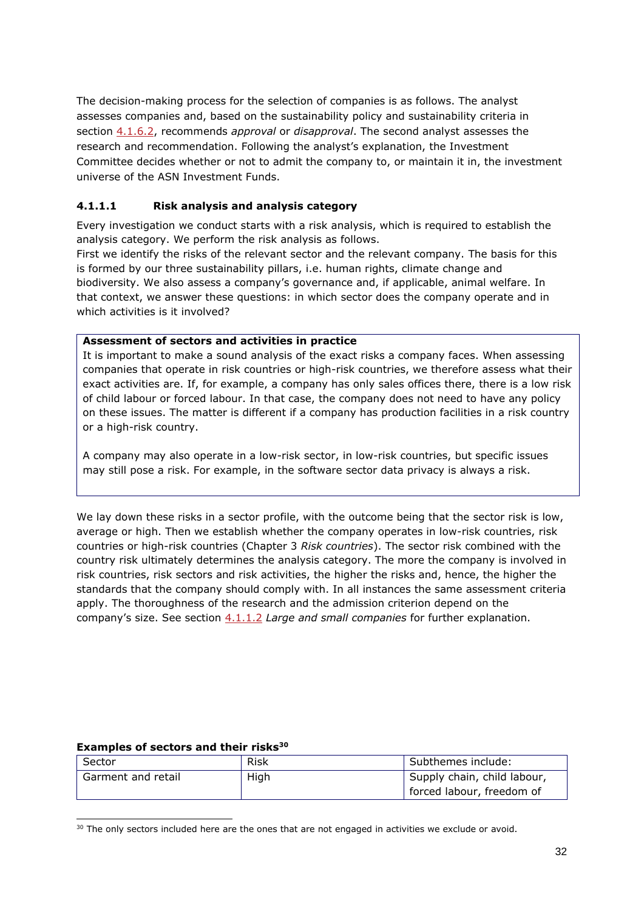The decision-making process for the selection of companies is as follows. The analyst assesses companies and, based on the sustainability policy and sustainability criteria in section 4.1.6.2, recommends *approval* or *disapproval*. The second analyst assesses the research and recommendation. Following the analyst's explanation, the Investment Committee decides whether or not to admit the company to, or maintain it in, the investment universe of the ASN Investment Funds.

#### 4.1.1.1 Risk analysis and analysis category

Every investigation we conduct starts with a risk analysis, which is required to establish the analysis category. We perform the risk analysis as follows.
First we identify the risks of the relevant sector and the relevant company. The basis for this is formed by our three sustainability pillars, i.e. human rights, climate change and biodiversity. We also assess a company's governance and, if applicable, animal welfare. In that context, we answer these questions: in which sector does the company operate and in which activities is it involved?

> **Assessment of sectors and activities in practice**
> It is important to make a sound analysis of the exact risks a company faces. When assessing companies that operate in risk countries or high-risk countries, we therefore assess what their exact activities are. If, for example, a company has only sales offices there, there is a low risk of child labour or forced labour. In that case, the company does not need to have any policy on these issues. The matter is different if a company has production facilities in a risk country or a high-risk country.
>
> A company may also operate in a low-risk sector, in low-risk countries, but specific issues may still pose a risk. For example, in the software sector data privacy is always a risk.

We lay down these risks in a sector profile, with the outcome being that the sector risk is low, average or high. Then we establish whether the company operates in low-risk countries, risk countries or high-risk countries (Chapter 3 *Risk countries*). The sector risk combined with the country risk ultimately determines the analysis category. The more the company is involved in risk countries, risk sectors and risk activities, the higher the risks and, hence, the higher the standards that the company should comply with. In all instances the same assessment criteria apply. The thoroughness of the research and the admission criterion depend on the company's size. See section 4.1.1.2 *Large and small companies* for further explanation.

**Examples of sectors and their risks[30]**

| Sector | Risk | Subthemes include: |
|---|---|---|
| Garment and retail | High | Supply chain, child labour, forced labour, freedom of |

[30] The only sectors included here are the ones that are not engaged in activities we exclude or avoid.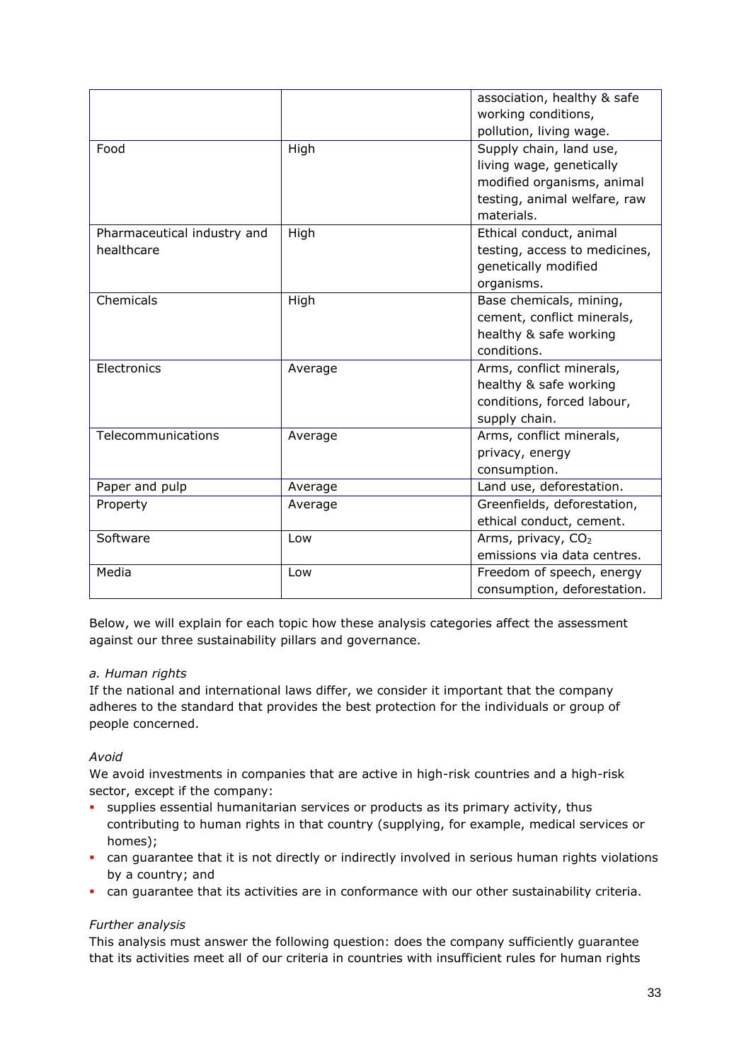|  |  | association, healthy & safe working conditions, pollution, living wage. |
|---|---|---|
| Food | High | Supply chain, land use, living wage, genetically modified organisms, animal testing, animal welfare, raw materials. |
| Pharmaceutical industry and healthcare | High | Ethical conduct, animal testing, access to medicines, genetically modified organisms. |
| Chemicals | High | Base chemicals, mining, cement, conflict minerals, healthy & safe working conditions. |
| Electronics | Average | Arms, conflict minerals, healthy & safe working conditions, forced labour, supply chain. |
| Telecommunications | Average | Arms, conflict minerals, privacy, energy consumption. |
| Paper and pulp | Average | Land use, deforestation. |
| Property | Average | Greenfields, deforestation, ethical conduct, cement. |
| Software | Low | Arms, privacy, $CO_2$ emissions via data centres. |
| Media | Low | Freedom of speech, energy consumption, deforestation. |

Below, we will explain for each topic how these analysis categories affect the assessment against our three sustainability pillars and governance.

*a. Human rights*

If the national and international laws differ, we consider it important that the company adheres to the standard that provides the best protection for the individuals or group of people concerned.

*Avoid*

We avoid investments in companies that are active in high-risk countries and a high-risk sector, except if the company:

- supplies essential humanitarian services or products as its primary activity, thus contributing to human rights in that country (supplying, for example, medical services or homes);
- can guarantee that it is not directly or indirectly involved in serious human rights violations by a country; and
- can guarantee that its activities are in conformance with our other sustainability criteria.

*Further analysis*

This analysis must answer the following question: does the company sufficiently guarantee that its activities meet all of our criteria in countries with insufficient rules for human rights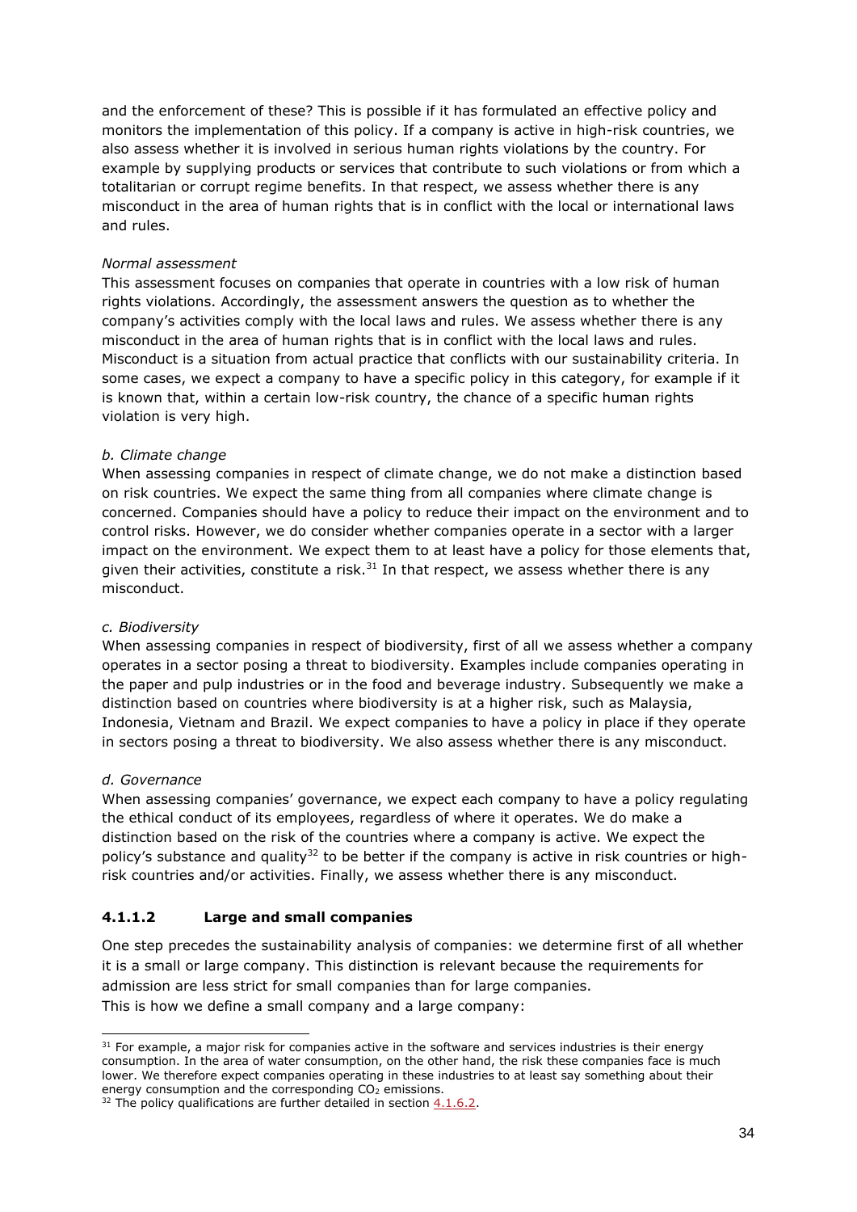and the enforcement of these? This is possible if it has formulated an effective policy and monitors the implementation of this policy. If a company is active in high-risk countries, we also assess whether it is involved in serious human rights violations by the country. For example by supplying products or services that contribute to such violations or from which a totalitarian or corrupt regime benefits. In that respect, we assess whether there is any misconduct in the area of human rights that is in conflict with the local or international laws and rules.

*Normal assessment*

This assessment focuses on companies that operate in countries with a low risk of human rights violations. Accordingly, the assessment answers the question as to whether the company's activities comply with the local laws and rules. We assess whether there is any misconduct in the area of human rights that is in conflict with the local laws and rules. Misconduct is a situation from actual practice that conflicts with our sustainability criteria. In some cases, we expect a company to have a specific policy in this category, for example if it is known that, within a certain low-risk country, the chance of a specific human rights violation is very high.

*b. Climate change*

When assessing companies in respect of climate change, we do not make a distinction based on risk countries. We expect the same thing from all companies where climate change is concerned. Companies should have a policy to reduce their impact on the environment and to control risks. However, we do consider whether companies operate in a sector with a larger impact on the environment. We expect them to at least have a policy for those elements that, given their activities, constitute a risk.[31] In that respect, we assess whether there is any misconduct.

*c. Biodiversity*

When assessing companies in respect of biodiversity, first of all we assess whether a company operates in a sector posing a threat to biodiversity. Examples include companies operating in the paper and pulp industries or in the food and beverage industry. Subsequently we make a distinction based on countries where biodiversity is at a higher risk, such as Malaysia, Indonesia, Vietnam and Brazil. We expect companies to have a policy in place if they operate in sectors posing a threat to biodiversity. We also assess whether there is any misconduct.

*d. Governance*

When assessing companies' governance, we expect each company to have a policy regulating the ethical conduct of its employees, regardless of where it operates. We do make a distinction based on the risk of the countries where a company is active. We expect the policy's substance and quality[32] to be better if the company is active in risk countries or high-risk countries and/or activities. Finally, we assess whether there is any misconduct.

#### 4.1.1.2 Large and small companies

One step precedes the sustainability analysis of companies: we determine first of all whether it is a small or large company. This distinction is relevant because the requirements for admission are less strict for small companies than for large companies.
This is how we define a small company and a large company:

---

[31] For example, a major risk for companies active in the software and services industries is their energy consumption. In the area of water consumption, on the other hand, the risk these companies face is much lower. We therefore expect companies operating in these industries to at least say something about their energy consumption and the corresponding $CO_2$ emissions.

[32] The policy qualifications are further detailed in section 4.1.6.2.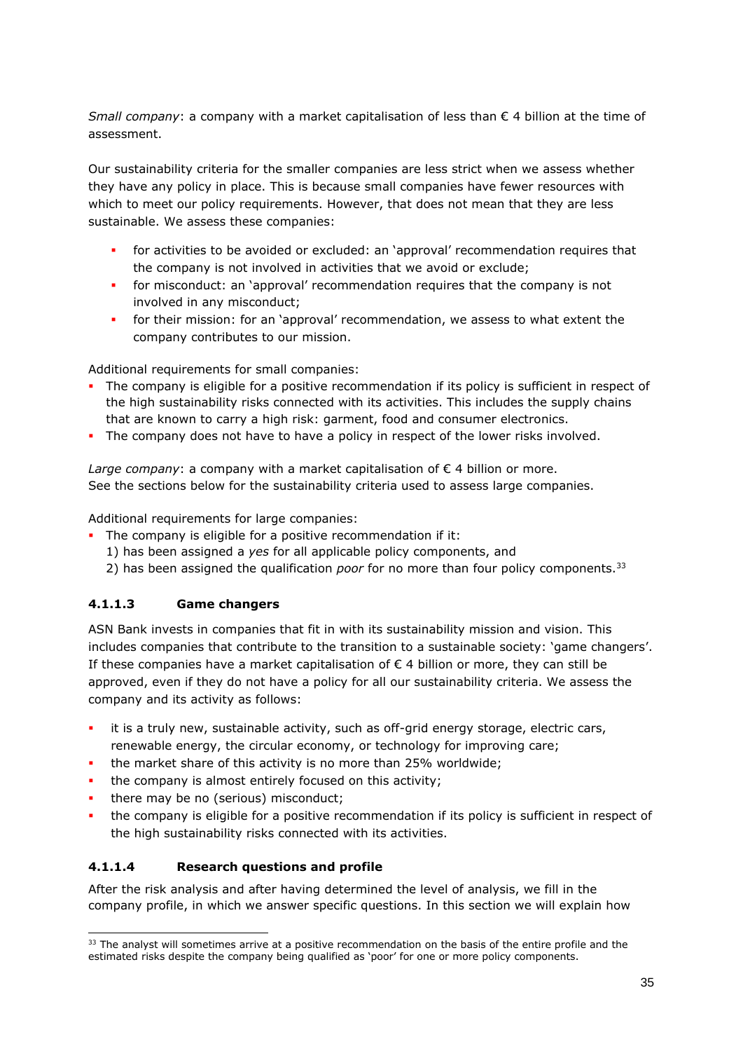*Small company*: a company with a market capitalisation of less than € 4 billion at the time of assessment.

Our sustainability criteria for the smaller companies are less strict when we assess whether they have any policy in place. This is because small companies have fewer resources with which to meet our policy requirements. However, that does not mean that they are less sustainable. We assess these companies:

- for activities to be avoided or excluded: an 'approval' recommendation requires that the company is not involved in activities that we avoid or exclude;
- for misconduct: an 'approval' recommendation requires that the company is not involved in any misconduct;
- for their mission: for an 'approval' recommendation, we assess to what extent the company contributes to our mission.

Additional requirements for small companies:

- The company is eligible for a positive recommendation if its policy is sufficient in respect of the high sustainability risks connected with its activities. This includes the supply chains that are known to carry a high risk: garment, food and consumer electronics.
- The company does not have to have a policy in respect of the lower risks involved.

*Large company*: a company with a market capitalisation of € 4 billion or more.
See the sections below for the sustainability criteria used to assess large companies.

Additional requirements for large companies:

- The company is eligible for a positive recommendation if it:
  1) has been assigned a *yes* for all applicable policy components, and
  2) has been assigned the qualification *poor* for no more than four policy components.[33]

#### 4.1.1.3 Game changers

ASN Bank invests in companies that fit in with its sustainability mission and vision. This includes companies that contribute to the transition to a sustainable society: 'game changers'. If these companies have a market capitalisation of € 4 billion or more, they can still be approved, even if they do not have a policy for all our sustainability criteria. We assess the company and its activity as follows:

- it is a truly new, sustainable activity, such as off-grid energy storage, electric cars, renewable energy, the circular economy, or technology for improving care;
- the market share of this activity is no more than 25% worldwide;
- the company is almost entirely focused on this activity;
- there may be no (serious) misconduct;
- the company is eligible for a positive recommendation if its policy is sufficient in respect of the high sustainability risks connected with its activities.

#### 4.1.1.4 Research questions and profile

After the risk analysis and after having determined the level of analysis, we fill in the company profile, in which we answer specific questions. In this section we will explain how

[33] The analyst will sometimes arrive at a positive recommendation on the basis of the entire profile and the estimated risks despite the company being qualified as 'poor' for one or more policy components.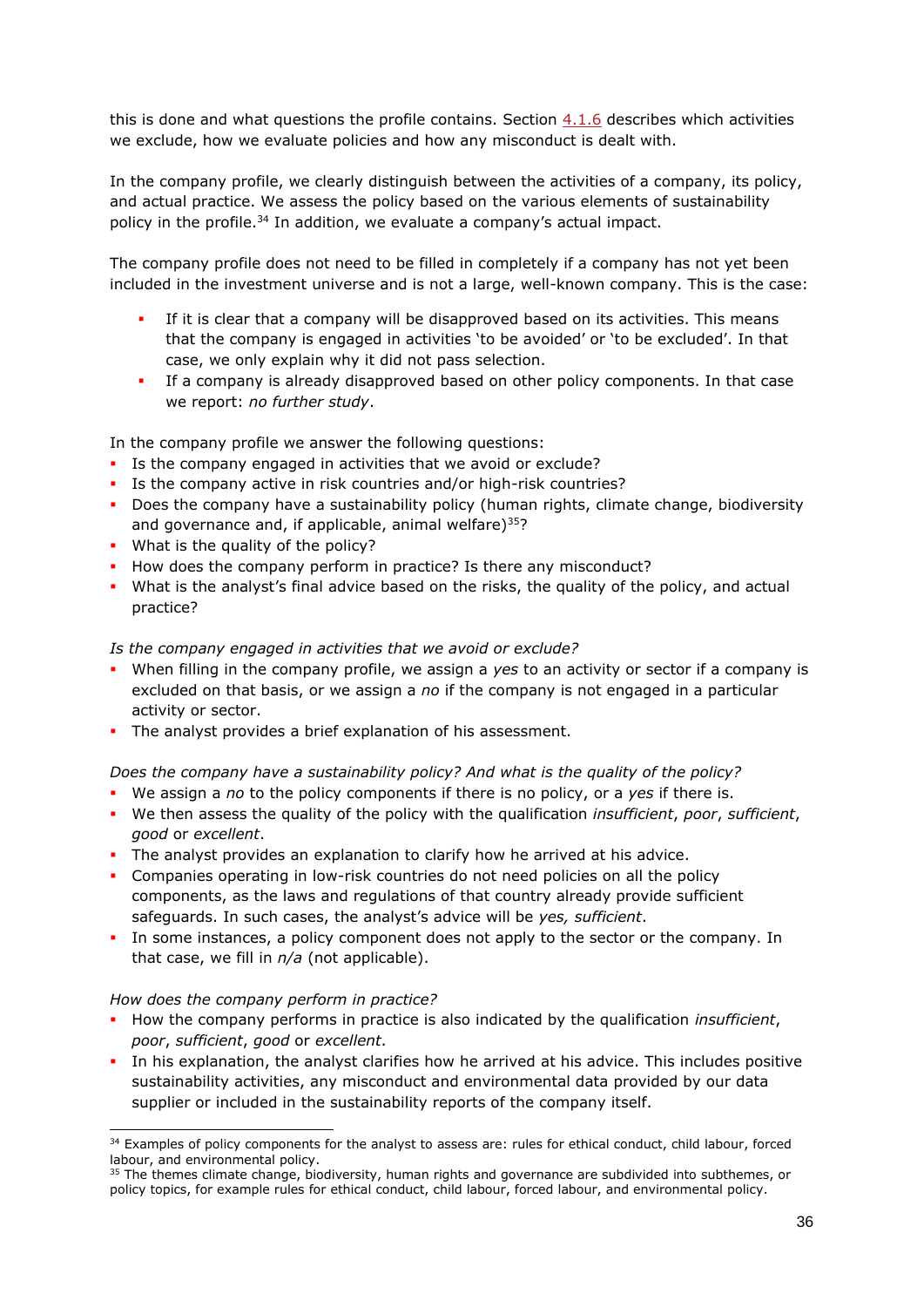this is done and what questions the profile contains. Section 4.1.6 describes which activities we exclude, how we evaluate policies and how any misconduct is dealt with.

In the company profile, we clearly distinguish between the activities of a company, its policy, and actual practice. We assess the policy based on the various elements of sustainability policy in the profile.[34] In addition, we evaluate a company's actual impact.

The company profile does not need to be filled in completely if a company has not yet been included in the investment universe and is not a large, well-known company. This is the case:

- If it is clear that a company will be disapproved based on its activities. This means that the company is engaged in activities 'to be avoided' or 'to be excluded'. In that case, we only explain why it did not pass selection.
- If a company is already disapproved based on other policy components. In that case we report: *no further study*.

In the company profile we answer the following questions:

- Is the company engaged in activities that we avoid or exclude?
- Is the company active in risk countries and/or high-risk countries?
- Does the company have a sustainability policy (human rights, climate change, biodiversity and governance and, if applicable, animal welfare)[35]?
- What is the quality of the policy?
- How does the company perform in practice? Is there any misconduct?
- What is the analyst's final advice based on the risks, the quality of the policy, and actual practice?

*Is the company engaged in activities that we avoid or exclude?*

- When filling in the company profile, we assign a *yes* to an activity or sector if a company is excluded on that basis, or we assign a *no* if the company is not engaged in a particular activity or sector.
- The analyst provides a brief explanation of his assessment.

*Does the company have a sustainability policy? And what is the quality of the policy?*

- We assign a *no* to the policy components if there is no policy, or a *yes* if there is.
- We then assess the quality of the policy with the qualification *insufficient*, *poor*, *sufficient*, *good* or *excellent*.
- The analyst provides an explanation to clarify how he arrived at his advice.
- Companies operating in low-risk countries do not need policies on all the policy components, as the laws and regulations of that country already provide sufficient safeguards. In such cases, the analyst's advice will be *yes, sufficient*.
- In some instances, a policy component does not apply to the sector or the company. In that case, we fill in *n/a* (not applicable).

*How does the company perform in practice?*

- How the company performs in practice is also indicated by the qualification *insufficient*, *poor*, *sufficient*, *good* or *excellent*.
- In his explanation, the analyst clarifies how he arrived at his advice. This includes positive sustainability activities, any misconduct and environmental data provided by our data supplier or included in the sustainability reports of the company itself.

---

[34] Examples of policy components for the analyst to assess are: rules for ethical conduct, child labour, forced labour, and environmental policy.

[35] The themes climate change, biodiversity, human rights and governance are subdivided into subthemes, or policy topics, for example rules for ethical conduct, child labour, forced labour, and environmental policy.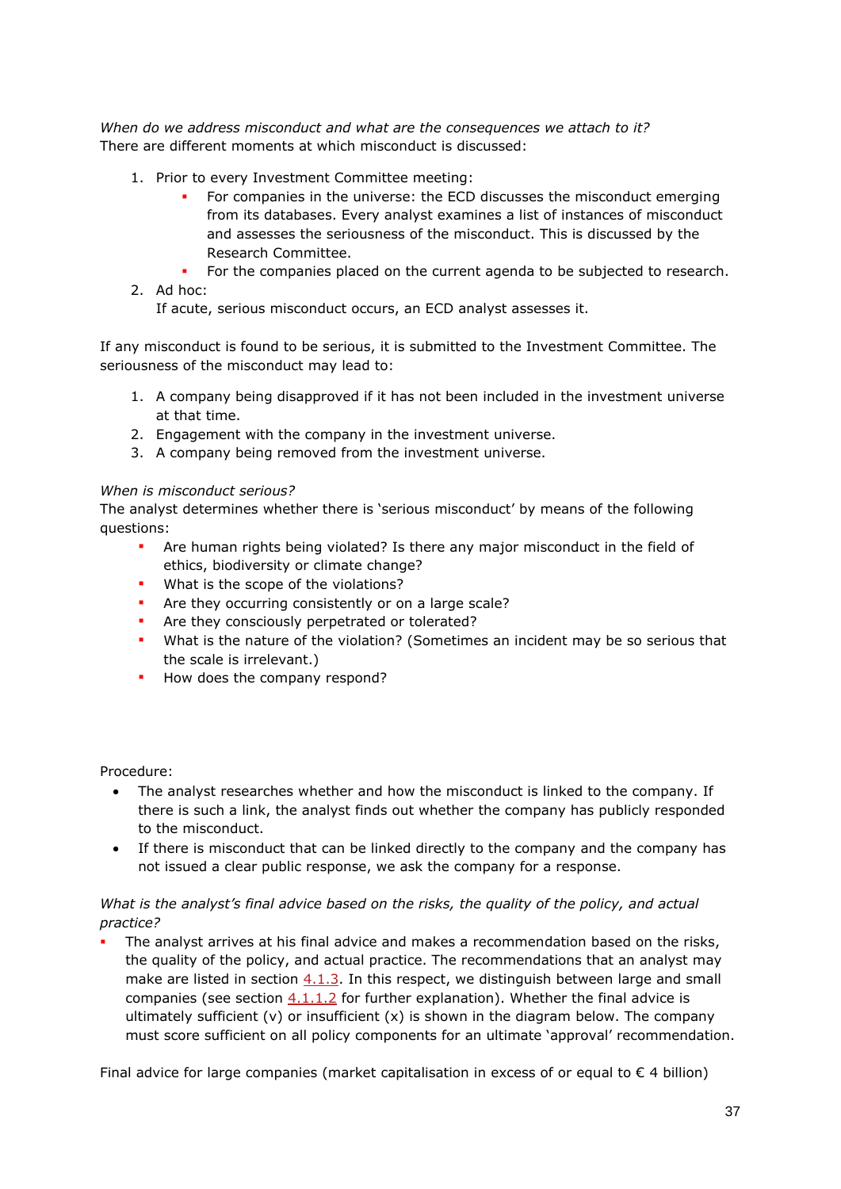*When do we address misconduct and what are the consequences we attach to it?*
There are different moments at which misconduct is discussed:

1. Prior to every Investment Committee meeting:
   - For companies in the universe: the ECD discusses the misconduct emerging from its databases. Every analyst examines a list of instances of misconduct and assesses the seriousness of the misconduct. This is discussed by the Research Committee.
   - For the companies placed on the current agenda to be subjected to research.
2. Ad hoc:
   If acute, serious misconduct occurs, an ECD analyst assesses it.

If any misconduct is found to be serious, it is submitted to the Investment Committee. The seriousness of the misconduct may lead to:

1. A company being disapproved if it has not been included in the investment universe at that time.
2. Engagement with the company in the investment universe.
3. A company being removed from the investment universe.

*When is misconduct serious?*
The analyst determines whether there is 'serious misconduct' by means of the following questions:

- Are human rights being violated? Is there any major misconduct in the field of ethics, biodiversity or climate change?
- What is the scope of the violations?
- Are they occurring consistently or on a large scale?
- Are they consciously perpetrated or tolerated?
- What is the nature of the violation? (Sometimes an incident may be so serious that the scale is irrelevant.)
- How does the company respond?

Procedure:

- The analyst researches whether and how the misconduct is linked to the company. If there is such a link, the analyst finds out whether the company has publicly responded to the misconduct.
- If there is misconduct that can be linked directly to the company and the company has not issued a clear public response, we ask the company for a response.

*What is the analyst's final advice based on the risks, the quality of the policy, and actual practice?*

- The analyst arrives at his final advice and makes a recommendation based on the risks, the quality of the policy, and actual practice. The recommendations that an analyst may make are listed in section 4.1.3. In this respect, we distinguish between large and small companies (see section 4.1.1.2 for further explanation). Whether the final advice is ultimately sufficient (v) or insufficient (x) is shown in the diagram below. The company must score sufficient on all policy components for an ultimate 'approval' recommendation.

Final advice for large companies (market capitalisation in excess of or equal to € 4 billion)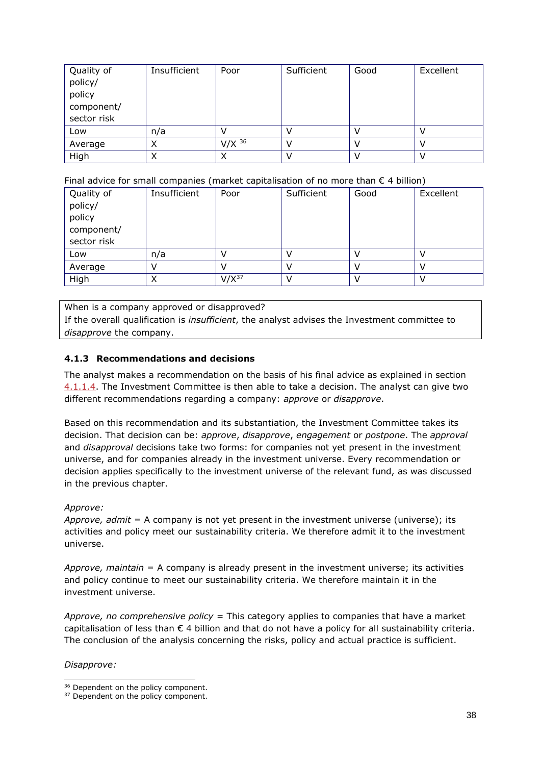| Quality of policy/ policy component/ sector risk | Insufficient | Poor | Sufficient | Good | Excellent |
|---|---|---|---|---|---|
| Low | n/a | V | V | V | V |
| Average | X | V/X [36] | V | V | V |
| High | X | X | V | V | V |

Final advice for small companies (market capitalisation of no more than € 4 billion)

| Quality of policy/ policy component/ sector risk | Insufficient | Poor | Sufficient | Good | Excellent |
|---|---|---|---|---|---|
| Low | n/a | V | V | V | V |
| Average | V | V | V | V | V |
| High | X | V/X[37] | V | V | V |

When is a company approved or disapproved?
If the overall qualification is *insufficient*, the analyst advises the Investment committee to *disapprove* the company.

### 4.1.3 Recommendations and decisions

The analyst makes a recommendation on the basis of his final advice as explained in section 4.1.1.4. The Investment Committee is then able to take a decision. The analyst can give two different recommendations regarding a company: *approve* or *disapprove*.

Based on this recommendation and its substantiation, the Investment Committee takes its decision. That decision can be: *approve*, *disapprove*, *engagement* or *postpone*. The *approval* and *disapproval* decisions take two forms: for companies not yet present in the investment universe, and for companies already in the investment universe. Every recommendation or decision applies specifically to the investment universe of the relevant fund, as was discussed in the previous chapter.

*Approve:*
*Approve, admit* = A company is not yet present in the investment universe (universe); its activities and policy meet our sustainability criteria. We therefore admit it to the investment universe.

*Approve, maintain* = A company is already present in the investment universe; its activities and policy continue to meet our sustainability criteria. We therefore maintain it in the investment universe.

*Approve, no comprehensive policy* = This category applies to companies that have a market capitalisation of less than € 4 billion and that do not have a policy for all sustainability criteria. The conclusion of the analysis concerning the risks, policy and actual practice is sufficient.

*Disapprove:*

[36] Dependent on the policy component.
[37] Dependent on the policy component.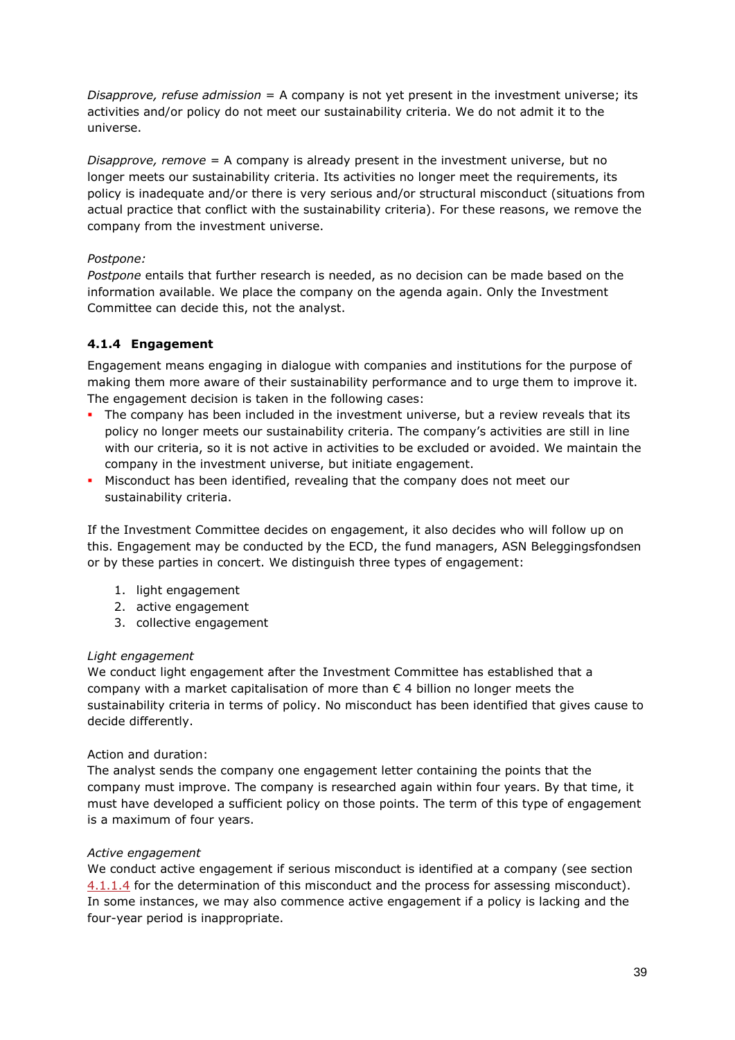*Disapprove, refuse admission* = A company is not yet present in the investment universe; its activities and/or policy do not meet our sustainability criteria. We do not admit it to the universe.

*Disapprove, remove* = A company is already present in the investment universe, but no longer meets our sustainability criteria. Its activities no longer meet the requirements, its policy is inadequate and/or there is very serious and/or structural misconduct (situations from actual practice that conflict with the sustainability criteria). For these reasons, we remove the company from the investment universe.

*Postpone:*
*Postpone* entails that further research is needed, as no decision can be made based on the information available. We place the company on the agenda again. Only the Investment Committee can decide this, not the analyst.

#### 4.1.4 Engagement

Engagement means engaging in dialogue with companies and institutions for the purpose of making them more aware of their sustainability performance and to urge them to improve it. The engagement decision is taken in the following cases:

- The company has been included in the investment universe, but a review reveals that its policy no longer meets our sustainability criteria. The company's activities are still in line with our criteria, so it is not active in activities to be excluded or avoided. We maintain the company in the investment universe, but initiate engagement.
- Misconduct has been identified, revealing that the company does not meet our sustainability criteria.

If the Investment Committee decides on engagement, it also decides who will follow up on this. Engagement may be conducted by the ECD, the fund managers, ASN Beleggingsfondsen or by these parties in concert. We distinguish three types of engagement:

1. light engagement
2. active engagement
3. collective engagement

*Light engagement*
We conduct light engagement after the Investment Committee has established that a company with a market capitalisation of more than € 4 billion no longer meets the sustainability criteria in terms of policy. No misconduct has been identified that gives cause to decide differently.

Action and duration:
The analyst sends the company one engagement letter containing the points that the company must improve. The company is researched again within four years. By that time, it must have developed a sufficient policy on those points. The term of this type of engagement is a maximum of four years.

*Active engagement*
We conduct active engagement if serious misconduct is identified at a company (see section 4.1.1.4 for the determination of this misconduct and the process for assessing misconduct). In some instances, we may also commence active engagement if a policy is lacking and the four-year period is inappropriate.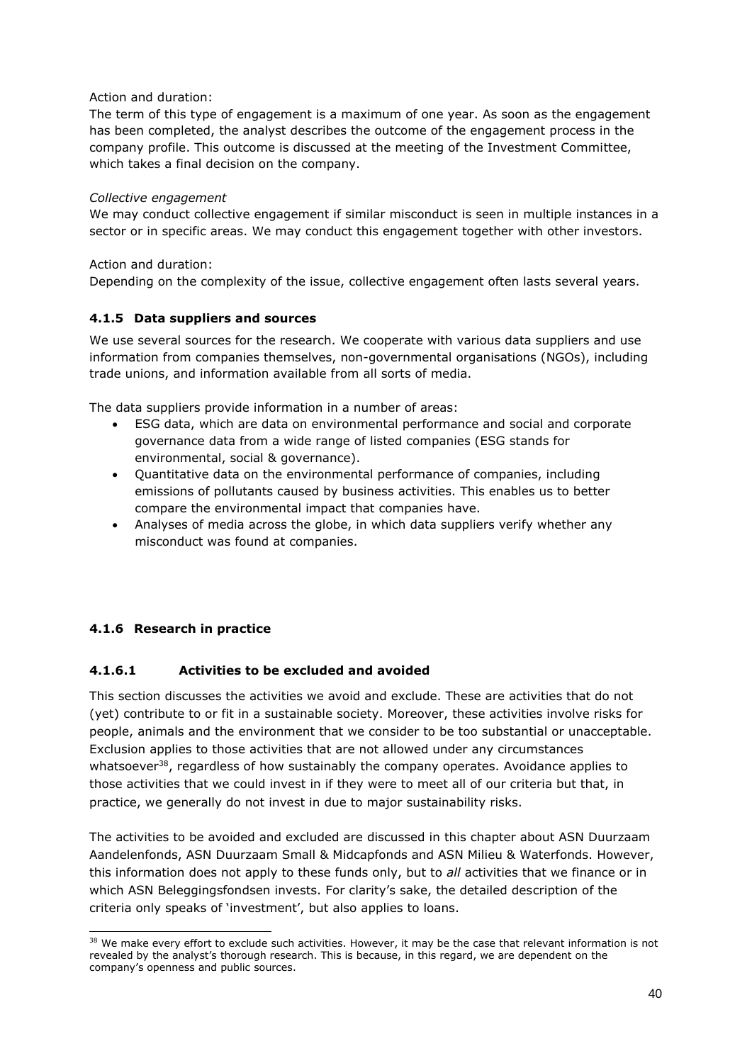Action and duration:
The term of this type of engagement is a maximum of one year. As soon as the engagement has been completed, the analyst describes the outcome of the engagement process in the company profile. This outcome is discussed at the meeting of the Investment Committee, which takes a final decision on the company.

*Collective engagement*
We may conduct collective engagement if similar misconduct is seen in multiple instances in a sector or in specific areas. We may conduct this engagement together with other investors.

Action and duration:
Depending on the complexity of the issue, collective engagement often lasts several years.

#### 4.1.5 Data suppliers and sources

We use several sources for the research. We cooperate with various data suppliers and use information from companies themselves, non-governmental organisations (NGOs), including trade unions, and information available from all sorts of media.

The data suppliers provide information in a number of areas:

- ESG data, which are data on environmental performance and social and corporate governance data from a wide range of listed companies (ESG stands for environmental, social & governance).
- Quantitative data on the environmental performance of companies, including emissions of pollutants caused by business activities. This enables us to better compare the environmental impact that companies have.
- Analyses of media across the globe, in which data suppliers verify whether any misconduct was found at companies.

#### 4.1.6 Research in practice

##### 4.1.6.1 Activities to be excluded and avoided

This section discusses the activities we avoid and exclude. These are activities that do not (yet) contribute to or fit in a sustainable society. Moreover, these activities involve risks for people, animals and the environment that we consider to be too substantial or unacceptable. Exclusion applies to those activities that are not allowed under any circumstances whatsoever[38], regardless of how sustainably the company operates. Avoidance applies to those activities that we could invest in if they were to meet all of our criteria but that, in practice, we generally do not invest in due to major sustainability risks.

The activities to be avoided and excluded are discussed in this chapter about ASN Duurzaam Aandelenfonds, ASN Duurzaam Small & Midcapfonds and ASN Milieu & Waterfonds. However, this information does not apply to these funds only, but to *all* activities that we finance or in which ASN Beleggingsfondsen invests. For clarity's sake, the detailed description of the criteria only speaks of 'investment', but also applies to loans.

[38] We make every effort to exclude such activities. However, it may be the case that relevant information is not revealed by the analyst's thorough research. This is because, in this regard, we are dependent on the company's openness and public sources.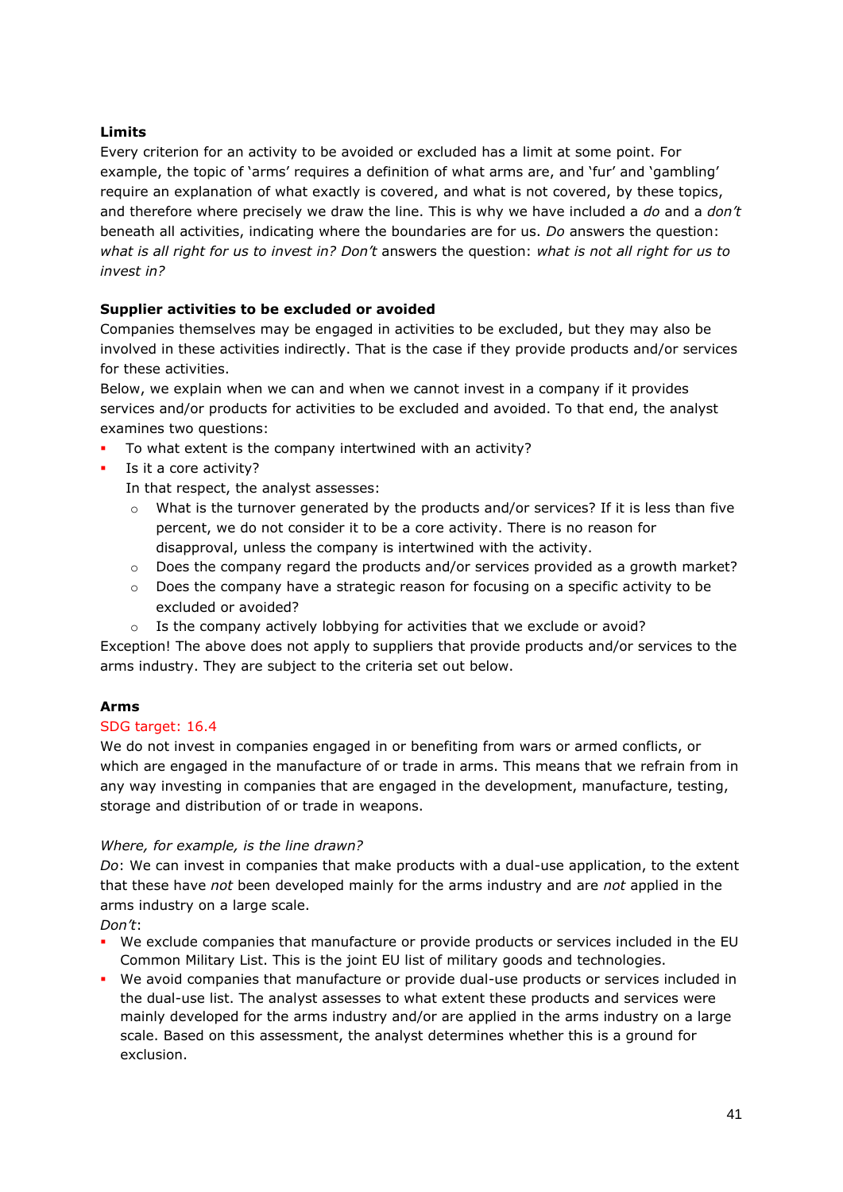**Limits**

Every criterion for an activity to be avoided or excluded has a limit at some point. For example, the topic of 'arms' requires a definition of what arms are, and 'fur' and 'gambling' require an explanation of what exactly is covered, and what is not covered, by these topics, and therefore where precisely we draw the line. This is why we have included a *do* and a *don't* beneath all activities, indicating where the boundaries are for us. *Do* answers the question: *what is all right for us to invest in? Don't* answers the question: *what is not all right for us to invest in?*

**Supplier activities to be excluded or avoided**

Companies themselves may be engaged in activities to be excluded, but they may also be involved in these activities indirectly. That is the case if they provide products and/or services for these activities.

Below, we explain when we can and when we cannot invest in a company if it provides services and/or products for activities to be excluded and avoided. To that end, the analyst examines two questions:

- To what extent is the company intertwined with an activity?
- Is it a core activity?

  In that respect, the analyst assesses:
  - What is the turnover generated by the products and/or services? If it is less than five percent, we do not consider it to be a core activity. There is no reason for disapproval, unless the company is intertwined with the activity.
  - Does the company regard the products and/or services provided as a growth market?
  - Does the company have a strategic reason for focusing on a specific activity to be excluded or avoided?
  - Is the company actively lobbying for activities that we exclude or avoid?

Exception! The above does not apply to suppliers that provide products and/or services to the arms industry. They are subject to the criteria set out below.

**Arms**

SDG target: 16.4

We do not invest in companies engaged in or benefiting from wars or armed conflicts, or which are engaged in the manufacture of or trade in arms. This means that we refrain from in any way investing in companies that are engaged in the development, manufacture, testing, storage and distribution of or trade in weapons.

*Where, for example, is the line drawn?*

*Do*: We can invest in companies that make products with a dual-use application, to the extent that these have *not* been developed mainly for the arms industry and are *not* applied in the arms industry on a large scale.

*Don't*:

- We exclude companies that manufacture or provide products or services included in the EU Common Military List. This is the joint EU list of military goods and technologies.
- We avoid companies that manufacture or provide dual-use products or services included in the dual-use list. The analyst assesses to what extent these products and services were mainly developed for the arms industry and/or are applied in the arms industry on a large scale. Based on this assessment, the analyst determines whether this is a ground for exclusion.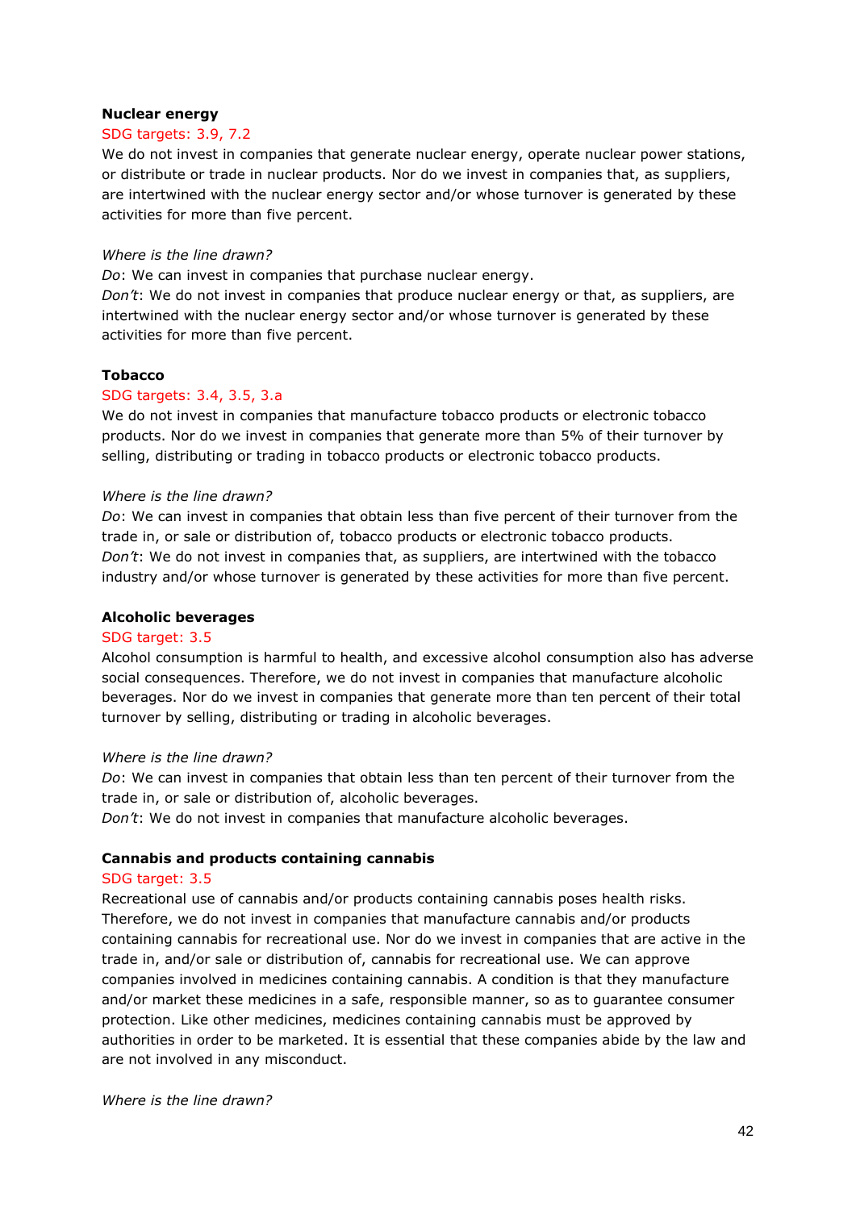**Nuclear energy**

SDG targets: 3.9, 7.2

We do not invest in companies that generate nuclear energy, operate nuclear power stations, or distribute or trade in nuclear products. Nor do we invest in companies that, as suppliers, are intertwined with the nuclear energy sector and/or whose turnover is generated by these activities for more than five percent.

*Where is the line drawn?*

*Do*: We can invest in companies that purchase nuclear energy.
*Don't*: We do not invest in companies that produce nuclear energy or that, as suppliers, are intertwined with the nuclear energy sector and/or whose turnover is generated by these activities for more than five percent.

**Tobacco**

SDG targets: 3.4, 3.5, 3.a

We do not invest in companies that manufacture tobacco products or electronic tobacco products. Nor do we invest in companies that generate more than 5% of their turnover by selling, distributing or trading in tobacco products or electronic tobacco products.

*Where is the line drawn?*

*Do*: We can invest in companies that obtain less than five percent of their turnover from the trade in, or sale or distribution of, tobacco products or electronic tobacco products.
*Don't*: We do not invest in companies that, as suppliers, are intertwined with the tobacco industry and/or whose turnover is generated by these activities for more than five percent.

**Alcoholic beverages**

SDG target: 3.5

Alcohol consumption is harmful to health, and excessive alcohol consumption also has adverse social consequences. Therefore, we do not invest in companies that manufacture alcoholic beverages. Nor do we invest in companies that generate more than ten percent of their total turnover by selling, distributing or trading in alcoholic beverages.

*Where is the line drawn?*

*Do*: We can invest in companies that obtain less than ten percent of their turnover from the trade in, or sale or distribution of, alcoholic beverages.
*Don't*: We do not invest in companies that manufacture alcoholic beverages.

**Cannabis and products containing cannabis**

SDG target: 3.5

Recreational use of cannabis and/or products containing cannabis poses health risks. Therefore, we do not invest in companies that manufacture cannabis and/or products containing cannabis for recreational use. Nor do we invest in companies that are active in the trade in, and/or sale or distribution of, cannabis for recreational use. We can approve companies involved in medicines containing cannabis. A condition is that they manufacture and/or market these medicines in a safe, responsible manner, so as to guarantee consumer protection. Like other medicines, medicines containing cannabis must be approved by authorities in order to be marketed. It is essential that these companies abide by the law and are not involved in any misconduct.

*Where is the line drawn?*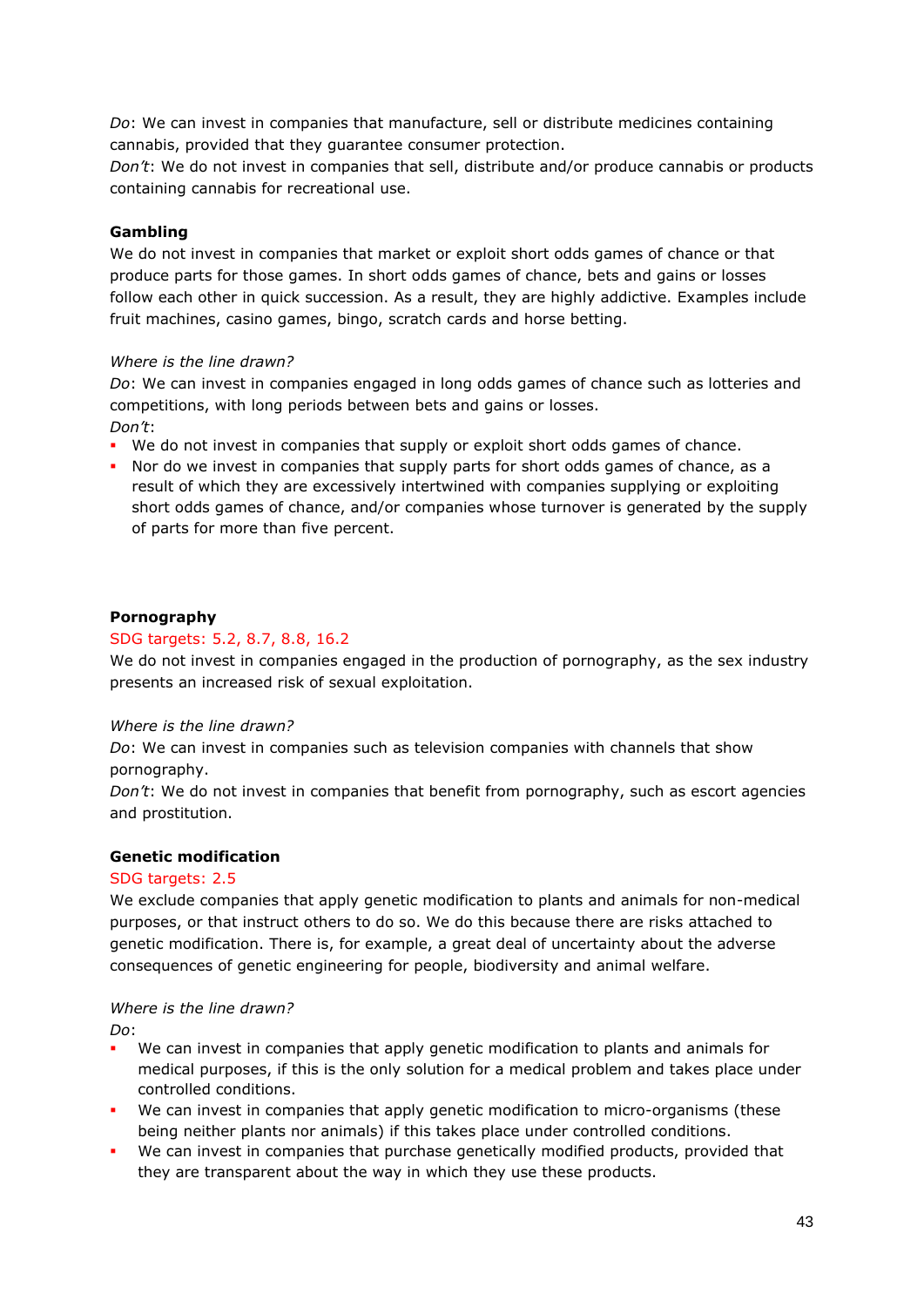*Do*: We can invest in companies that manufacture, sell or distribute medicines containing cannabis, provided that they guarantee consumer protection.
*Don't*: We do not invest in companies that sell, distribute and/or produce cannabis or products containing cannabis for recreational use.

**Gambling**

We do not invest in companies that market or exploit short odds games of chance or that produce parts for those games. In short odds games of chance, bets and gains or losses follow each other in quick succession. As a result, they are highly addictive. Examples include fruit machines, casino games, bingo, scratch cards and horse betting.

*Where is the line drawn?*

*Do*: We can invest in companies engaged in long odds games of chance such as lotteries and competitions, with long periods between bets and gains or losses.
*Don't*:

- We do not invest in companies that supply or exploit short odds games of chance.
- Nor do we invest in companies that supply parts for short odds games of chance, as a result of which they are excessively intertwined with companies supplying or exploiting short odds games of chance, and/or companies whose turnover is generated by the supply of parts for more than five percent.

**Pornography**

SDG targets: 5.2, 8.7, 8.8, 16.2

We do not invest in companies engaged in the production of pornography, as the sex industry presents an increased risk of sexual exploitation.

*Where is the line drawn?*

*Do*: We can invest in companies such as television companies with channels that show pornography.
*Don't*: We do not invest in companies that benefit from pornography, such as escort agencies and prostitution.

**Genetic modification**

SDG targets: 2.5

We exclude companies that apply genetic modification to plants and animals for non-medical purposes, or that instruct others to do so. We do this because there are risks attached to genetic modification. There is, for example, a great deal of uncertainty about the adverse consequences of genetic engineering for people, biodiversity and animal welfare.

*Where is the line drawn?*

*Do*:

- We can invest in companies that apply genetic modification to plants and animals for medical purposes, if this is the only solution for a medical problem and takes place under controlled conditions.
- We can invest in companies that apply genetic modification to micro-organisms (these being neither plants nor animals) if this takes place under controlled conditions.
- We can invest in companies that purchase genetically modified products, provided that they are transparent about the way in which they use these products.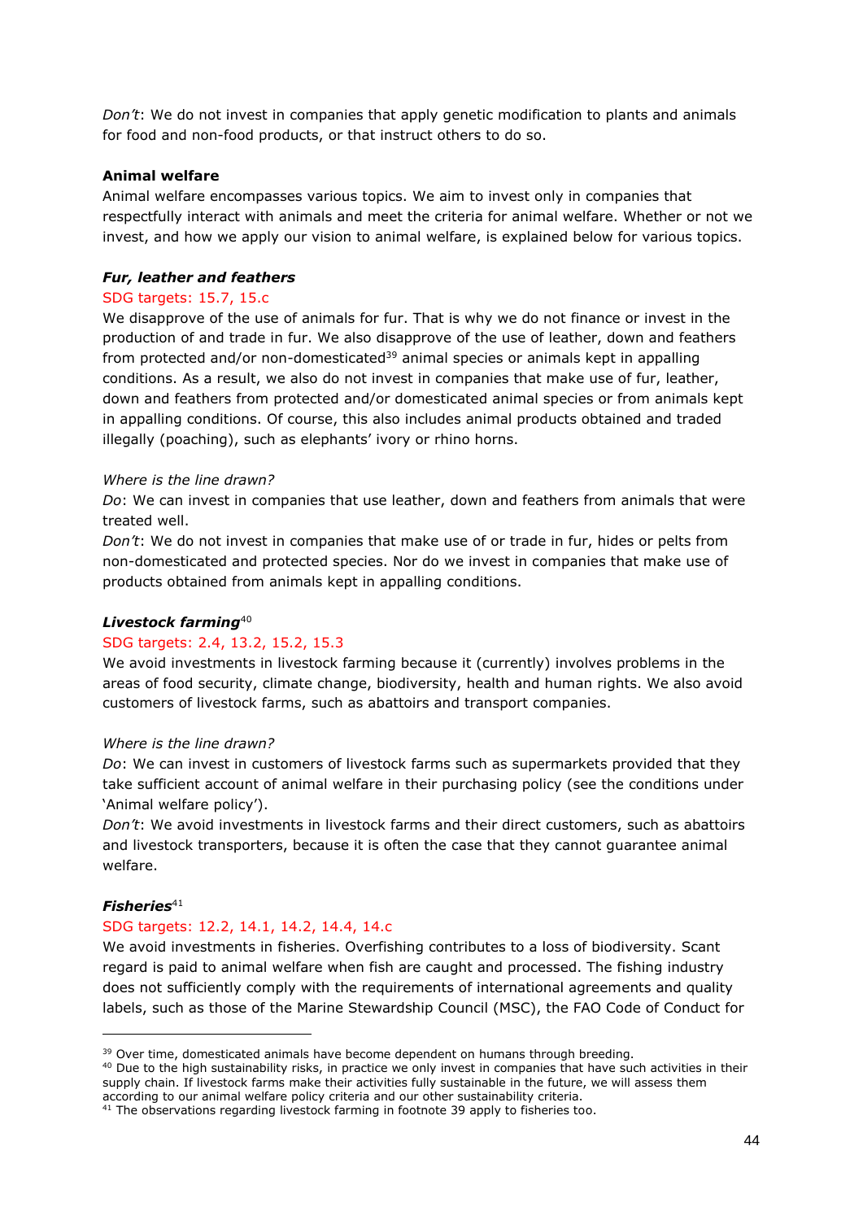*Don't*: We do not invest in companies that apply genetic modification to plants and animals for food and non-food products, or that instruct others to do so.

**Animal welfare**

Animal welfare encompasses various topics. We aim to invest only in companies that respectfully interact with animals and meet the criteria for animal welfare. Whether or not we invest, and how we apply our vision to animal welfare, is explained below for various topics.

***Fur, leather and feathers***

SDG targets: 15.7, 15.c

We disapprove of the use of animals for fur. That is why we do not finance or invest in the production of and trade in fur. We also disapprove of the use of leather, down and feathers from protected and/or non-domesticated[39] animal species or animals kept in appalling conditions. As a result, we also do not invest in companies that make use of fur, leather, down and feathers from protected and/or domesticated animal species or from animals kept in appalling conditions. Of course, this also includes animal products obtained and traded illegally (poaching), such as elephants' ivory or rhino horns.

*Where is the line drawn?*

*Do*: We can invest in companies that use leather, down and feathers from animals that were treated well.

*Don't*: We do not invest in companies that make use of or trade in fur, hides or pelts from non-domesticated and protected species. Nor do we invest in companies that make use of products obtained from animals kept in appalling conditions.

***Livestock farming***[40]

SDG targets: 2.4, 13.2, 15.2, 15.3

We avoid investments in livestock farming because it (currently) involves problems in the areas of food security, climate change, biodiversity, health and human rights. We also avoid customers of livestock farms, such as abattoirs and transport companies.

*Where is the line drawn?*

*Do*: We can invest in customers of livestock farms such as supermarkets provided that they take sufficient account of animal welfare in their purchasing policy (see the conditions under 'Animal welfare policy').

*Don't*: We avoid investments in livestock farms and their direct customers, such as abattoirs and livestock transporters, because it is often the case that they cannot guarantee animal welfare.

***Fisheries***[41]

SDG targets: 12.2, 14.1, 14.2, 14.4, 14.c

We avoid investments in fisheries. Overfishing contributes to a loss of biodiversity. Scant regard is paid to animal welfare when fish are caught and processed. The fishing industry does not sufficiently comply with the requirements of international agreements and quality labels, such as those of the Marine Stewardship Council (MSC), the FAO Code of Conduct for

---

[39] Over time, domesticated animals have become dependent on humans through breeding.

[40] Due to the high sustainability risks, in practice we only invest in companies that have such activities in their supply chain. If livestock farms make their activities fully sustainable in the future, we will assess them according to our animal welfare policy criteria and our other sustainability criteria.

[41] The observations regarding livestock farming in footnote 39 apply to fisheries too.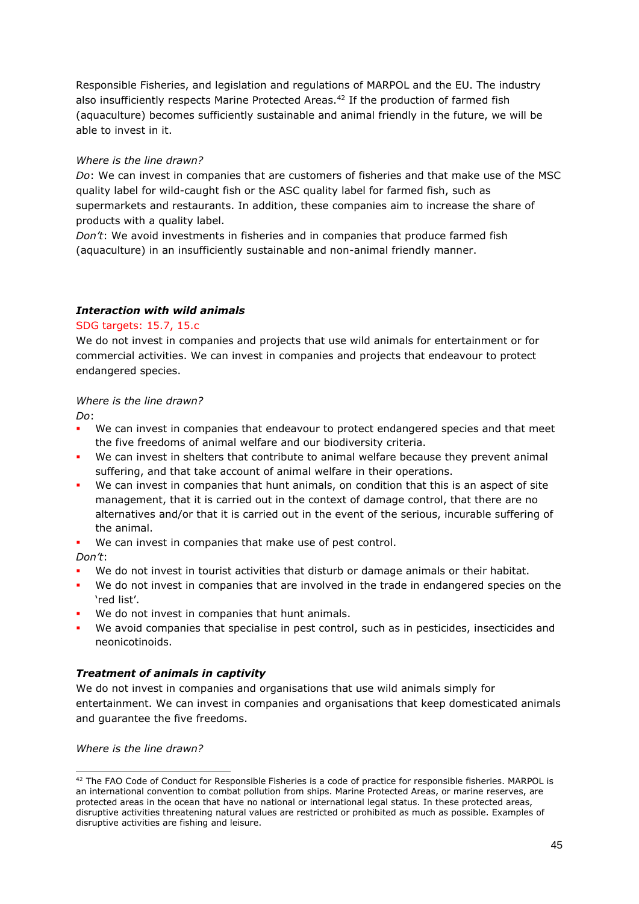Responsible Fisheries, and legislation and regulations of MARPOL and the EU. The industry also insufficiently respects Marine Protected Areas.[42] If the production of farmed fish (aquaculture) becomes sufficiently sustainable and animal friendly in the future, we will be able to invest in it.

*Where is the line drawn?*

*Do*: We can invest in companies that are customers of fisheries and that make use of the MSC quality label for wild-caught fish or the ASC quality label for farmed fish, such as supermarkets and restaurants. In addition, these companies aim to increase the share of products with a quality label.

*Don't*: We avoid investments in fisheries and in companies that produce farmed fish (aquaculture) in an insufficiently sustainable and non-animal friendly manner.

#### ***Interaction with wild animals***

SDG targets: 15.7, 15.c

We do not invest in companies and projects that use wild animals for entertainment or for commercial activities. We can invest in companies and projects that endeavour to protect endangered species.

*Where is the line drawn?*

*Do*:

- We can invest in companies that endeavour to protect endangered species and that meet the five freedoms of animal welfare and our biodiversity criteria.
- We can invest in shelters that contribute to animal welfare because they prevent animal suffering, and that take account of animal welfare in their operations.
- We can invest in companies that hunt animals, on condition that this is an aspect of site management, that it is carried out in the context of damage control, that there are no alternatives and/or that it is carried out in the event of the serious, incurable suffering of the animal.
- We can invest in companies that make use of pest control.

*Don't*:

- We do not invest in tourist activities that disturb or damage animals or their habitat.
- We do not invest in companies that are involved in the trade in endangered species on the 'red list'.
- We do not invest in companies that hunt animals.
- We avoid companies that specialise in pest control, such as in pesticides, insecticides and neonicotinoids.

#### ***Treatment of animals in captivity***

We do not invest in companies and organisations that use wild animals simply for entertainment. We can invest in companies and organisations that keep domesticated animals and guarantee the five freedoms.

*Where is the line drawn?*

---

[42] The FAO Code of Conduct for Responsible Fisheries is a code of practice for responsible fisheries. MARPOL is an international convention to combat pollution from ships. Marine Protected Areas, or marine reserves, are protected areas in the ocean that have no national or international legal status. In these protected areas, disruptive activities threatening natural values are restricted or prohibited as much as possible. Examples of disruptive activities are fishing and leisure.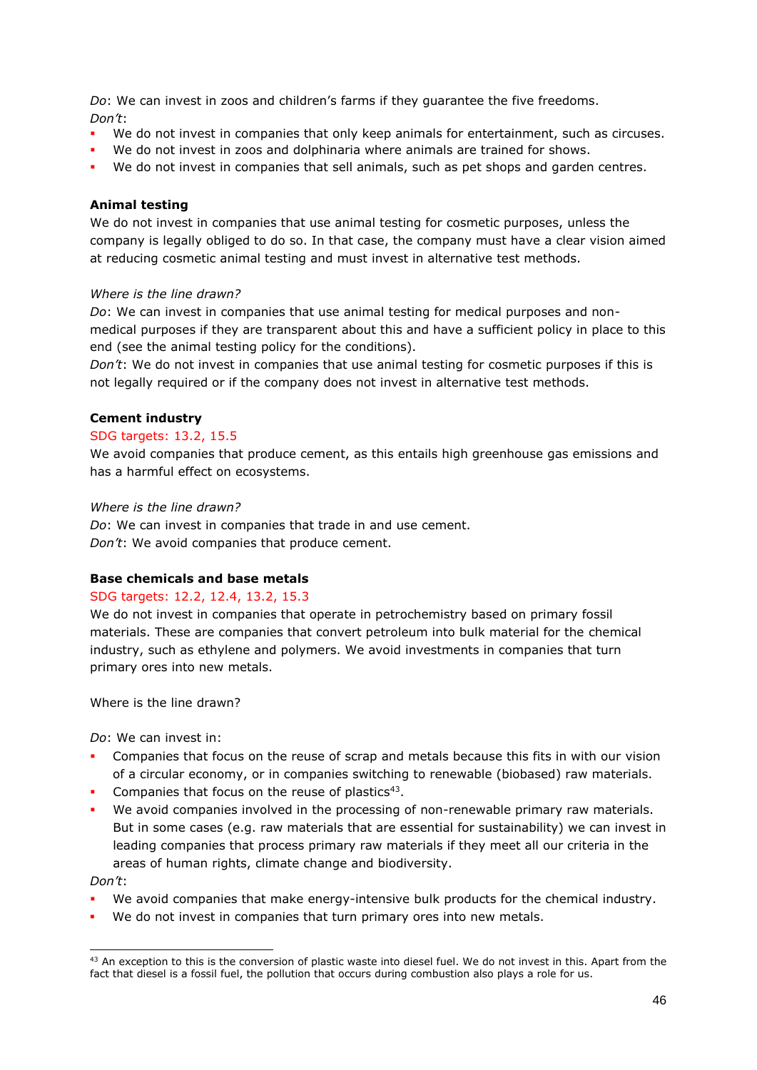*Do*: We can invest in zoos and children's farms if they guarantee the five freedoms.
*Don't*:

- We do not invest in companies that only keep animals for entertainment, such as circuses.
- We do not invest in zoos and dolphinaria where animals are trained for shows.
- We do not invest in companies that sell animals, such as pet shops and garden centres.

**Animal testing**

We do not invest in companies that use animal testing for cosmetic purposes, unless the company is legally obliged to do so. In that case, the company must have a clear vision aimed at reducing cosmetic animal testing and must invest in alternative test methods.

*Where is the line drawn?*

*Do*: We can invest in companies that use animal testing for medical purposes and non-medical purposes if they are transparent about this and have a sufficient policy in place to this end (see the animal testing policy for the conditions).
*Don't*: We do not invest in companies that use animal testing for cosmetic purposes if this is not legally required or if the company does not invest in alternative test methods.

**Cement industry**

SDG targets: 13.2, 15.5

We avoid companies that produce cement, as this entails high greenhouse gas emissions and has a harmful effect on ecosystems.

*Where is the line drawn?*

*Do*: We can invest in companies that trade in and use cement.
*Don't*: We avoid companies that produce cement.

**Base chemicals and base metals**

SDG targets: 12.2, 12.4, 13.2, 15.3

We do not invest in companies that operate in petrochemistry based on primary fossil materials. These are companies that convert petroleum into bulk material for the chemical industry, such as ethylene and polymers. We avoid investments in companies that turn primary ores into new metals.

Where is the line drawn?

*Do*: We can invest in:

- Companies that focus on the reuse of scrap and metals because this fits in with our vision of a circular economy, or in companies switching to renewable (biobased) raw materials.
- Companies that focus on the reuse of plastics[43].
- We avoid companies involved in the processing of non-renewable primary raw materials. But in some cases (e.g. raw materials that are essential for sustainability) we can invest in leading companies that process primary raw materials if they meet all our criteria in the areas of human rights, climate change and biodiversity.

*Don't*:

- We avoid companies that make energy-intensive bulk products for the chemical industry.
- We do not invest in companies that turn primary ores into new metals.

[43] An exception to this is the conversion of plastic waste into diesel fuel. We do not invest in this. Apart from the fact that diesel is a fossil fuel, the pollution that occurs during combustion also plays a role for us.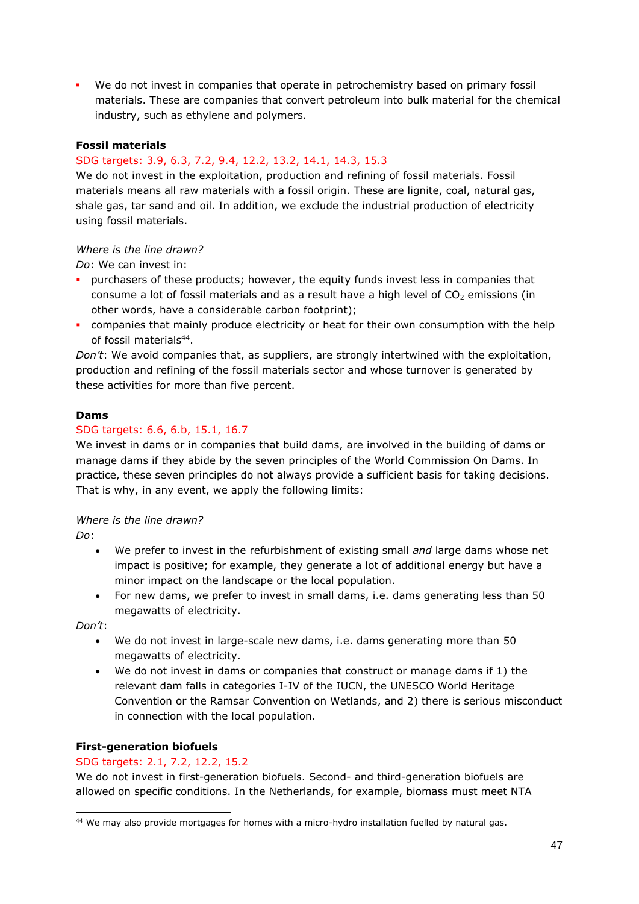- We do not invest in companies that operate in petrochemistry based on primary fossil materials. These are companies that convert petroleum into bulk material for the chemical industry, such as ethylene and polymers.

**Fossil materials**

SDG targets: 3.9, 6.3, 7.2, 9.4, 12.2, 13.2, 14.1, 14.3, 15.3

We do not invest in the exploitation, production and refining of fossil materials. Fossil materials means all raw materials with a fossil origin. These are lignite, coal, natural gas, shale gas, tar sand and oil. In addition, we exclude the industrial production of electricity using fossil materials.

*Where is the line drawn?*

*Do*: We can invest in:

- purchasers of these products; however, the equity funds invest less in companies that consume a lot of fossil materials and as a result have a high level of $CO_2$ emissions (in other words, have a considerable carbon footprint);
- companies that mainly produce electricity or heat for their <u>own</u> consumption with the help of fossil materials[44].

*Don't*: We avoid companies that, as suppliers, are strongly intertwined with the exploitation, production and refining of the fossil materials sector and whose turnover is generated by these activities for more than five percent.

**Dams**

SDG targets: 6.6, 6.b, 15.1, 16.7

We invest in dams or in companies that build dams, are involved in the building of dams or manage dams if they abide by the seven principles of the World Commission On Dams. In practice, these seven principles do not always provide a sufficient basis for taking decisions. That is why, in any event, we apply the following limits:

*Where is the line drawn?*

*Do*:

- We prefer to invest in the refurbishment of existing small *and* large dams whose net impact is positive; for example, they generate a lot of additional energy but have a minor impact on the landscape or the local population.
- For new dams, we prefer to invest in small dams, i.e. dams generating less than 50 megawatts of electricity.

*Don't*:

- We do not invest in large-scale new dams, i.e. dams generating more than 50 megawatts of electricity.
- We do not invest in dams or companies that construct or manage dams if 1) the relevant dam falls in categories I-IV of the IUCN, the UNESCO World Heritage Convention or the Ramsar Convention on Wetlands, and 2) there is serious misconduct in connection with the local population.

**First-generation biofuels**

SDG targets: 2.1, 7.2, 12.2, 15.2

We do not invest in first-generation biofuels. Second- and third-generation biofuels are allowed on specific conditions. In the Netherlands, for example, biomass must meet NTA

---

[44] We may also provide mortgages for homes with a micro-hydro installation fuelled by natural gas.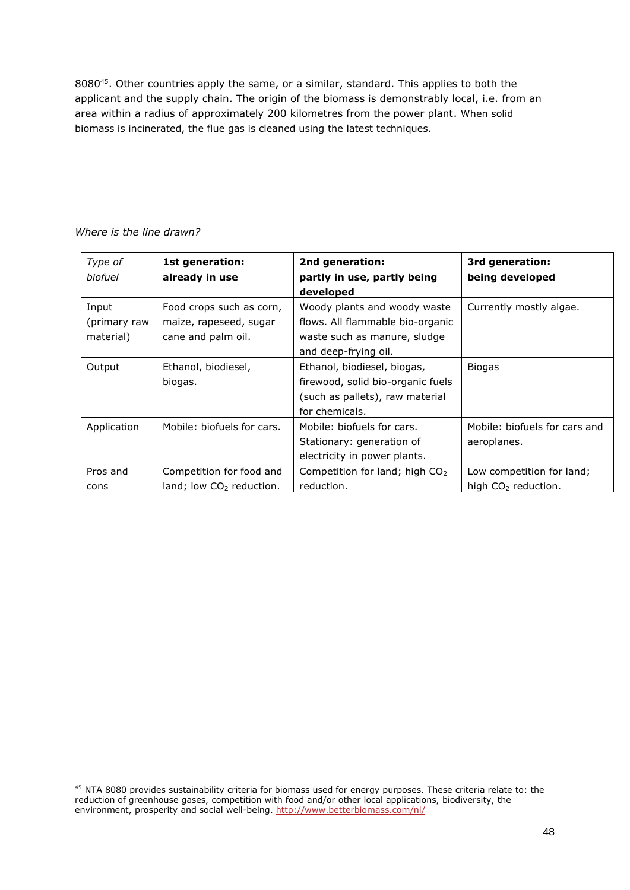8080[45]. Other countries apply the same, or a similar, standard. This applies to both the applicant and the supply chain. The origin of the biomass is demonstrably local, i.e. from an area within a radius of approximately 200 kilometres from the power plant. When solid biomass is incinerated, the flue gas is cleaned using the latest techniques.

*Where is the line drawn?*

| *Type of biofuel* | **1st generation: already in use** | **2nd generation: partly in use, partly being developed** | **3rd generation: being developed** |
|---|---|---|---|
| Input (primary raw material) | Food crops such as corn, maize, rapeseed, sugar cane and palm oil. | Woody plants and woody waste flows. All flammable bio-organic waste such as manure, sludge and deep-frying oil. | Currently mostly algae. |
| Output | Ethanol, biodiesel, biogas. | Ethanol, biodiesel, biogas, firewood, solid bio-organic fuels (such as pallets), raw material for chemicals. | Biogas |
| Application | Mobile: biofuels for cars. | Mobile: biofuels for cars. Stationary: generation of electricity in power plants. | Mobile: biofuels for cars and aeroplanes. |
| Pros and cons | Competition for food and land; low $CO_2$ reduction. | Competition for land; high $CO_2$ reduction. | Low competition for land; high $CO_2$ reduction. |

[45] NTA 8080 provides sustainability criteria for biomass used for energy purposes. These criteria relate to: the reduction of greenhouse gases, competition with food and/or other local applications, biodiversity, the environment, prosperity and social well-being. http://www.betterbiomass.com/nl/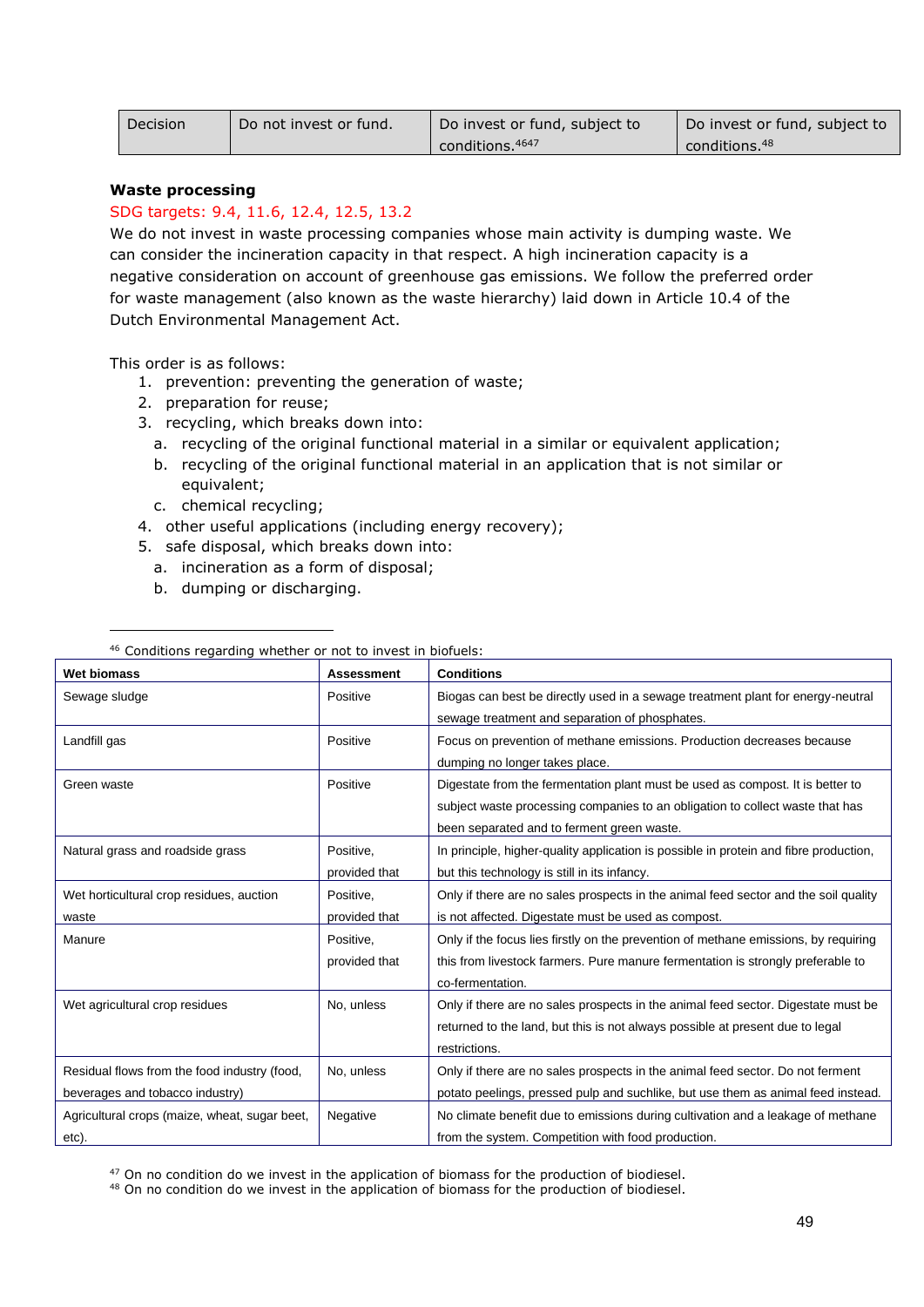| Decision | Do not invest or fund. | Do invest or fund, subject to conditions.[46][47] | Do invest or fund, subject to conditions.[48] |
|---|---|---|---|

**Waste processing**

SDG targets: 9.4, 11.6, 12.4, 12.5, 13.2

We do not invest in waste processing companies whose main activity is dumping waste. We can consider the incineration capacity in that respect. A high incineration capacity is a negative consideration on account of greenhouse gas emissions. We follow the preferred order for waste management (also known as the waste hierarchy) laid down in Article 10.4 of the Dutch Environmental Management Act.

This order is as follows:

1. prevention: preventing the generation of waste;
2. preparation for reuse;
3. recycling, which breaks down into:
   a. recycling of the original functional material in a similar or equivalent application;
   b. recycling of the original functional material in an application that is not similar or equivalent;
   c. chemical recycling;
4. other useful applications (including energy recovery);
5. safe disposal, which breaks down into:
   a. incineration as a form of disposal;
   b. dumping or discharging.

---

[46] Conditions regarding whether or not to invest in biofuels:

| Wet biomass | Assessment | Conditions |
|---|---|---|
| Sewage sludge | Positive | Biogas can best be directly used in a sewage treatment plant for energy-neutral sewage treatment and separation of phosphates. |
| Landfill gas | Positive | Focus on prevention of methane emissions. Production decreases because dumping no longer takes place. |
| Green waste | Positive | Digestate from the fermentation plant must be used as compost. It is better to subject waste processing companies to an obligation to collect waste that has been separated and to ferment green waste. |
| Natural grass and roadside grass | Positive, provided that | In principle, higher-quality application is possible in protein and fibre production, but this technology is still in its infancy. |
| Wet horticultural crop residues, auction waste | Positive, provided that | Only if there are no sales prospects in the animal feed sector and the soil quality is not affected. Digestate must be used as compost. |
| Manure | Positive, provided that | Only if the focus lies firstly on the prevention of methane emissions, by requiring this from livestock farmers. Pure manure fermentation is strongly preferable to co-fermentation. |
| Wet agricultural crop residues | No, unless | Only if there are no sales prospects in the animal feed sector. Digestate must be returned to the land, but this is not always possible at present due to legal restrictions. |
| Residual flows from the food industry (food, beverages and tobacco industry) | No, unless | Only if there are no sales prospects in the animal feed sector. Do not ferment potato peelings, pressed pulp and suchlike, but use them as animal feed instead. |
| Agricultural crops (maize, wheat, sugar beet, etc). | Negative | No climate benefit due to emissions during cultivation and a leakage of methane from the system. Competition with food production. |

[47] On no condition do we invest in the application of biomass for the production of biodiesel.

[48] On no condition do we invest in the application of biomass for the production of biodiesel.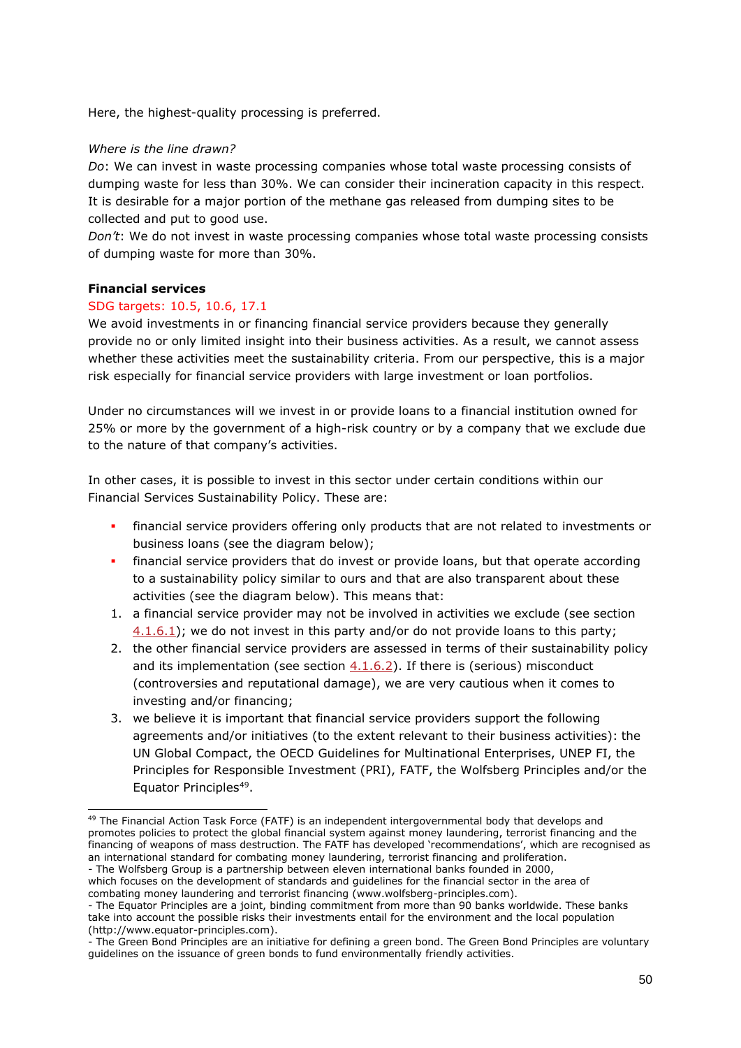Here, the highest-quality processing is preferred.

*Where is the line drawn?*

*Do*: We can invest in waste processing companies whose total waste processing consists of dumping waste for less than 30%. We can consider their incineration capacity in this respect. It is desirable for a major portion of the methane gas released from dumping sites to be collected and put to good use.

*Don't*: We do not invest in waste processing companies whose total waste processing consists of dumping waste for more than 30%.

**Financial services**

SDG targets: 10.5, 10.6, 17.1

We avoid investments in or financing financial service providers because they generally provide no or only limited insight into their business activities. As a result, we cannot assess whether these activities meet the sustainability criteria. From our perspective, this is a major risk especially for financial service providers with large investment or loan portfolios.

Under no circumstances will we invest in or provide loans to a financial institution owned for 25% or more by the government of a high-risk country or by a company that we exclude due to the nature of that company's activities.

In other cases, it is possible to invest in this sector under certain conditions within our Financial Services Sustainability Policy. These are:

- financial service providers offering only products that are not related to investments or business loans (see the diagram below);
- financial service providers that do invest or provide loans, but that operate according to a sustainability policy similar to ours and that are also transparent about these activities (see the diagram below). This means that:

1. a financial service provider may not be involved in activities we exclude (see section 4.1.6.1); we do not invest in this party and/or do not provide loans to this party;
2. the other financial service providers are assessed in terms of their sustainability policy and its implementation (see section 4.1.6.2). If there is (serious) misconduct (controversies and reputational damage), we are very cautious when it comes to investing and/or financing;
3. we believe it is important that financial service providers support the following agreements and/or initiatives (to the extent relevant to their business activities): the UN Global Compact, the OECD Guidelines for Multinational Enterprises, UNEP FI, the Principles for Responsible Investment (PRI), FATF, the Wolfsberg Principles and/or the Equator Principles[49].

---

[49] The Financial Action Task Force (FATF) is an independent intergovernmental body that develops and promotes policies to protect the global financial system against money laundering, terrorist financing and the financing of weapons of mass destruction. The FATF has developed 'recommendations', which are recognised as an international standard for combating money laundering, terrorist financing and proliferation.

- The Wolfsberg Group is a partnership between eleven international banks founded in 2000, which focuses on the development of standards and guidelines for the financial sector in the area of combating money laundering and terrorist financing (www.wolfsberg-principles.com).
- The Equator Principles are a joint, binding commitment from more than 90 banks worldwide. These banks take into account the possible risks their investments entail for the environment and the local population (http://www.equator-principles.com).
- The Green Bond Principles are an initiative for defining a green bond. The Green Bond Principles are voluntary guidelines on the issuance of green bonds to fund environmentally friendly activities.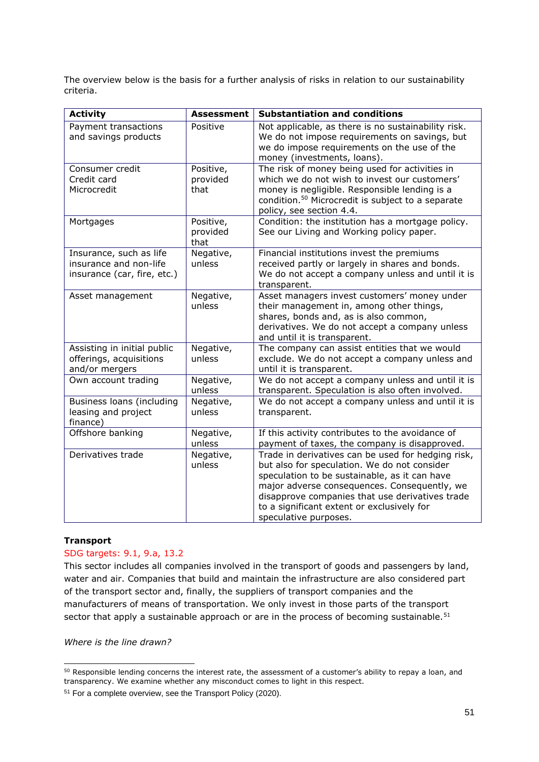The overview below is the basis for a further analysis of risks in relation to our sustainability criteria.

| Activity | Assessment | Substantiation and conditions |
|---|---|---|
| Payment transactions and savings products | Positive | Not applicable, as there is no sustainability risk. We do not impose requirements on savings, but we do impose requirements on the use of the money (investments, loans). |
| Consumer credit<br>Credit card<br>Microcredit | Positive, provided that | The risk of money being used for activities in which we do not wish to invest our customers' money is negligible. Responsible lending is a condition.[50] Microcredit is subject to a separate policy, see section 4.4. |
| Mortgages | Positive, provided that | Condition: the institution has a mortgage policy. See our Living and Working policy paper. |
| Insurance, such as life insurance and non-life insurance (car, fire, etc.) | Negative, unless | Financial institutions invest the premiums received partly or largely in shares and bonds. We do not accept a company unless and until it is transparent. |
| Asset management | Negative, unless | Asset managers invest customers' money under their management in, among other things, shares, bonds and, as is also common, derivatives. We do not accept a company unless and until it is transparent. |
| Assisting in initial public offerings, acquisitions and/or mergers | Negative, unless | The company can assist entities that we would exclude. We do not accept a company unless and until it is transparent. |
| Own account trading | Negative, unless | We do not accept a company unless and until it is transparent. Speculation is also often involved. |
| Business loans (including leasing and project finance) | Negative, unless | We do not accept a company unless and until it is transparent. |
| Offshore banking | Negative, unless | If this activity contributes to the avoidance of payment of taxes, the company is disapproved. |
| Derivatives trade | Negative, unless | Trade in derivatives can be used for hedging risk, but also for speculation. We do not consider speculation to be sustainable, as it can have major adverse consequences. Consequently, we disapprove companies that use derivatives trade to a significant extent or exclusively for speculative purposes. |

**Transport**

SDG targets: 9.1, 9.a, 13.2

This sector includes all companies involved in the transport of goods and passengers by land, water and air. Companies that build and maintain the infrastructure are also considered part of the transport sector and, finally, the suppliers of transport companies and the manufacturers of means of transportation. We only invest in those parts of the transport sector that apply a sustainable approach or are in the process of becoming sustainable.[51]

*Where is the line drawn?*

[50] Responsible lending concerns the interest rate, the assessment of a customer's ability to repay a loan, and transparency. We examine whether any misconduct comes to light in this respect.

[51] For a complete overview, see the Transport Policy (2020).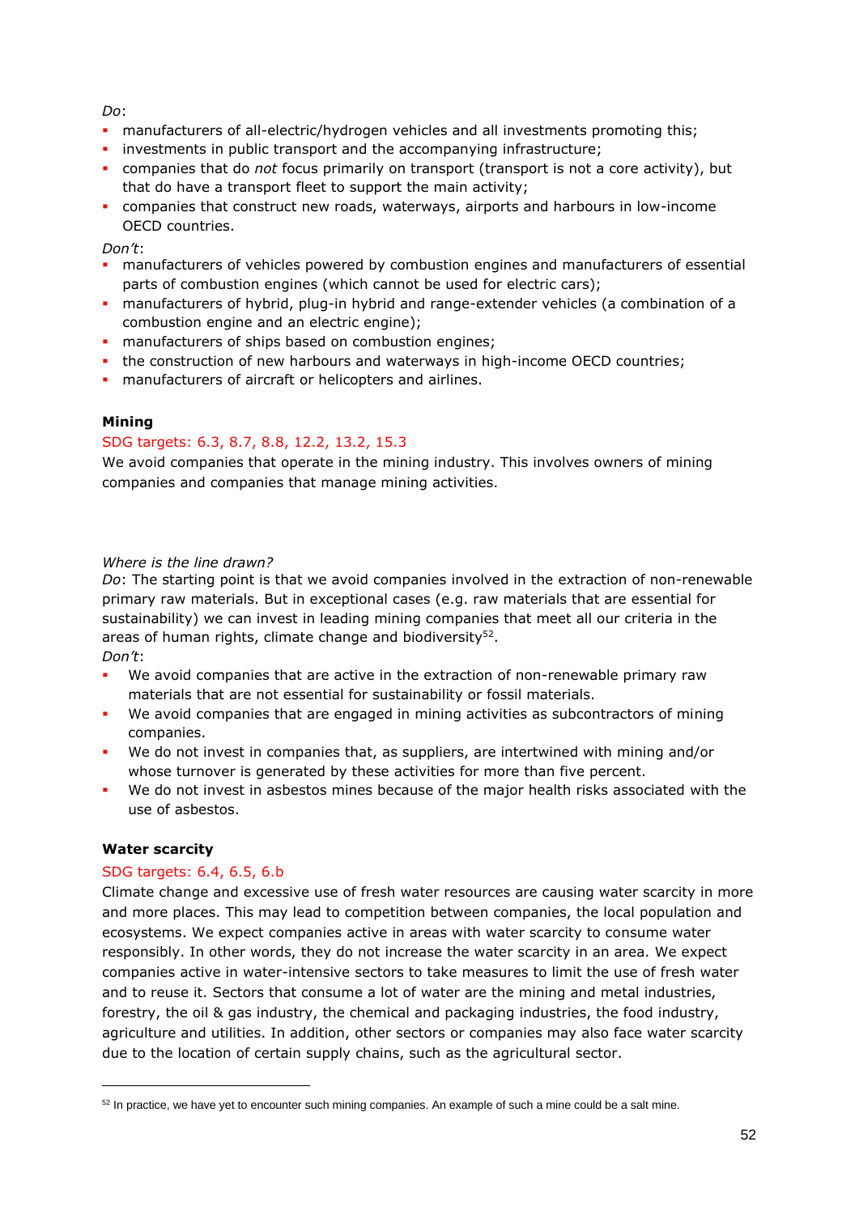*Do*:

- manufacturers of all-electric/hydrogen vehicles and all investments promoting this;
- investments in public transport and the accompanying infrastructure;
- companies that do *not* focus primarily on transport (transport is not a core activity), but that do have a transport fleet to support the main activity;
- companies that construct new roads, waterways, airports and harbours in low-income OECD countries.

*Don't*:

- manufacturers of vehicles powered by combustion engines and manufacturers of essential parts of combustion engines (which cannot be used for electric cars);
- manufacturers of hybrid, plug-in hybrid and range-extender vehicles (a combination of a combustion engine and an electric engine);
- manufacturers of ships based on combustion engines;
- the construction of new harbours and waterways in high-income OECD countries;
- manufacturers of aircraft or helicopters and airlines.

**Mining**

SDG targets: 6.3, 8.7, 8.8, 12.2, 13.2, 15.3

We avoid companies that operate in the mining industry. This involves owners of mining companies and companies that manage mining activities.

*Where is the line drawn?*

*Do*: The starting point is that we avoid companies involved in the extraction of non-renewable primary raw materials. But in exceptional cases (e.g. raw materials that are essential for sustainability) we can invest in leading mining companies that meet all our criteria in the areas of human rights, climate change and biodiversity[52].

*Don't*:

- We avoid companies that are active in the extraction of non-renewable primary raw materials that are not essential for sustainability or fossil materials.
- We avoid companies that are engaged in mining activities as subcontractors of mining companies.
- We do not invest in companies that, as suppliers, are intertwined with mining and/or whose turnover is generated by these activities for more than five percent.
- We do not invest in asbestos mines because of the major health risks associated with the use of asbestos.

**Water scarcity**

SDG targets: 6.4, 6.5, 6.b

Climate change and excessive use of fresh water resources are causing water scarcity in more and more places. This may lead to competition between companies, the local population and ecosystems. We expect companies active in areas with water scarcity to consume water responsibly. In other words, they do not increase the water scarcity in an area. We expect companies active in water-intensive sectors to take measures to limit the use of fresh water and to reuse it. Sectors that consume a lot of water are the mining and metal industries, forestry, the oil & gas industry, the chemical and packaging industries, the food industry, agriculture and utilities. In addition, other sectors or companies may also face water scarcity due to the location of certain supply chains, such as the agricultural sector.

---

[52] In practice, we have yet to encounter such mining companies. An example of such a mine could be a salt mine.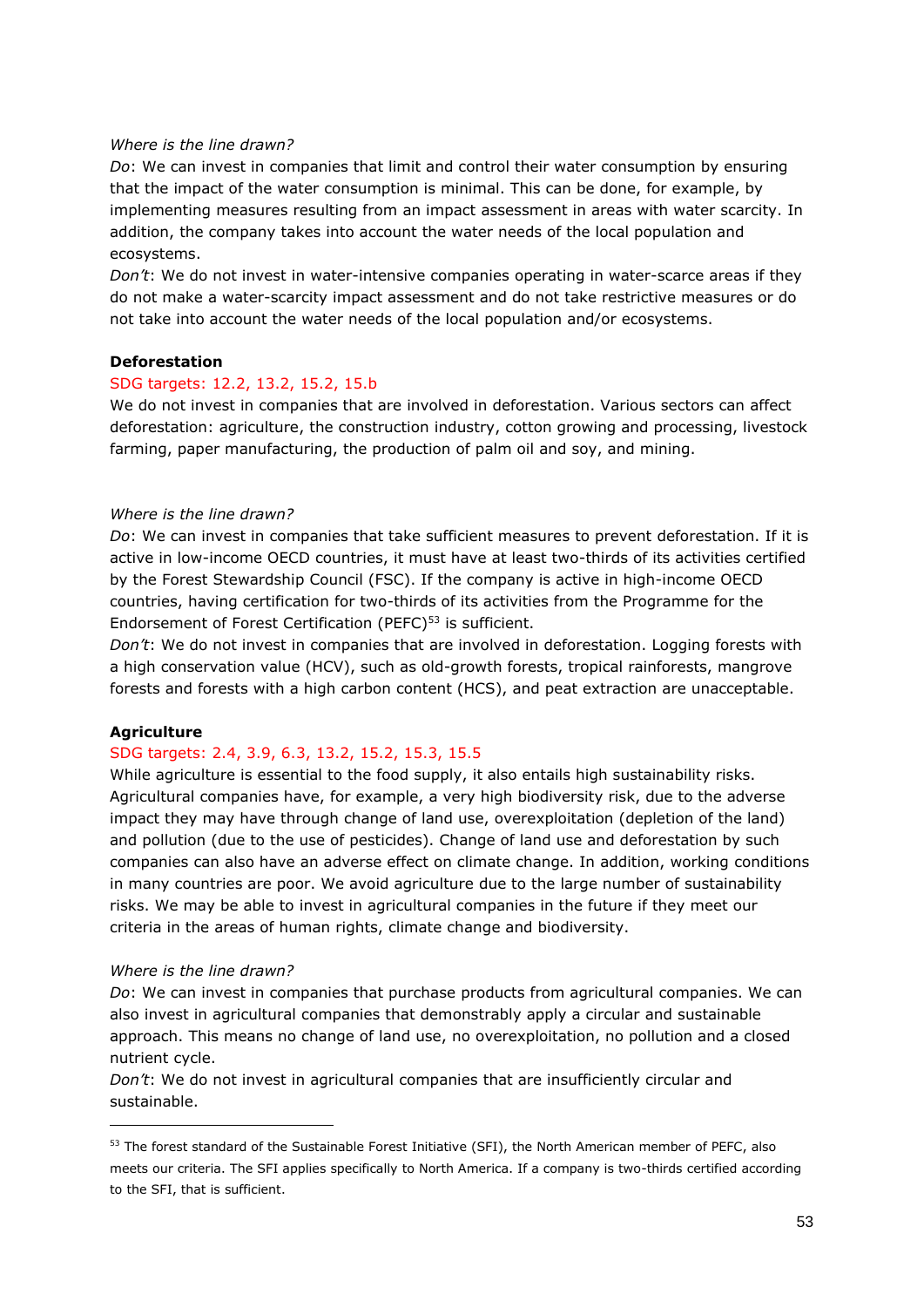*Where is the line drawn?*

*Do*: We can invest in companies that limit and control their water consumption by ensuring that the impact of the water consumption is minimal. This can be done, for example, by implementing measures resulting from an impact assessment in areas with water scarcity. In addition, the company takes into account the water needs of the local population and ecosystems.

*Don't*: We do not invest in water-intensive companies operating in water-scarce areas if they do not make a water-scarcity impact assessment and do not take restrictive measures or do not take into account the water needs of the local population and/or ecosystems.

**Deforestation**

SDG targets: 12.2, 13.2, 15.2, 15.b

We do not invest in companies that are involved in deforestation. Various sectors can affect deforestation: agriculture, the construction industry, cotton growing and processing, livestock farming, paper manufacturing, the production of palm oil and soy, and mining.

*Where is the line drawn?*

*Do*: We can invest in companies that take sufficient measures to prevent deforestation. If it is active in low-income OECD countries, it must have at least two-thirds of its activities certified by the Forest Stewardship Council (FSC). If the company is active in high-income OECD countries, having certification for two-thirds of its activities from the Programme for the Endorsement of Forest Certification (PEFC)[53] is sufficient.

*Don't*: We do not invest in companies that are involved in deforestation. Logging forests with a high conservation value (HCV), such as old-growth forests, tropical rainforests, mangrove forests and forests with a high carbon content (HCS), and peat extraction are unacceptable.

**Agriculture**

SDG targets: 2.4, 3.9, 6.3, 13.2, 15.2, 15.3, 15.5

While agriculture is essential to the food supply, it also entails high sustainability risks. Agricultural companies have, for example, a very high biodiversity risk, due to the adverse impact they may have through change of land use, overexploitation (depletion of the land) and pollution (due to the use of pesticides). Change of land use and deforestation by such companies can also have an adverse effect on climate change. In addition, working conditions in many countries are poor. We avoid agriculture due to the large number of sustainability risks. We may be able to invest in agricultural companies in the future if they meet our criteria in the areas of human rights, climate change and biodiversity.

*Where is the line drawn?*

*Do*: We can invest in companies that purchase products from agricultural companies. We can also invest in agricultural companies that demonstrably apply a circular and sustainable approach. This means no change of land use, no overexploitation, no pollution and a closed nutrient cycle.

*Don't*: We do not invest in agricultural companies that are insufficiently circular and sustainable.

---

[53] The forest standard of the Sustainable Forest Initiative (SFI), the North American member of PEFC, also meets our criteria. The SFI applies specifically to North America. If a company is two-thirds certified according to the SFI, that is sufficient.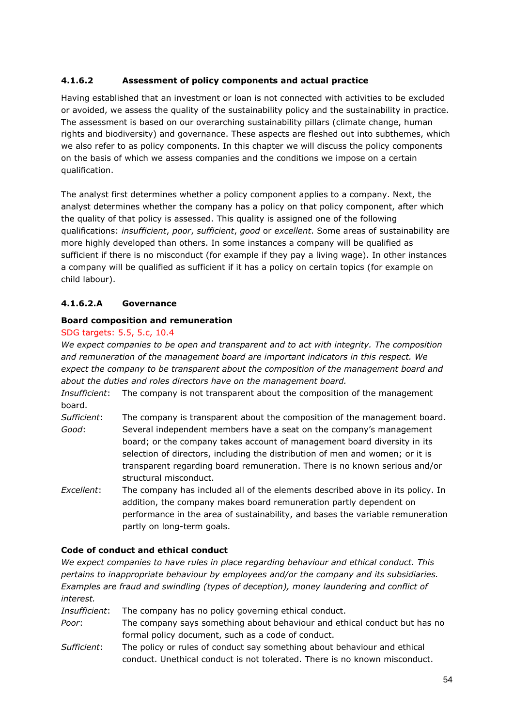#### 4.1.6.2 Assessment of policy components and actual practice

Having established that an investment or loan is not connected with activities to be excluded or avoided, we assess the quality of the sustainability policy and the sustainability in practice. The assessment is based on our overarching sustainability pillars (climate change, human rights and biodiversity) and governance. These aspects are fleshed out into subthemes, which we also refer to as policy components. In this chapter we will discuss the policy components on the basis of which we assess companies and the conditions we impose on a certain qualification.

The analyst first determines whether a policy component applies to a company. Next, the analyst determines whether the company has a policy on that policy component, after which the quality of that policy is assessed. This quality is assigned one of the following qualifications: *insufficient*, *poor*, *sufficient*, *good* or *excellent*. Some areas of sustainability are more highly developed than others. In some instances a company will be qualified as sufficient if there is no misconduct (for example if they pay a living wage). In other instances a company will be qualified as sufficient if it has a policy on certain topics (for example on child labour).

#### 4.1.6.2.A Governance

**Board composition and remuneration**

SDG targets: 5.5, 5.c, 10.4

*We expect companies to be open and transparent and to act with integrity. The composition and remuneration of the management board are important indicators in this respect. We expect the company to be transparent about the composition of the management board and about the duties and roles directors have on the management board.*

*Insufficient*: The company is not transparent about the composition of the management board.

*Sufficient*: The company is transparent about the composition of the management board.

*Good*: Several independent members have a seat on the company's management board; or the company takes account of management board diversity in its selection of directors, including the distribution of men and women; or it is transparent regarding board remuneration. There is no known serious and/or structural misconduct.

*Excellent*: The company has included all of the elements described above in its policy. In addition, the company makes board remuneration partly dependent on performance in the area of sustainability, and bases the variable remuneration partly on long-term goals.

**Code of conduct and ethical conduct**

*We expect companies to have rules in place regarding behaviour and ethical conduct. This pertains to inappropriate behaviour by employees and/or the company and its subsidiaries. Examples are fraud and swindling (types of deception), money laundering and conflict of interest.*

*Insufficient*: The company has no policy governing ethical conduct.

*Poor*: The company says something about behaviour and ethical conduct but has no formal policy document, such as a code of conduct.

*Sufficient*: The policy or rules of conduct say something about behaviour and ethical conduct. Unethical conduct is not tolerated. There is no known misconduct.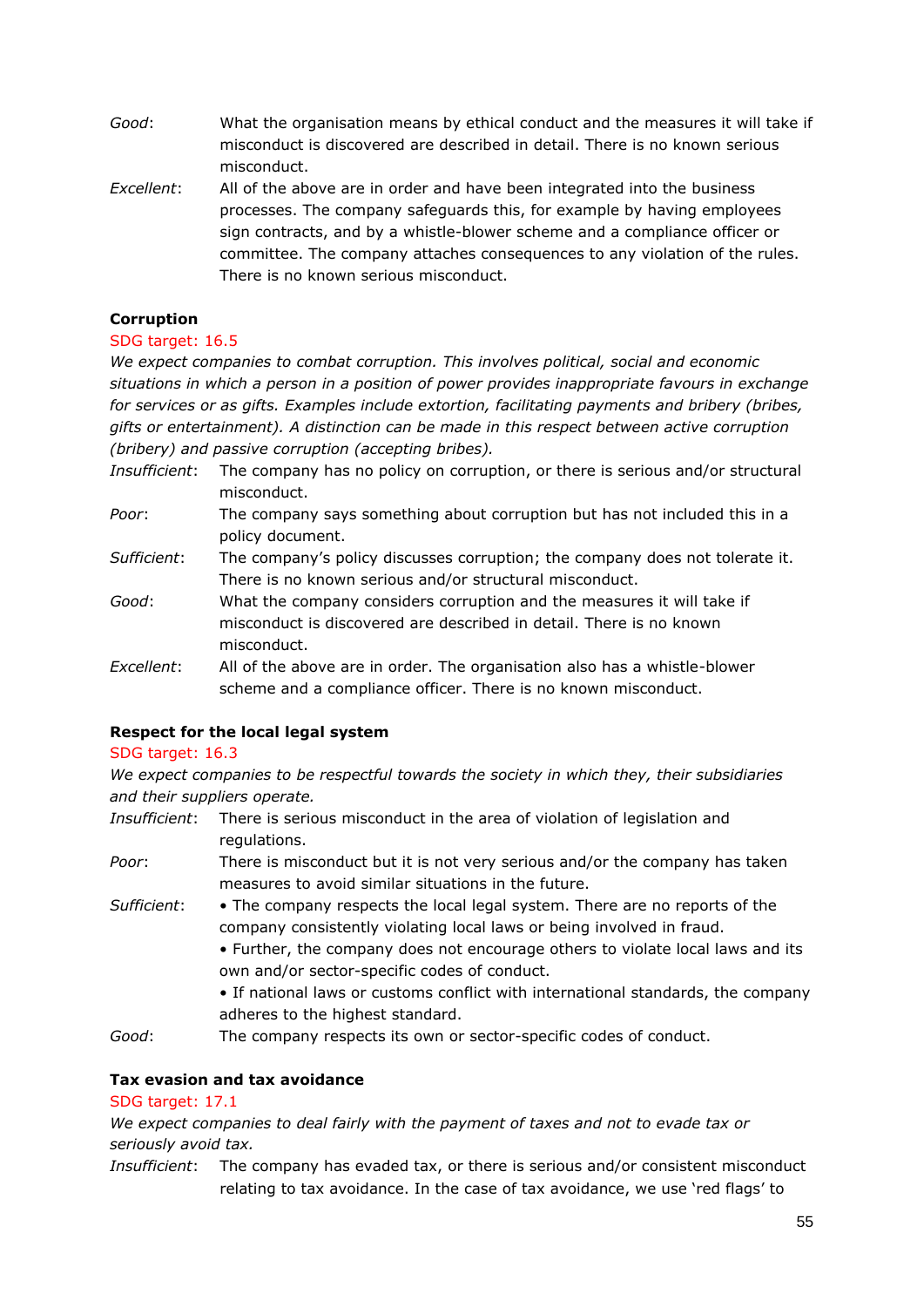*Good*: What the organisation means by ethical conduct and the measures it will take if misconduct is discovered are described in detail. There is no known serious misconduct.

*Excellent*: All of the above are in order and have been integrated into the business processes. The company safeguards this, for example by having employees sign contracts, and by a whistle-blower scheme and a compliance officer or committee. The company attaches consequences to any violation of the rules. There is no known serious misconduct.

**Corruption**

SDG target: 16.5

*We expect companies to combat corruption. This involves political, social and economic situations in which a person in a position of power provides inappropriate favours in exchange for services or as gifts. Examples include extortion, facilitating payments and bribery (bribes, gifts or entertainment). A distinction can be made in this respect between active corruption (bribery) and passive corruption (accepting bribes).*

*Insufficient*: The company has no policy on corruption, or there is serious and/or structural misconduct.

*Poor*: The company says something about corruption but has not included this in a policy document.

*Sufficient*: The company's policy discusses corruption; the company does not tolerate it. There is no known serious and/or structural misconduct.

*Good*: What the company considers corruption and the measures it will take if misconduct is discovered are described in detail. There is no known misconduct.

*Excellent*: All of the above are in order. The organisation also has a whistle-blower scheme and a compliance officer. There is no known misconduct.

**Respect for the local legal system**

SDG target: 16.3

*We expect companies to be respectful towards the society in which they, their subsidiaries and their suppliers operate.*

*Insufficient*: There is serious misconduct in the area of violation of legislation and regulations.

*Poor*: There is misconduct but it is not very serious and/or the company has taken measures to avoid similar situations in the future.

*Sufficient*:
- The company respects the local legal system. There are no reports of the company consistently violating local laws or being involved in fraud.
- Further, the company does not encourage others to violate local laws and its own and/or sector-specific codes of conduct.
- If national laws or customs conflict with international standards, the company adheres to the highest standard.

*Good*: The company respects its own or sector-specific codes of conduct.

**Tax evasion and tax avoidance**

SDG target: 17.1

*We expect companies to deal fairly with the payment of taxes and not to evade tax or seriously avoid tax.*

*Insufficient*: The company has evaded tax, or there is serious and/or consistent misconduct relating to tax avoidance. In the case of tax avoidance, we use 'red flags' to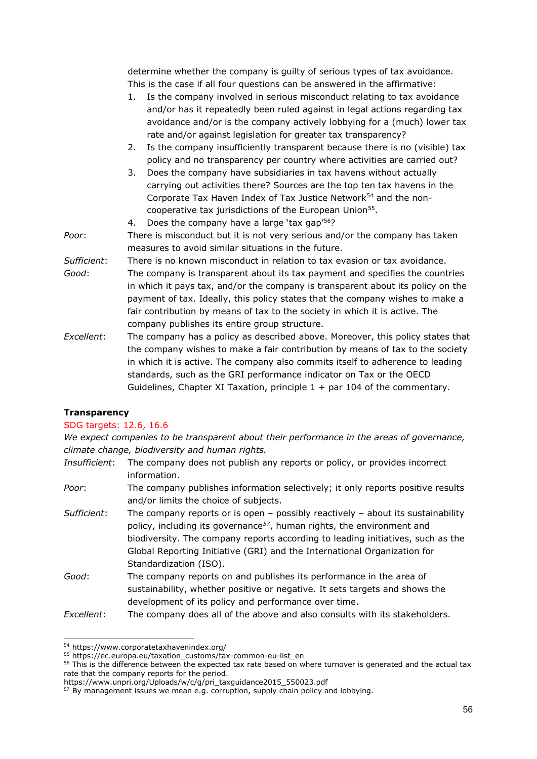determine whether the company is guilty of serious types of tax avoidance. This is the case if all four questions can be answered in the affirmative:

1. Is the company involved in serious misconduct relating to tax avoidance and/or has it repeatedly been ruled against in legal actions regarding tax avoidance and/or is the company actively lobbying for a (much) lower tax rate and/or against legislation for greater tax transparency?
2. Is the company insufficiently transparent because there is no (visible) tax policy and no transparency per country where activities are carried out?
3. Does the company have subsidiaries in tax havens without actually carrying out activities there? Sources are the top ten tax havens in the Corporate Tax Haven Index of Tax Justice Network[54] and the non-cooperative tax jurisdictions of the European Union[55].
4. Does the company have a large 'tax gap'[56]?

*Poor*: There is misconduct but it is not very serious and/or the company has taken measures to avoid similar situations in the future.

*Sufficient*: There is no known misconduct in relation to tax evasion or tax avoidance.

*Good*: The company is transparent about its tax payment and specifies the countries in which it pays tax, and/or the company is transparent about its policy on the payment of tax. Ideally, this policy states that the company wishes to make a fair contribution by means of tax to the society in which it is active. The company publishes its entire group structure.

*Excellent*: The company has a policy as described above. Moreover, this policy states that the company wishes to make a fair contribution by means of tax to the society in which it is active. The company also commits itself to adherence to leading standards, such as the GRI performance indicator on Tax or the OECD Guidelines, Chapter XI Taxation, principle 1 + par 104 of the commentary.

**Transparency**

SDG targets: 12.6, 16.6

*We expect companies to be transparent about their performance in the areas of governance, climate change, biodiversity and human rights.*

*Insufficient*: The company does not publish any reports or policy, or provides incorrect information.

*Poor*: The company publishes information selectively; it only reports positive results and/or limits the choice of subjects.

*Sufficient*: The company reports or is open – possibly reactively – about its sustainability policy, including its governance[57], human rights, the environment and biodiversity. The company reports according to leading initiatives, such as the Global Reporting Initiative (GRI) and the International Organization for Standardization (ISO).

*Good*: The company reports on and publishes its performance in the area of sustainability, whether positive or negative. It sets targets and shows the development of its policy and performance over time.

*Excellent*: The company does all of the above and also consults with its stakeholders.

---

[54] https://www.corporatetaxhavenindex.org/

[55] https://ec.europa.eu/taxation_customs/tax-common-eu-list_en

[56] This is the difference between the expected tax rate based on where turnover is generated and the actual tax rate that the company reports for the period.
https://www.unpri.org/Uploads/w/c/g/pri_taxguidance2015_550023.pdf

[57] By management issues we mean e.g. corruption, supply chain policy and lobbying.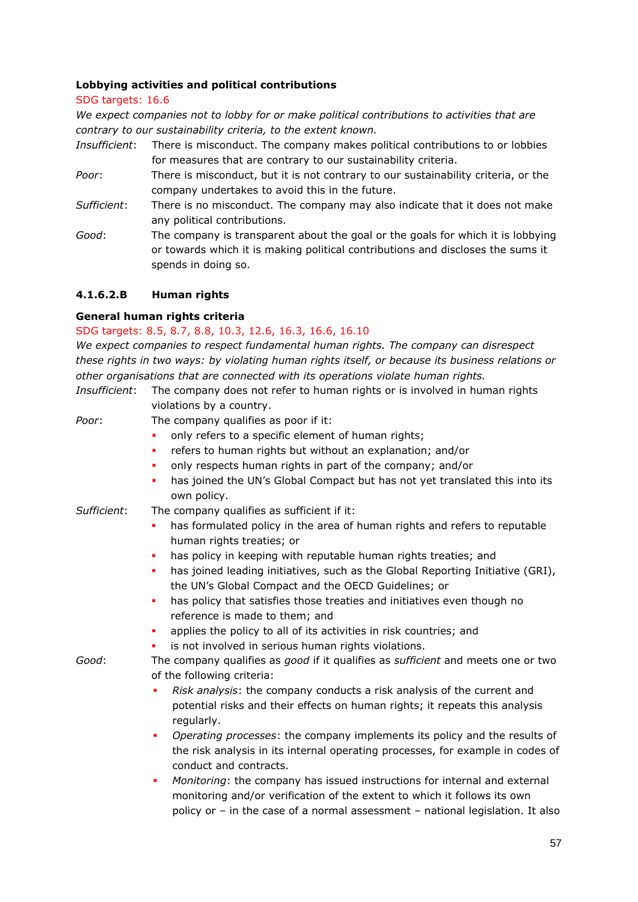**Lobbying activities and political contributions**

SDG targets: 16.6

*We expect companies not to lobby for or make political contributions to activities that are contrary to our sustainability criteria, to the extent known.*

*Insufficient*: There is misconduct. The company makes political contributions to or lobbies for measures that are contrary to our sustainability criteria.

*Poor*: There is misconduct, but it is not contrary to our sustainability criteria, or the company undertakes to avoid this in the future.

*Sufficient*: There is no misconduct. The company may also indicate that it does not make any political contributions.

*Good*: The company is transparent about the goal or the goals for which it is lobbying or towards which it is making political contributions and discloses the sums it spends in doing so.

#### 4.1.6.2.B Human rights

**General human rights criteria**

SDG targets: 8.5, 8.7, 8.8, 10.3, 12.6, 16.3, 16.6, 16.10

*We expect companies to respect fundamental human rights. The company can disrespect these rights in two ways: by violating human rights itself, or because its business relations or other organisations that are connected with its operations violate human rights.*

*Insufficient*: The company does not refer to human rights or is involved in human rights violations by a country.

*Poor*: The company qualifies as poor if it:

- only refers to a specific element of human rights;
- refers to human rights but without an explanation; and/or
- only respects human rights in part of the company; and/or
- has joined the UN's Global Compact but has not yet translated this into its own policy.

*Sufficient*: The company qualifies as sufficient if it:

- has formulated policy in the area of human rights and refers to reputable human rights treaties; or
- has policy in keeping with reputable human rights treaties; and
- has joined leading initiatives, such as the Global Reporting Initiative (GRI), the UN's Global Compact and the OECD Guidelines; or
- has policy that satisfies those treaties and initiatives even though no reference is made to them; and
- applies the policy to all of its activities in risk countries; and
- is not involved in serious human rights violations.

*Good*: The company qualifies as *good* if it qualifies as *sufficient* and meets one or two of the following criteria:

- *Risk analysis*: the company conducts a risk analysis of the current and potential risks and their effects on human rights; it repeats this analysis regularly.
- *Operating processes*: the company implements its policy and the results of the risk analysis in its internal operating processes, for example in codes of conduct and contracts.
- *Monitoring*: the company has issued instructions for internal and external monitoring and/or verification of the extent to which it follows its own policy or – in the case of a normal assessment – national legislation. It also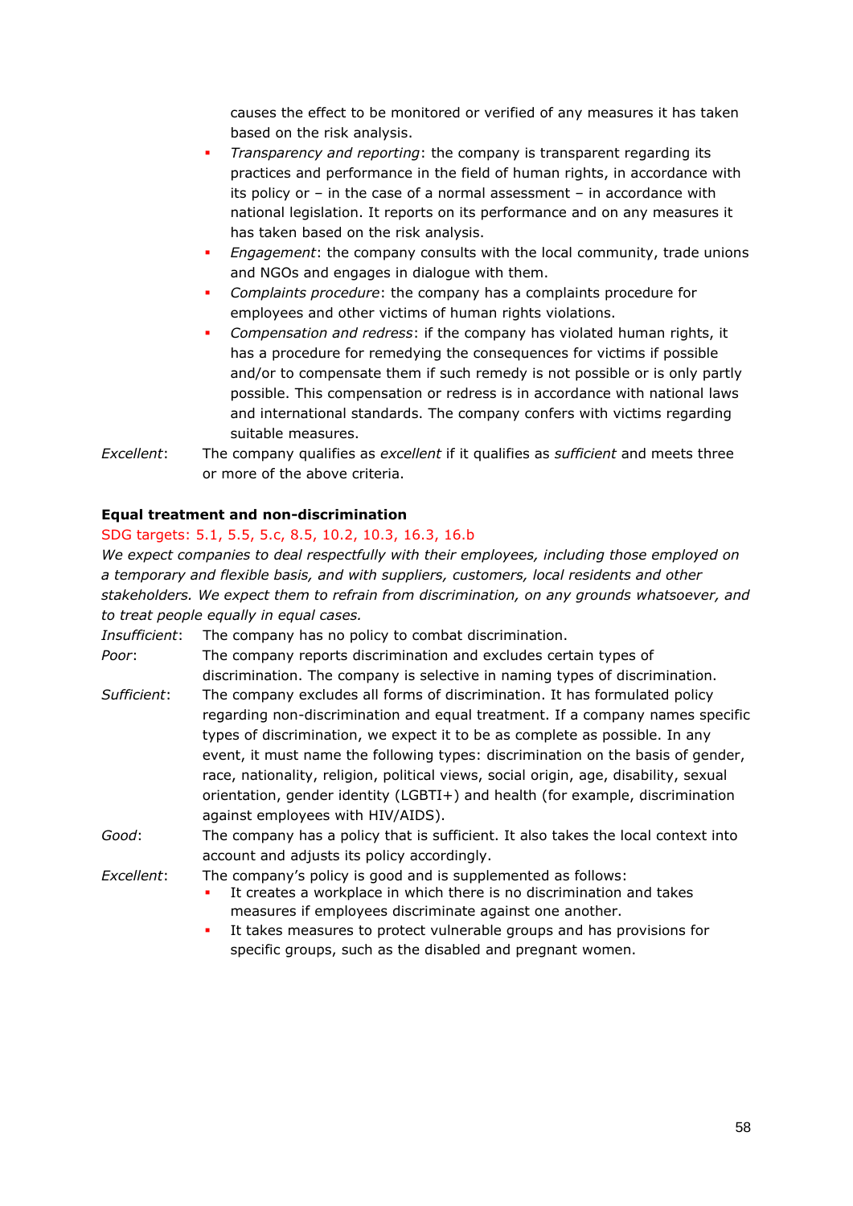causes the effect to be monitored or verified of any measures it has taken based on the risk analysis.

- *Transparency and reporting*: the company is transparent regarding its practices and performance in the field of human rights, in accordance with its policy or – in the case of a normal assessment – in accordance with national legislation. It reports on its performance and on any measures it has taken based on the risk analysis.
- *Engagement*: the company consults with the local community, trade unions and NGOs and engages in dialogue with them.
- *Complaints procedure*: the company has a complaints procedure for employees and other victims of human rights violations.
- *Compensation and redress*: if the company has violated human rights, it has a procedure for remedying the consequences for victims if possible and/or to compensate them if such remedy is not possible or is only partly possible. This compensation or redress is in accordance with national laws and international standards. The company confers with victims regarding suitable measures.

*Excellent*: The company qualifies as *excellent* if it qualifies as *sufficient* and meets three or more of the above criteria.

**Equal treatment and non-discrimination**

SDG targets: 5.1, 5.5, 5.c, 8.5, 10.2, 10.3, 16.3, 16.b

*We expect companies to deal respectfully with their employees, including those employed on a temporary and flexible basis, and with suppliers, customers, local residents and other stakeholders. We expect them to refrain from discrimination, on any grounds whatsoever, and to treat people equally in equal cases.*

*Insufficient*: The company has no policy to combat discrimination.

*Poor*: The company reports discrimination and excludes certain types of discrimination. The company is selective in naming types of discrimination.

*Sufficient*: The company excludes all forms of discrimination. It has formulated policy regarding non-discrimination and equal treatment. If a company names specific types of discrimination, we expect it to be as complete as possible. In any event, it must name the following types: discrimination on the basis of gender, race, nationality, religion, political views, social origin, age, disability, sexual orientation, gender identity (LGBTI+) and health (for example, discrimination against employees with HIV/AIDS).

*Good*: The company has a policy that is sufficient. It also takes the local context into account and adjusts its policy accordingly.

*Excellent*: The company's policy is good and is supplemented as follows:

- It creates a workplace in which there is no discrimination and takes measures if employees discriminate against one another.
- It takes measures to protect vulnerable groups and has provisions for specific groups, such as the disabled and pregnant women.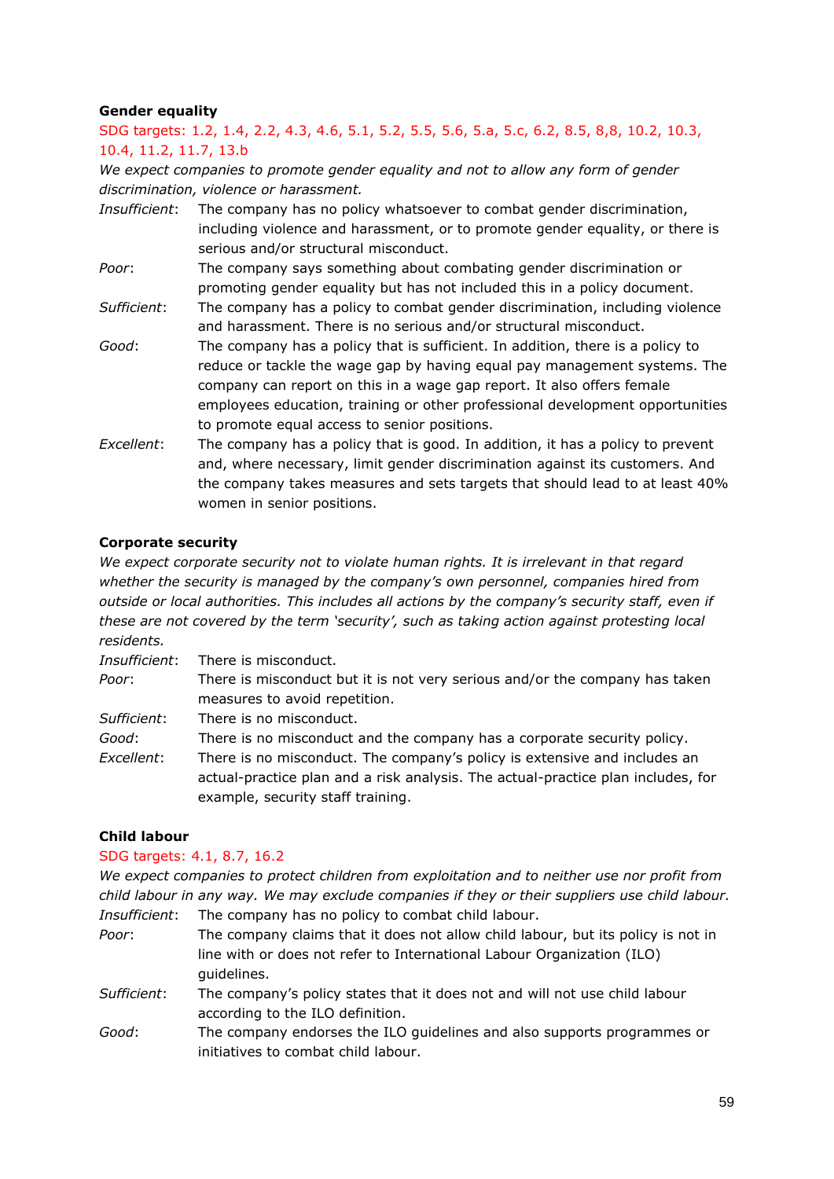**Gender equality**

SDG targets: 1.2, 1.4, 2.2, 4.3, 4.6, 5.1, 5.2, 5.5, 5.6, 5.a, 5.c, 6.2, 8.5, 8,8, 10.2, 10.3, 10.4, 11.2, 11.7, 13.b

*We expect companies to promote gender equality and not to allow any form of gender discrimination, violence or harassment.*

*Insufficient*: The company has no policy whatsoever to combat gender discrimination, including violence and harassment, or to promote gender equality, or there is serious and/or structural misconduct.

*Poor*: The company says something about combating gender discrimination or promoting gender equality but has not included this in a policy document.

*Sufficient*: The company has a policy to combat gender discrimination, including violence and harassment. There is no serious and/or structural misconduct.

*Good*: The company has a policy that is sufficient. In addition, there is a policy to reduce or tackle the wage gap by having equal pay management systems. The company can report on this in a wage gap report. It also offers female employees education, training or other professional development opportunities to promote equal access to senior positions.

*Excellent*: The company has a policy that is good. In addition, it has a policy to prevent and, where necessary, limit gender discrimination against its customers. And the company takes measures and sets targets that should lead to at least 40% women in senior positions.

**Corporate security**

*We expect corporate security not to violate human rights. It is irrelevant in that regard whether the security is managed by the company's own personnel, companies hired from outside or local authorities. This includes all actions by the company's security staff, even if these are not covered by the term 'security', such as taking action against protesting local residents.*

*Insufficient*: There is misconduct.

*Poor*: There is misconduct but it is not very serious and/or the company has taken measures to avoid repetition.

*Sufficient*: There is no misconduct.

*Good*: There is no misconduct and the company has a corporate security policy.

*Excellent*: There is no misconduct. The company's policy is extensive and includes an actual-practice plan and a risk analysis. The actual-practice plan includes, for example, security staff training.

**Child labour**

SDG targets: 4.1, 8.7, 16.2

*We expect companies to protect children from exploitation and to neither use nor profit from child labour in any way. We may exclude companies if they or their suppliers use child labour.*

*Insufficient*: The company has no policy to combat child labour.

*Poor*: The company claims that it does not allow child labour, but its policy is not in line with or does not refer to International Labour Organization (ILO) guidelines.

*Sufficient*: The company's policy states that it does not and will not use child labour according to the ILO definition.

*Good*: The company endorses the ILO guidelines and also supports programmes or initiatives to combat child labour.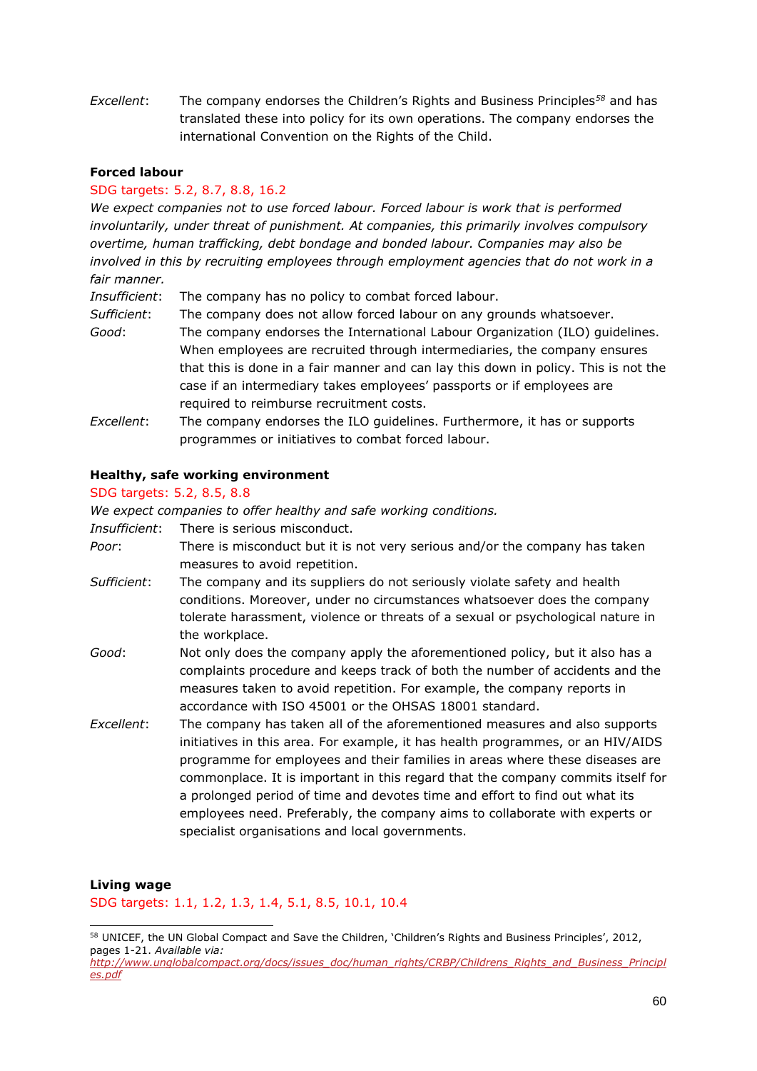*Excellent*: The company endorses the Children's Rights and Business Principles[58] and has translated these into policy for its own operations. The company endorses the international Convention on the Rights of the Child.

**Forced labour**

SDG targets: 5.2, 8.7, 8.8, 16.2

*We expect companies not to use forced labour. Forced labour is work that is performed involuntarily, under threat of punishment. At companies, this primarily involves compulsory overtime, human trafficking, debt bondage and bonded labour. Companies may also be involved in this by recruiting employees through employment agencies that do not work in a fair manner.*

*Insufficient*: The company has no policy to combat forced labour.

*Sufficient*: The company does not allow forced labour on any grounds whatsoever.

*Good*: The company endorses the International Labour Organization (ILO) guidelines. When employees are recruited through intermediaries, the company ensures that this is done in a fair manner and can lay this down in policy. This is not the case if an intermediary takes employees' passports or if employees are required to reimburse recruitment costs.

*Excellent*: The company endorses the ILO guidelines. Furthermore, it has or supports programmes or initiatives to combat forced labour.

**Healthy, safe working environment**

SDG targets: 5.2, 8.5, 8.8

*We expect companies to offer healthy and safe working conditions.*

*Insufficient*: There is serious misconduct.

*Poor*: There is misconduct but it is not very serious and/or the company has taken measures to avoid repetition.

*Sufficient*: The company and its suppliers do not seriously violate safety and health conditions. Moreover, under no circumstances whatsoever does the company tolerate harassment, violence or threats of a sexual or psychological nature in the workplace.

*Good*: Not only does the company apply the aforementioned policy, but it also has a complaints procedure and keeps track of both the number of accidents and the measures taken to avoid repetition. For example, the company reports in accordance with ISO 45001 or the OHSAS 18001 standard.

*Excellent*: The company has taken all of the aforementioned measures and also supports initiatives in this area. For example, it has health programmes, or an HIV/AIDS programme for employees and their families in areas where these diseases are commonplace. It is important in this regard that the company commits itself for a prolonged period of time and devotes time and effort to find out what its employees need. Preferably, the company aims to collaborate with experts or specialist organisations and local governments.

**Living wage**

SDG targets: 1.1, 1.2, 1.3, 1.4, 5.1, 8.5, 10.1, 10.4

---

[58] UNICEF, the UN Global Compact and Save the Children, 'Children's Rights and Business Principles', 2012, pages 1-21. *Available via:* http://www.unglobalcompact.org/docs/issues_doc/human_rights/CRBP/Childrens_Rights_and_Business_Principles.pdf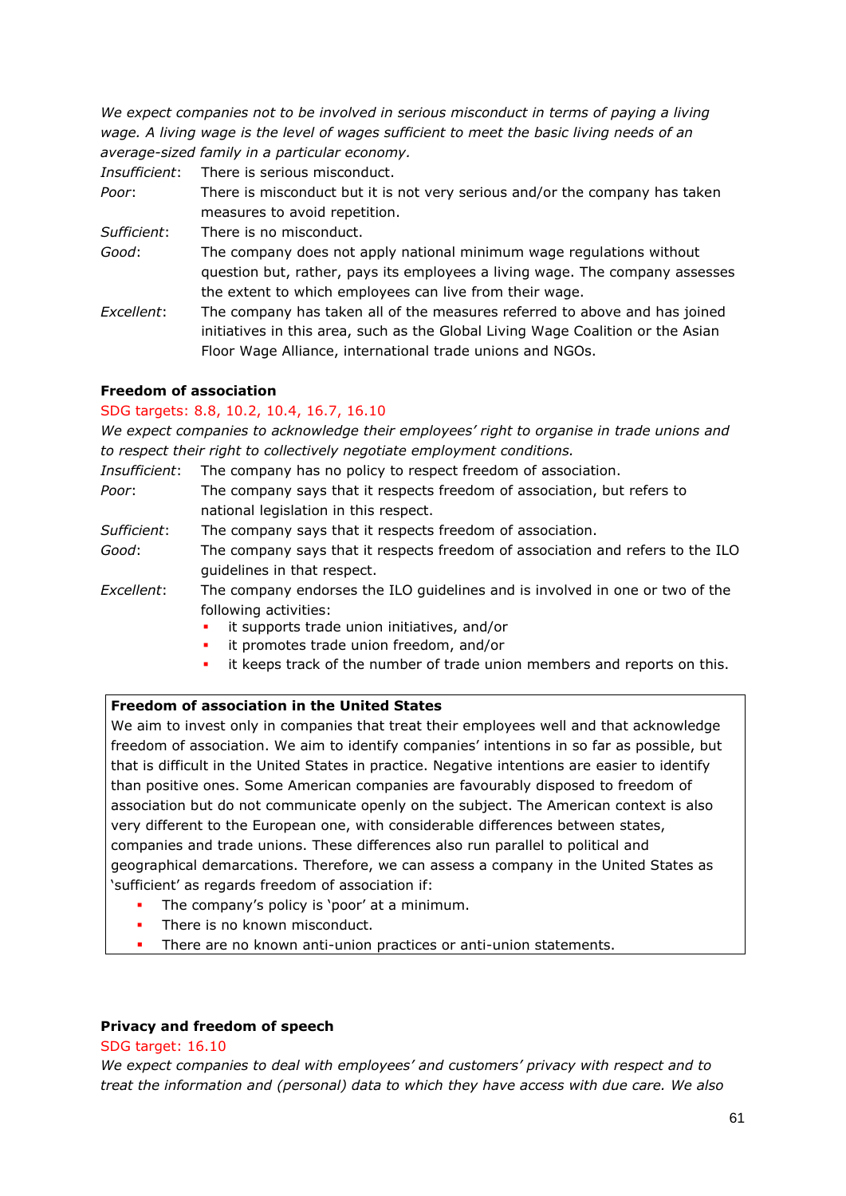*We expect companies not to be involved in serious misconduct in terms of paying a living wage. A living wage is the level of wages sufficient to meet the basic living needs of an average-sized family in a particular economy.*

*Insufficient*: There is serious misconduct.

*Poor*: There is misconduct but it is not very serious and/or the company has taken measures to avoid repetition.

*Sufficient*: There is no misconduct.

*Good*: The company does not apply national minimum wage regulations without question but, rather, pays its employees a living wage. The company assesses the extent to which employees can live from their wage.

*Excellent*: The company has taken all of the measures referred to above and has joined initiatives in this area, such as the Global Living Wage Coalition or the Asian Floor Wage Alliance, international trade unions and NGOs.

**Freedom of association**

SDG targets: 8.8, 10.2, 10.4, 16.7, 16.10

*We expect companies to acknowledge their employees' right to organise in trade unions and to respect their right to collectively negotiate employment conditions.*

*Insufficient*: The company has no policy to respect freedom of association.

*Poor*: The company says that it respects freedom of association, but refers to national legislation in this respect.

*Sufficient*: The company says that it respects freedom of association.

*Good*: The company says that it respects freedom of association and refers to the ILO guidelines in that respect.

*Excellent*: The company endorses the ILO guidelines and is involved in one or two of the following activities:

- it supports trade union initiatives, and/or
- it promotes trade union freedom, and/or
- it keeps track of the number of trade union members and reports on this.

**Freedom of association in the United States**

We aim to invest only in companies that treat their employees well and that acknowledge freedom of association. We aim to identify companies' intentions in so far as possible, but that is difficult in the United States in practice. Negative intentions are easier to identify than positive ones. Some American companies are favourably disposed to freedom of association but do not communicate openly on the subject. The American context is also very different to the European one, with considerable differences between states, companies and trade unions. These differences also run parallel to political and geographical demarcations. Therefore, we can assess a company in the United States as 'sufficient' as regards freedom of association if:

- The company's policy is 'poor' at a minimum.
- There is no known misconduct.
- There are no known anti-union practices or anti-union statements.

**Privacy and freedom of speech**

SDG target: 16.10

*We expect companies to deal with employees' and customers' privacy with respect and to treat the information and (personal) data to which they have access with due care. We also*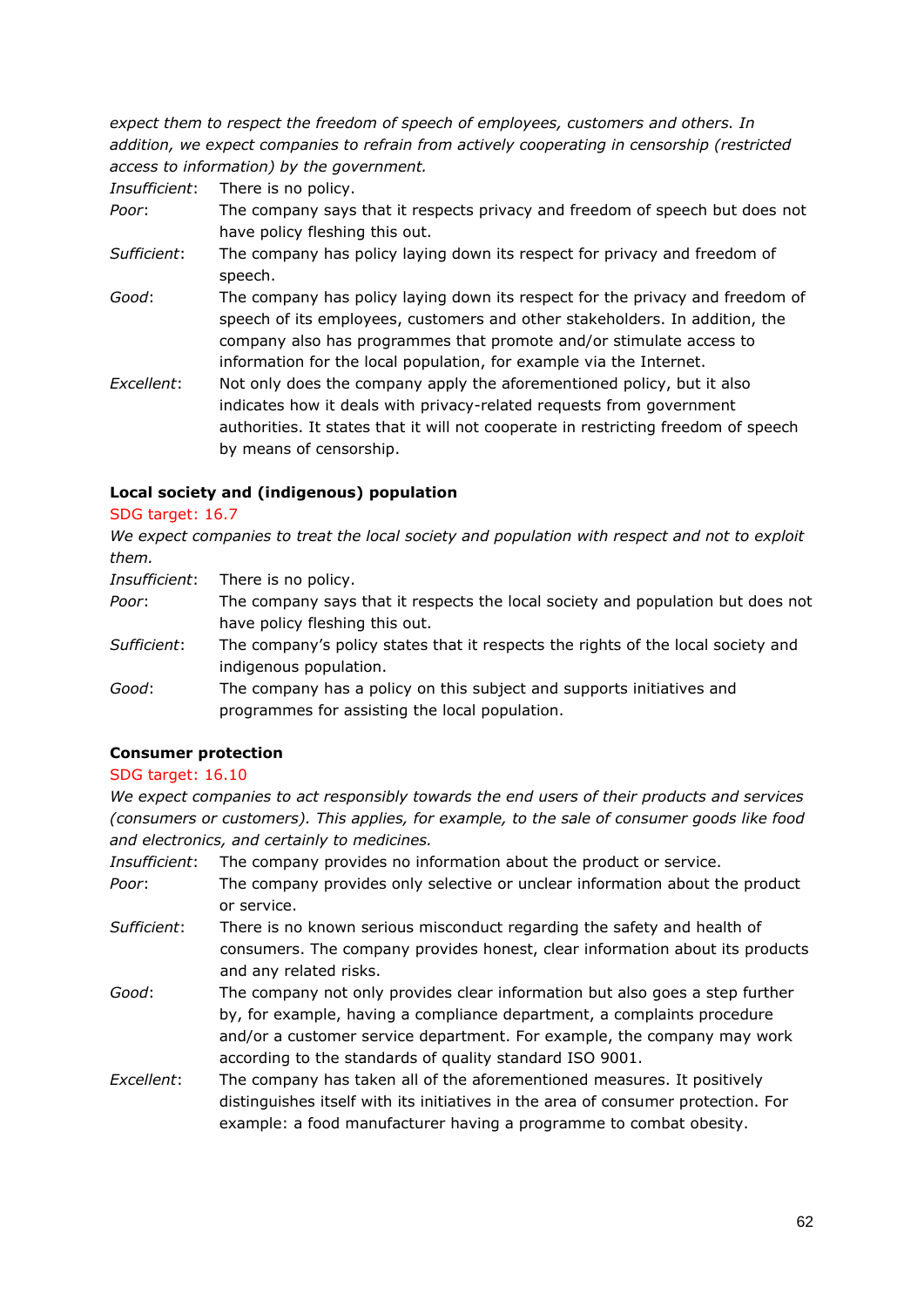*expect them to respect the freedom of speech of employees, customers and others. In addition, we expect companies to refrain from actively cooperating in censorship (restricted access to information) by the government.*

*Insufficient*: There is no policy.

*Poor*: The company says that it respects privacy and freedom of speech but does not have policy fleshing this out.

*Sufficient*: The company has policy laying down its respect for privacy and freedom of speech.

*Good*: The company has policy laying down its respect for the privacy and freedom of speech of its employees, customers and other stakeholders. In addition, the company also has programmes that promote and/or stimulate access to information for the local population, for example via the Internet.

*Excellent*: Not only does the company apply the aforementioned policy, but it also indicates how it deals with privacy-related requests from government authorities. It states that it will not cooperate in restricting freedom of speech by means of censorship.

**Local society and (indigenous) population**

SDG target: 16.7

*We expect companies to treat the local society and population with respect and not to exploit them.*

*Insufficient*: There is no policy.

*Poor*: The company says that it respects the local society and population but does not have policy fleshing this out.

*Sufficient*: The company's policy states that it respects the rights of the local society and indigenous population.

*Good*: The company has a policy on this subject and supports initiatives and programmes for assisting the local population.

**Consumer protection**

SDG target: 16.10

*We expect companies to act responsibly towards the end users of their products and services (consumers or customers). This applies, for example, to the sale of consumer goods like food and electronics, and certainly to medicines.*

*Insufficient*: The company provides no information about the product or service.

*Poor*: The company provides only selective or unclear information about the product or service.

*Sufficient*: There is no known serious misconduct regarding the safety and health of consumers. The company provides honest, clear information about its products and any related risks.

*Good*: The company not only provides clear information but also goes a step further by, for example, having a compliance department, a complaints procedure and/or a customer service department. For example, the company may work according to the standards of quality standard ISO 9001.

*Excellent*: The company has taken all of the aforementioned measures. It positively distinguishes itself with its initiatives in the area of consumer protection. For example: a food manufacturer having a programme to combat obesity.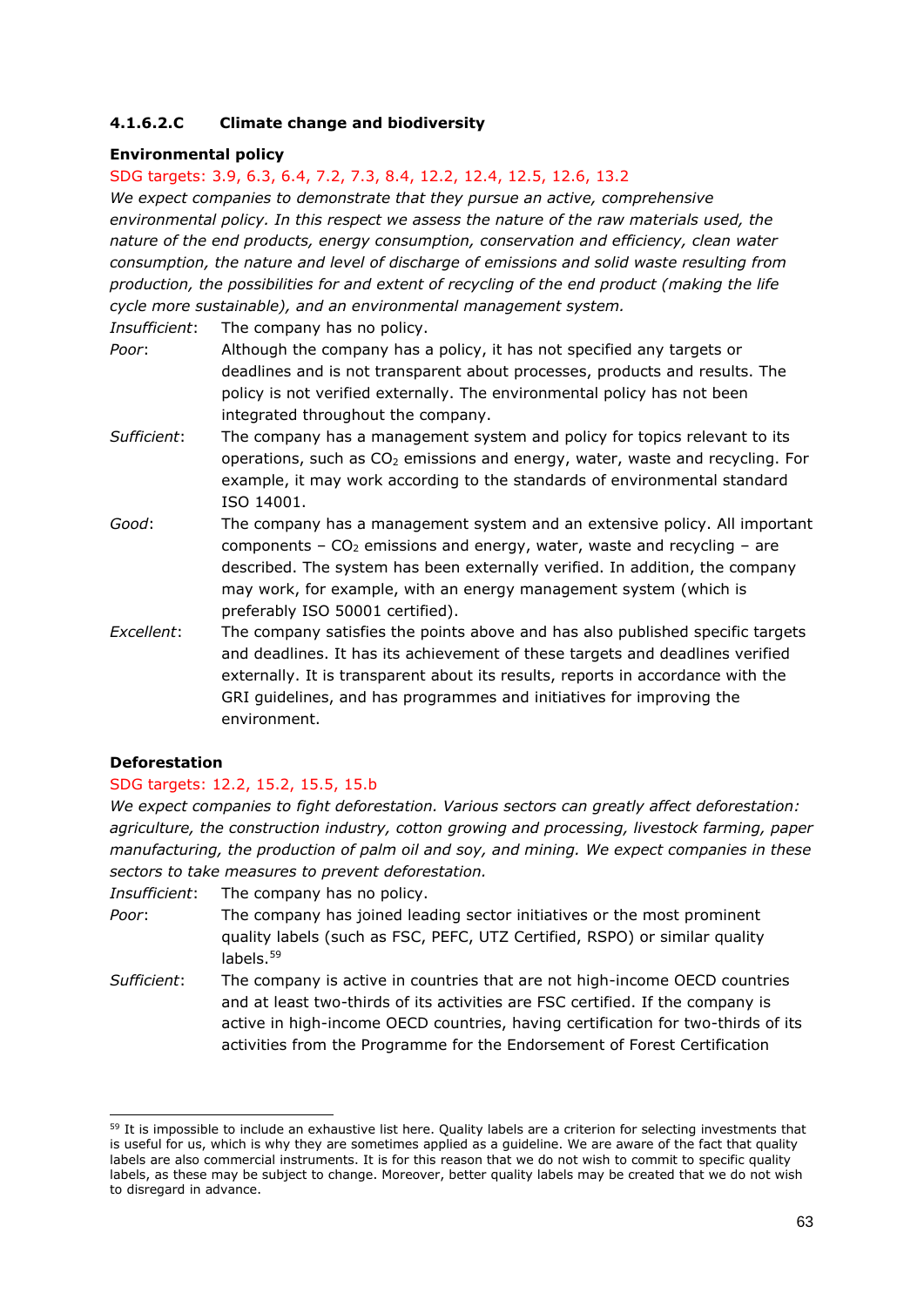#### 4.1.6.2.C Climate change and biodiversity

**Environmental policy**

SDG targets: 3.9, 6.3, 6.4, 7.2, 7.3, 8.4, 12.2, 12.4, 12.5, 12.6, 13.2

*We expect companies to demonstrate that they pursue an active, comprehensive environmental policy. In this respect we assess the nature of the raw materials used, the nature of the end products, energy consumption, conservation and efficiency, clean water consumption, the nature and level of discharge of emissions and solid waste resulting from production, the possibilities for and extent of recycling of the end product (making the life cycle more sustainable), and an environmental management system.*

*Insufficient*: The company has no policy.

*Poor*: Although the company has a policy, it has not specified any targets or deadlines and is not transparent about processes, products and results. The policy is not verified externally. The environmental policy has not been integrated throughout the company.

*Sufficient*: The company has a management system and policy for topics relevant to its operations, such as $CO_2$ emissions and energy, water, waste and recycling. For example, it may work according to the standards of environmental standard ISO 14001.

*Good*: The company has a management system and an extensive policy. All important components – $CO_2$ emissions and energy, water, waste and recycling – are described. The system has been externally verified. In addition, the company may work, for example, with an energy management system (which is preferably ISO 50001 certified).

*Excellent*: The company satisfies the points above and has also published specific targets and deadlines. It has its achievement of these targets and deadlines verified externally. It is transparent about its results, reports in accordance with the GRI guidelines, and has programmes and initiatives for improving the environment.

**Deforestation**

SDG targets: 12.2, 15.2, 15.5, 15.b

*We expect companies to fight deforestation. Various sectors can greatly affect deforestation: agriculture, the construction industry, cotton growing and processing, livestock farming, paper manufacturing, the production of palm oil and soy, and mining. We expect companies in these sectors to take measures to prevent deforestation.*

*Insufficient*: The company has no policy.

*Poor*: The company has joined leading sector initiatives or the most prominent quality labels (such as FSC, PEFC, UTZ Certified, RSPO) or similar quality labels.[59]

*Sufficient*: The company is active in countries that are not high-income OECD countries and at least two-thirds of its activities are FSC certified. If the company is active in high-income OECD countries, having certification for two-thirds of its activities from the Programme for the Endorsement of Forest Certification

[59] It is impossible to include an exhaustive list here. Quality labels are a criterion for selecting investments that is useful for us, which is why they are sometimes applied as a guideline. We are aware of the fact that quality labels are also commercial instruments. It is for this reason that we do not wish to commit to specific quality labels, as these may be subject to change. Moreover, better quality labels may be created that we do not wish to disregard in advance.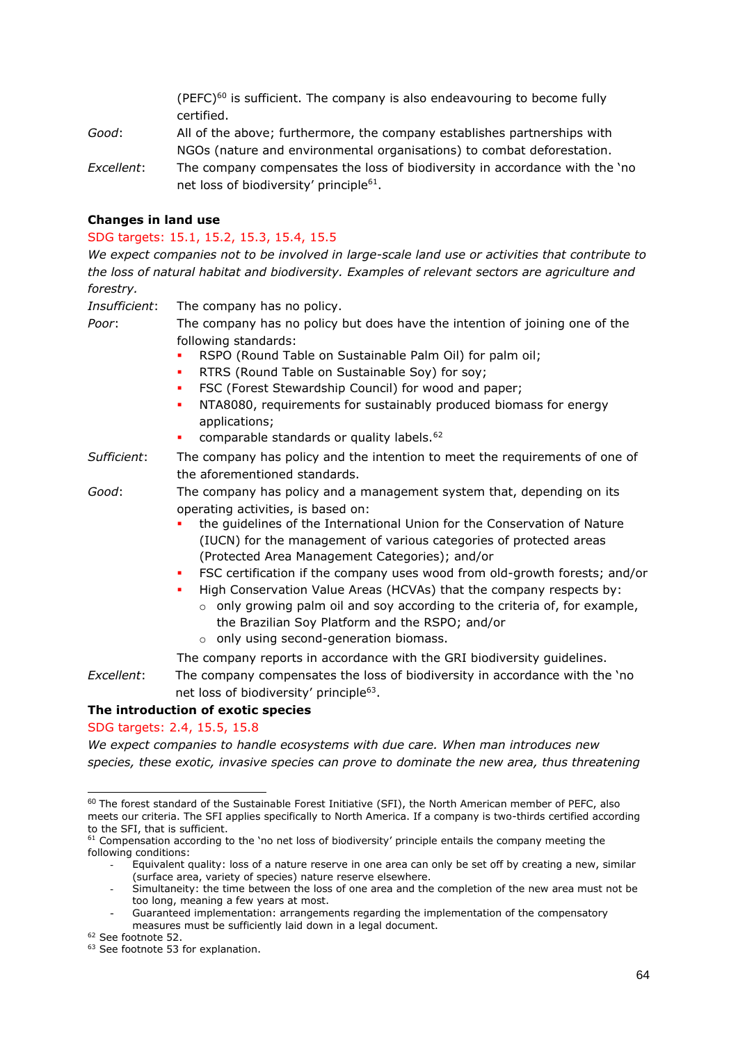(PEFC)[60] is sufficient. The company is also endeavouring to become fully certified.

*Good*: All of the above; furthermore, the company establishes partnerships with NGOs (nature and environmental organisations) to combat deforestation.

*Excellent*: The company compensates the loss of biodiversity in accordance with the 'no net loss of biodiversity' principle[61].

**Changes in land use**

SDG targets: 15.1, 15.2, 15.3, 15.4, 15.5

*We expect companies not to be involved in large-scale land use or activities that contribute to the loss of natural habitat and biodiversity. Examples of relevant sectors are agriculture and forestry.*

*Insufficient*: The company has no policy.

*Poor*: The company has no policy but does have the intention of joining one of the following standards:

- RSPO (Round Table on Sustainable Palm Oil) for palm oil;
- RTRS (Round Table on Sustainable Soy) for soy;
- FSC (Forest Stewardship Council) for wood and paper;
- NTA8080, requirements for sustainably produced biomass for energy applications;
- comparable standards or quality labels.[62]

*Sufficient*: The company has policy and the intention to meet the requirements of one of the aforementioned standards.

*Good*: The company has policy and a management system that, depending on its operating activities, is based on:

- the guidelines of the International Union for the Conservation of Nature (IUCN) for the management of various categories of protected areas (Protected Area Management Categories); and/or
- FSC certification if the company uses wood from old-growth forests; and/or
- High Conservation Value Areas (HCVAs) that the company respects by:
  - only growing palm oil and soy according to the criteria of, for example, the Brazilian Soy Platform and the RSPO; and/or
  - only using second-generation biomass.

The company reports in accordance with the GRI biodiversity guidelines.

*Excellent*: The company compensates the loss of biodiversity in accordance with the 'no net loss of biodiversity' principle[63].

**The introduction of exotic species**

SDG targets: 2.4, 15.5, 15.8

*We expect companies to handle ecosystems with due care. When man introduces new species, these exotic, invasive species can prove to dominate the new area, thus threatening*

---

[60] The forest standard of the Sustainable Forest Initiative (SFI), the North American member of PEFC, also meets our criteria. The SFI applies specifically to North America. If a company is two-thirds certified according to the SFI, that is sufficient.

[61] Compensation according to the 'no net loss of biodiversity' principle entails the company meeting the following conditions:

- Equivalent quality: loss of a nature reserve in one area can only be set off by creating a new, similar (surface area, variety of species) nature reserve elsewhere.
- Simultaneity: the time between the loss of one area and the completion of the new area must not be too long, meaning a few years at most.
- Guaranteed implementation: arrangements regarding the implementation of the compensatory measures must be sufficiently laid down in a legal document.

[62] See footnote 52.

[63] See footnote 53 for explanation.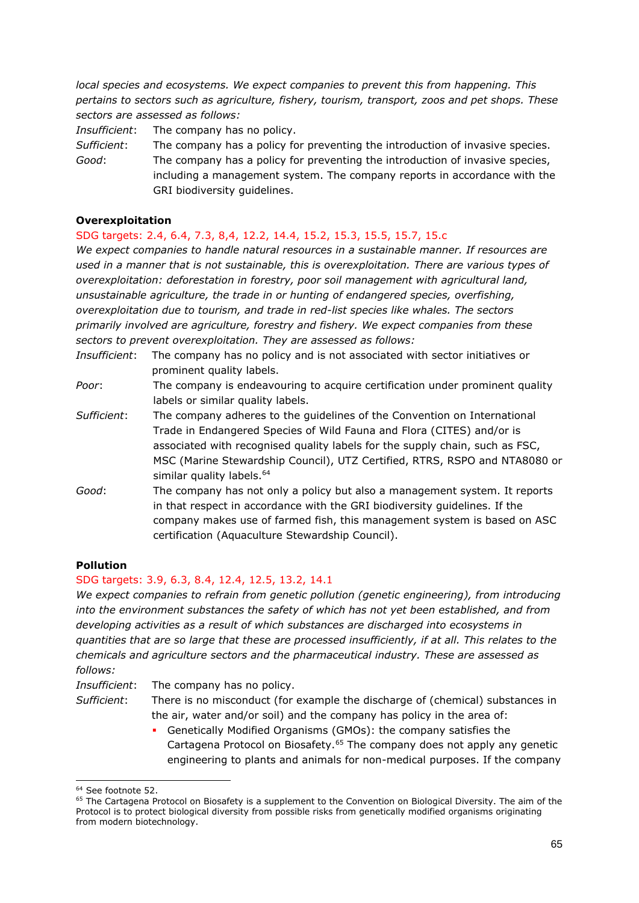*local species and ecosystems. We expect companies to prevent this from happening. This pertains to sectors such as agriculture, fishery, tourism, transport, zoos and pet shops. These sectors are assessed as follows:*

*Insufficient*: The company has no policy.

*Sufficient*: The company has a policy for preventing the introduction of invasive species.

*Good*: The company has a policy for preventing the introduction of invasive species, including a management system. The company reports in accordance with the GRI biodiversity guidelines.

**Overexploitation**

SDG targets: 2.4, 6.4, 7.3, 8,4, 12.2, 14.4, 15.2, 15.3, 15.5, 15.7, 15.c

*We expect companies to handle natural resources in a sustainable manner. If resources are used in a manner that is not sustainable, this is overexploitation. There are various types of overexploitation: deforestation in forestry, poor soil management with agricultural land, unsustainable agriculture, the trade in or hunting of endangered species, overfishing, overexploitation due to tourism, and trade in red-list species like whales. The sectors primarily involved are agriculture, forestry and fishery. We expect companies from these sectors to prevent overexploitation. They are assessed as follows:*

*Insufficient*: The company has no policy and is not associated with sector initiatives or prominent quality labels.

*Poor*: The company is endeavouring to acquire certification under prominent quality labels or similar quality labels.

*Sufficient*: The company adheres to the guidelines of the Convention on International Trade in Endangered Species of Wild Fauna and Flora (CITES) and/or is associated with recognised quality labels for the supply chain, such as FSC, MSC (Marine Stewardship Council), UTZ Certified, RTRS, RSPO and NTA8080 or similar quality labels.[64]

*Good*: The company has not only a policy but also a management system. It reports in that respect in accordance with the GRI biodiversity guidelines. If the company makes use of farmed fish, this management system is based on ASC certification (Aquaculture Stewardship Council).

**Pollution**

SDG targets: 3.9, 6.3, 8.4, 12.4, 12.5, 13.2, 14.1

*We expect companies to refrain from genetic pollution (genetic engineering), from introducing into the environment substances the safety of which has not yet been established, and from developing activities as a result of which substances are discharged into ecosystems in quantities that are so large that these are processed insufficiently, if at all. This relates to the chemicals and agriculture sectors and the pharmaceutical industry. These are assessed as follows:*

*Insufficient*: The company has no policy.

*Sufficient*: There is no misconduct (for example the discharge of (chemical) substances in the air, water and/or soil) and the company has policy in the area of:

- Genetically Modified Organisms (GMOs): the company satisfies the Cartagena Protocol on Biosafety.[65] The company does not apply any genetic engineering to plants and animals for non-medical purposes. If the company

---

[64] See footnote 52.

[65] The Cartagena Protocol on Biosafety is a supplement to the Convention on Biological Diversity. The aim of the Protocol is to protect biological diversity from possible risks from genetically modified organisms originating from modern biotechnology.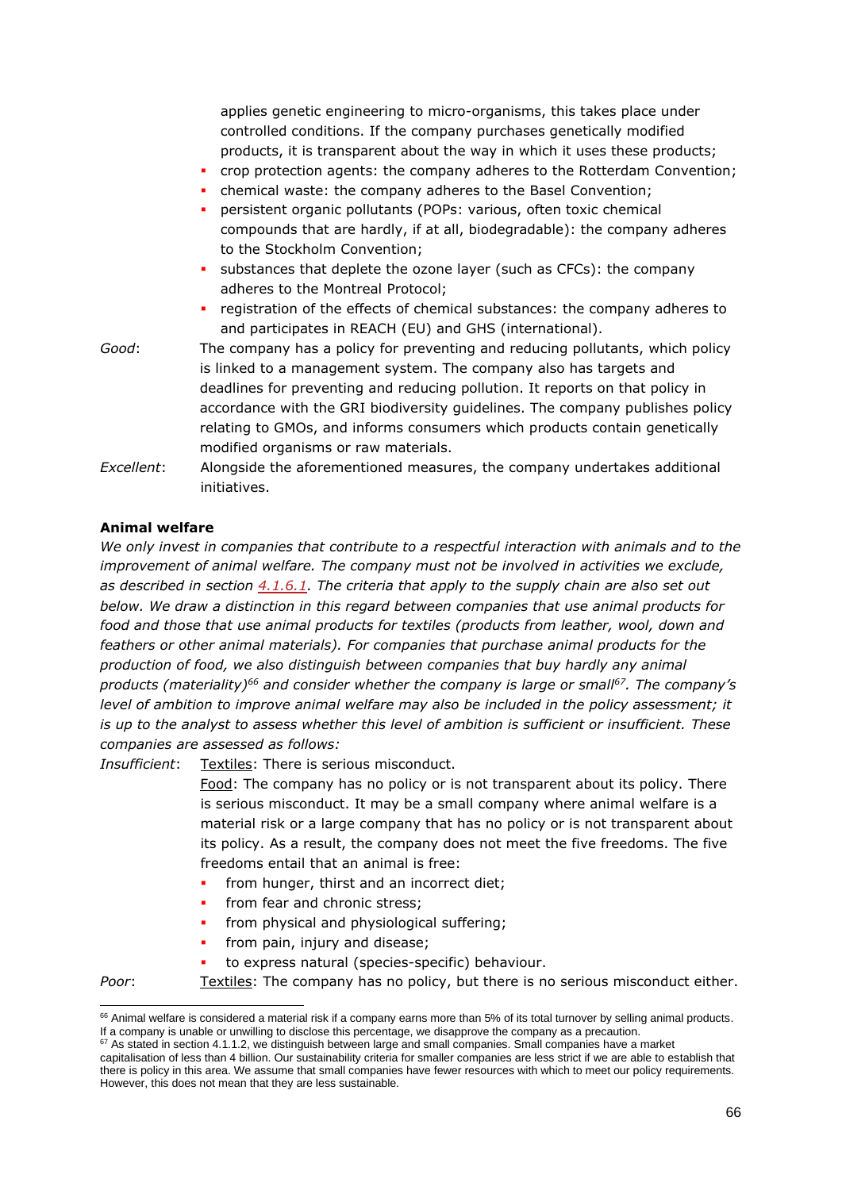applies genetic engineering to micro-organisms, this takes place under controlled conditions. If the company purchases genetically modified products, it is transparent about the way in which it uses these products;

- crop protection agents: the company adheres to the Rotterdam Convention;
- chemical waste: the company adheres to the Basel Convention;
- persistent organic pollutants (POPs: various, often toxic chemical compounds that are hardly, if at all, biodegradable): the company adheres to the Stockholm Convention;
- substances that deplete the ozone layer (such as CFCs): the company adheres to the Montreal Protocol;
- registration of the effects of chemical substances: the company adheres to and participates in REACH (EU) and GHS (international).

*Good*: The company has a policy for preventing and reducing pollutants, which policy is linked to a management system. The company also has targets and deadlines for preventing and reducing pollution. It reports on that policy in accordance with the GRI biodiversity guidelines. The company publishes policy relating to GMOs, and informs consumers which products contain genetically modified organisms or raw materials.

*Excellent*: Alongside the aforementioned measures, the company undertakes additional initiatives.

**Animal welfare**

*We only invest in companies that contribute to a respectful interaction with animals and to the improvement of animal welfare. The company must not be involved in activities we exclude, as described in section 4.1.6.1. The criteria that apply to the supply chain are also set out below. We draw a distinction in this regard between companies that use animal products for food and those that use animal products for textiles (products from leather, wool, down and feathers or other animal materials). For companies that purchase animal products for the production of food, we also distinguish between companies that buy hardly any animal products (materiality)[66] and consider whether the company is large or small[67]. The company's level of ambition to improve animal welfare may also be included in the policy assessment; it is up to the analyst to assess whether this level of ambition is sufficient or insufficient. These companies are assessed as follows:*

*Insufficient*: Textiles: There is serious misconduct.

Food: The company has no policy or is not transparent about its policy. There is serious misconduct. It may be a small company where animal welfare is a material risk or a large company that has no policy or is not transparent about its policy. As a result, the company does not meet the five freedoms. The five freedoms entail that an animal is free:

- from hunger, thirst and an incorrect diet;
- from fear and chronic stress;
- from physical and physiological suffering;
- from pain, injury and disease;
- to express natural (species-specific) behaviour.

*Poor*: Textiles: The company has no policy, but there is no serious misconduct either.

[66] Animal welfare is considered a material risk if a company earns more than 5% of its total turnover by selling animal products. If a company is unable or unwilling to disclose this percentage, we disapprove the company as a precaution.

[67] As stated in section 4.1.1.2, we distinguish between large and small companies. Small companies have a market capitalisation of less than 4 billion. Our sustainability criteria for smaller companies are less strict if we are able to establish that there is policy in this area. We assume that small companies have fewer resources with which to meet our policy requirements. However, this does not mean that they are less sustainable.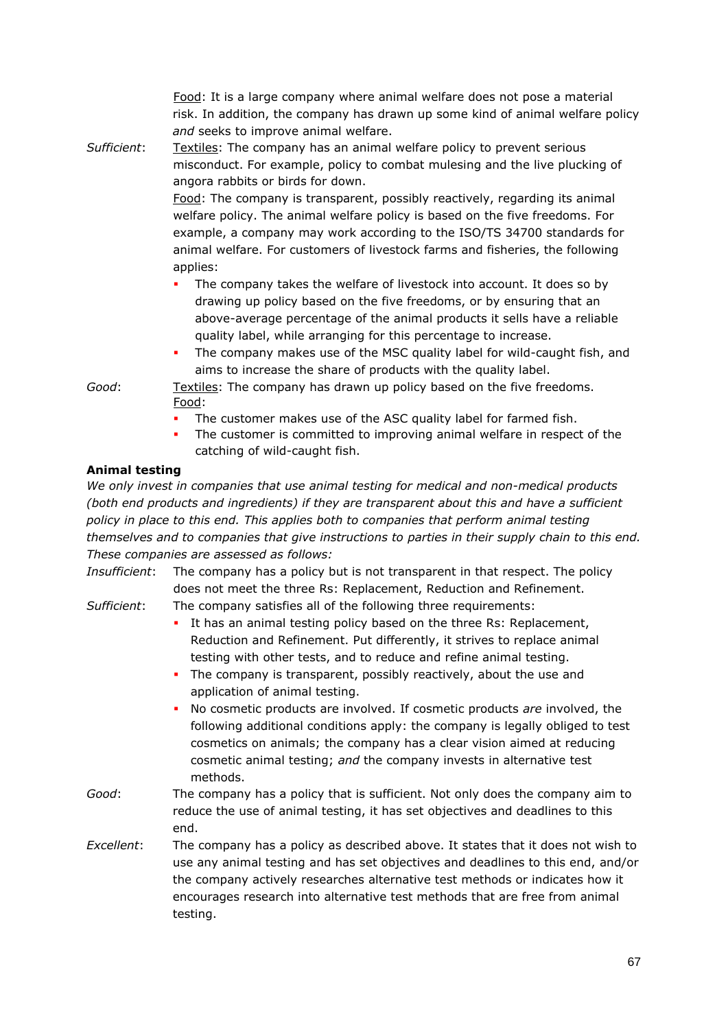Food: It is a large company where animal welfare does not pose a material risk. In addition, the company has drawn up some kind of animal welfare policy *and* seeks to improve animal welfare.

*Sufficient*: Textiles: The company has an animal welfare policy to prevent serious misconduct. For example, policy to combat mulesing and the live plucking of angora rabbits or birds for down.

Food: The company is transparent, possibly reactively, regarding its animal welfare policy. The animal welfare policy is based on the five freedoms. For example, a company may work according to the ISO/TS 34700 standards for animal welfare. For customers of livestock farms and fisheries, the following applies:

- The company takes the welfare of livestock into account. It does so by drawing up policy based on the five freedoms, or by ensuring that an above-average percentage of the animal products it sells have a reliable quality label, while arranging for this percentage to increase.
- The company makes use of the MSC quality label for wild-caught fish, and aims to increase the share of products with the quality label.

*Good*: Textiles: The company has drawn up policy based on the five freedoms.

Food:

- The customer makes use of the ASC quality label for farmed fish.
- The customer is committed to improving animal welfare in respect of the catching of wild-caught fish.

**Animal testing**

*We only invest in companies that use animal testing for medical and non-medical products (both end products and ingredients) if they are transparent about this and have a sufficient policy in place to this end. This applies both to companies that perform animal testing themselves and to companies that give instructions to parties in their supply chain to this end. These companies are assessed as follows:*

*Insufficient*: The company has a policy but is not transparent in that respect. The policy does not meet the three Rs: Replacement, Reduction and Refinement.

*Sufficient*: The company satisfies all of the following three requirements:

- It has an animal testing policy based on the three Rs: Replacement, Reduction and Refinement. Put differently, it strives to replace animal testing with other tests, and to reduce and refine animal testing.
- The company is transparent, possibly reactively, about the use and application of animal testing.
- No cosmetic products are involved. If cosmetic products *are* involved, the following additional conditions apply: the company is legally obliged to test cosmetics on animals; the company has a clear vision aimed at reducing cosmetic animal testing; *and* the company invests in alternative test methods.

*Good*: The company has a policy that is sufficient. Not only does the company aim to reduce the use of animal testing, it has set objectives and deadlines to this end.

*Excellent*: The company has a policy as described above. It states that it does not wish to use any animal testing and has set objectives and deadlines to this end, and/or the company actively researches alternative test methods or indicates how it encourages research into alternative test methods that are free from animal testing.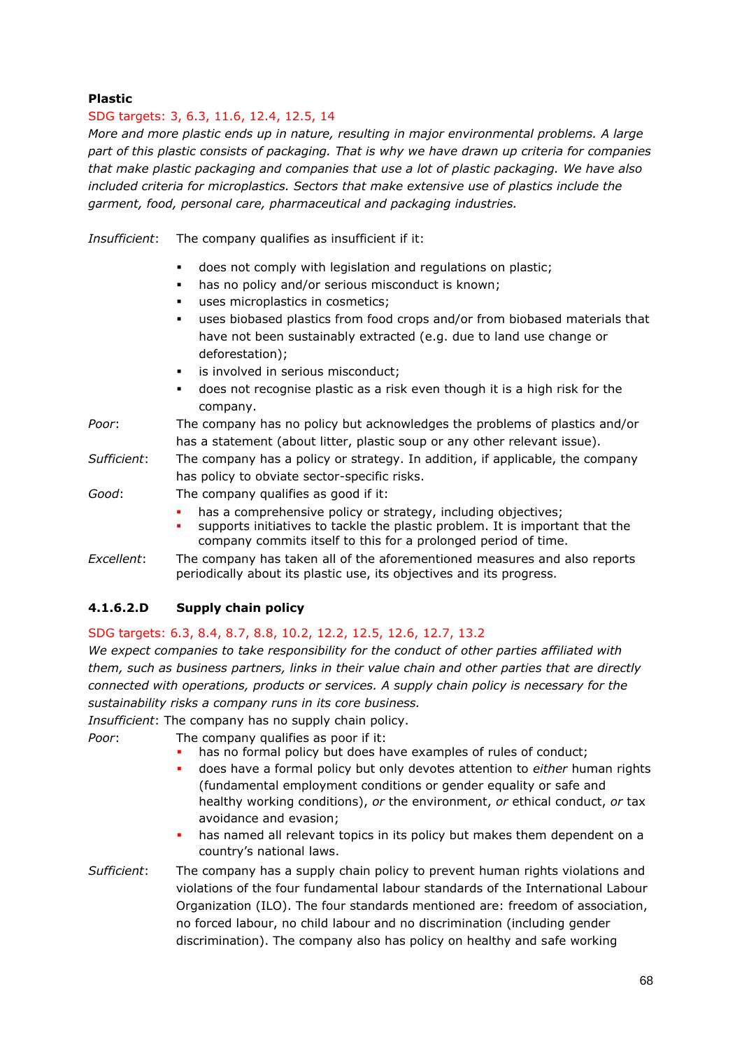**Plastic**

SDG targets: 3, 6.3, 11.6, 12.4, 12.5, 14

*More and more plastic ends up in nature, resulting in major environmental problems. A large part of this plastic consists of packaging. That is why we have drawn up criteria for companies that make plastic packaging and companies that use a lot of plastic packaging. We have also included criteria for microplastics. Sectors that make extensive use of plastics include the garment, food, personal care, pharmaceutical and packaging industries.*

*Insufficient*: The company qualifies as insufficient if it:

- does not comply with legislation and regulations on plastic;
- has no policy and/or serious misconduct is known;
- uses microplastics in cosmetics;
- uses biobased plastics from food crops and/or from biobased materials that have not been sustainably extracted (e.g. due to land use change or deforestation);
- is involved in serious misconduct;
- does not recognise plastic as a risk even though it is a high risk for the company.

*Poor*: The company has no policy but acknowledges the problems of plastics and/or has a statement (about litter, plastic soup or any other relevant issue).

*Sufficient*: The company has a policy or strategy. In addition, if applicable, the company has policy to obviate sector-specific risks.

*Good*: The company qualifies as good if it:

- has a comprehensive policy or strategy, including objectives;
- supports initiatives to tackle the plastic problem. It is important that the company commits itself to this for a prolonged period of time.

*Excellent*: The company has taken all of the aforementioned measures and also reports periodically about its plastic use, its objectives and its progress.

#### 4.1.6.2.D Supply chain policy

SDG targets: 6.3, 8.4, 8.7, 8.8, 10.2, 12.2, 12.5, 12.6, 12.7, 13.2

*We expect companies to take responsibility for the conduct of other parties affiliated with them, such as business partners, links in their value chain and other parties that are directly connected with operations, products or services. A supply chain policy is necessary for the sustainability risks a company runs in its core business.*

*Insufficient*: The company has no supply chain policy.

*Poor*: The company qualifies as poor if it:

- has no formal policy but does have examples of rules of conduct;
- does have a formal policy but only devotes attention to *either* human rights (fundamental employment conditions or gender equality or safe and healthy working conditions), *or* the environment, *or* ethical conduct, *or* tax avoidance and evasion;
- has named all relevant topics in its policy but makes them dependent on a country's national laws.

*Sufficient*: The company has a supply chain policy to prevent human rights violations and violations of the four fundamental labour standards of the International Labour Organization (ILO). The four standards mentioned are: freedom of association, no forced labour, no child labour and no discrimination (including gender discrimination). The company also has policy on healthy and safe working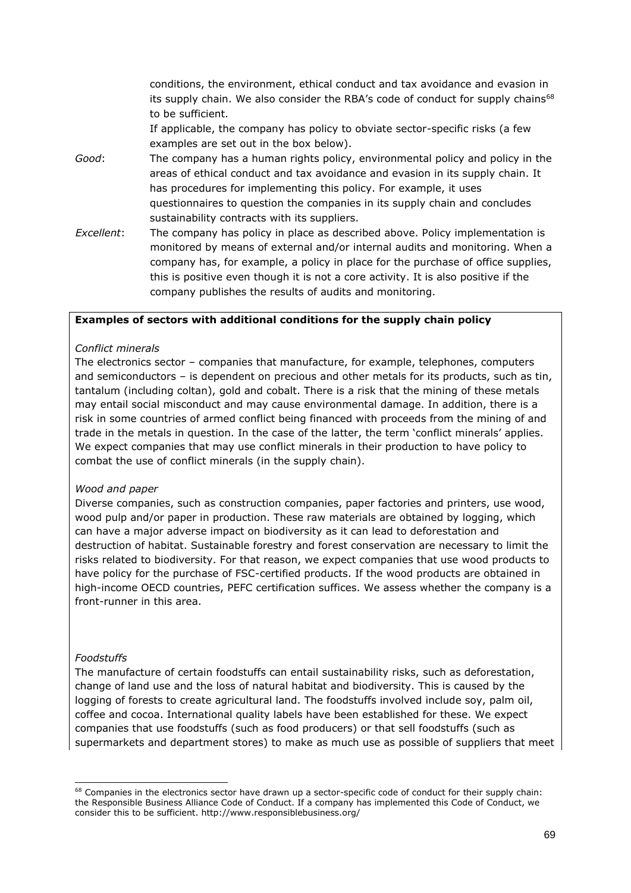conditions, the environment, ethical conduct and tax avoidance and evasion in its supply chain. We also consider the RBA's code of conduct for supply chains[68] to be sufficient.

If applicable, the company has policy to obviate sector-specific risks (a few examples are set out in the box below).

*Good*: The company has a human rights policy, environmental policy and policy in the areas of ethical conduct and tax avoidance and evasion in its supply chain. It has procedures for implementing this policy. For example, it uses questionnaires to question the companies in its supply chain and concludes sustainability contracts with its suppliers.

*Excellent*: The company has policy in place as described above. Policy implementation is monitored by means of external and/or internal audits and monitoring. When a company has, for example, a policy in place for the purchase of office supplies, this is positive even though it is not a core activity. It is also positive if the company publishes the results of audits and monitoring.

**Examples of sectors with additional conditions for the supply chain policy**

*Conflict minerals*

The electronics sector – companies that manufacture, for example, telephones, computers and semiconductors – is dependent on precious and other metals for its products, such as tin, tantalum (including coltan), gold and cobalt. There is a risk that the mining of these metals may entail social misconduct and may cause environmental damage. In addition, there is a risk in some countries of armed conflict being financed with proceeds from the mining of and trade in the metals in question. In the case of the latter, the term 'conflict minerals' applies. We expect companies that may use conflict minerals in their production to have policy to combat the use of conflict minerals (in the supply chain).

*Wood and paper*

Diverse companies, such as construction companies, paper factories and printers, use wood, wood pulp and/or paper in production. These raw materials are obtained by logging, which can have a major adverse impact on biodiversity as it can lead to deforestation and destruction of habitat. Sustainable forestry and forest conservation are necessary to limit the risks related to biodiversity. For that reason, we expect companies that use wood products to have policy for the purchase of FSC-certified products. If the wood products are obtained in high-income OECD countries, PEFC certification suffices. We assess whether the company is a front-runner in this area.

*Foodstuffs*

The manufacture of certain foodstuffs can entail sustainability risks, such as deforestation, change of land use and the loss of natural habitat and biodiversity. This is caused by the logging of forests to create agricultural land. The foodstuffs involved include soy, palm oil, coffee and cocoa. International quality labels have been established for these. We expect companies that use foodstuffs (such as food producers) or that sell foodstuffs (such as supermarkets and department stores) to make as much use as possible of suppliers that meet

[68] Companies in the electronics sector have drawn up a sector-specific code of conduct for their supply chain: the Responsible Business Alliance Code of Conduct. If a company has implemented this Code of Conduct, we consider this to be sufficient. http://www.responsiblebusiness.org/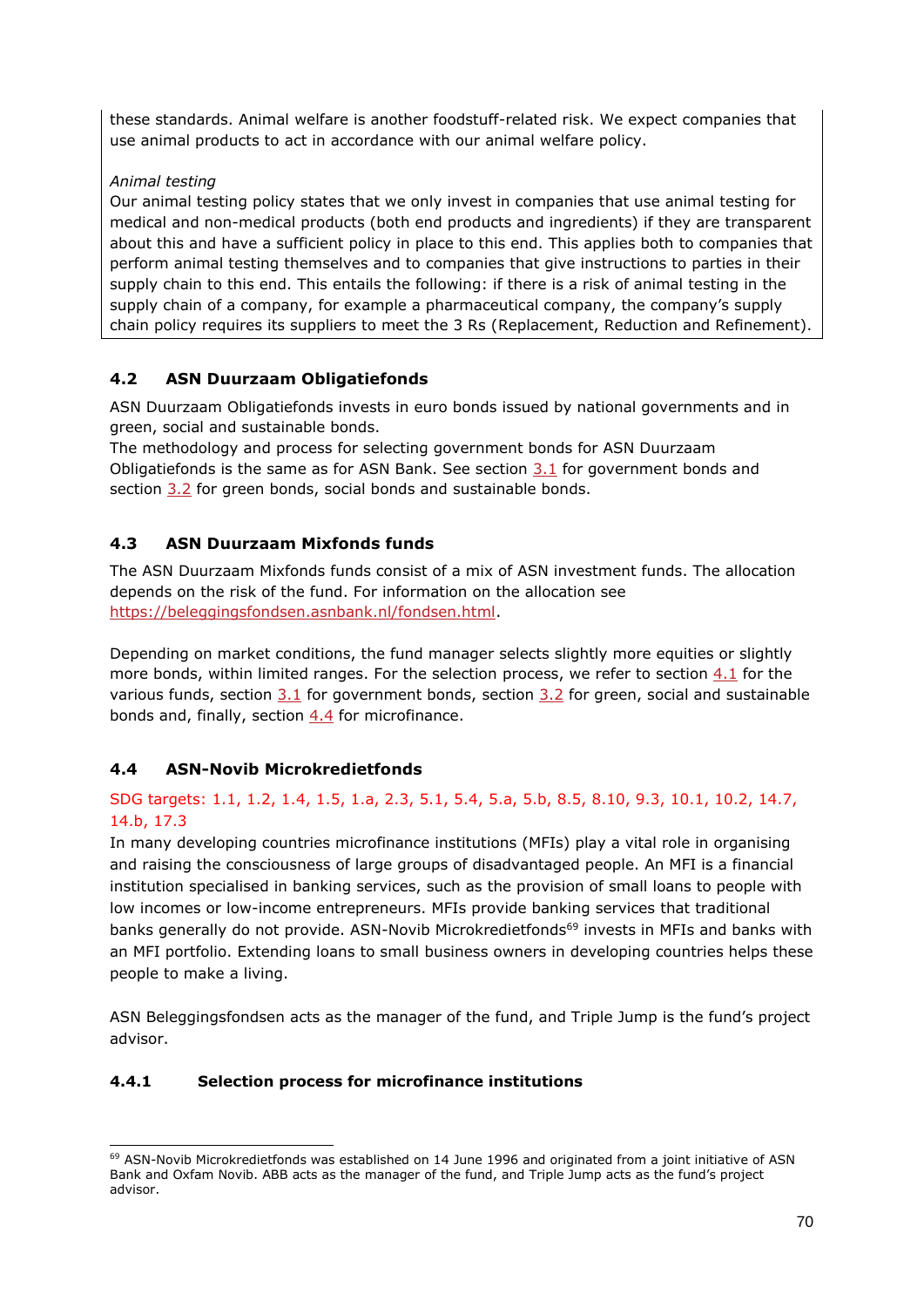these standards. Animal welfare is another foodstuff-related risk. We expect companies that use animal products to act in accordance with our animal welfare policy.

*Animal testing*

Our animal testing policy states that we only invest in companies that use animal testing for medical and non-medical products (both end products and ingredients) if they are transparent about this and have a sufficient policy in place to this end. This applies both to companies that perform animal testing themselves and to companies that give instructions to parties in their supply chain to this end. This entails the following: if there is a risk of animal testing in the supply chain of a company, for example a pharmaceutical company, the company's supply chain policy requires its suppliers to meet the 3 Rs (Replacement, Reduction and Refinement).

### 4.2 ASN Duurzaam Obligatiefonds

ASN Duurzaam Obligatiefonds invests in euro bonds issued by national governments and in green, social and sustainable bonds.
The methodology and process for selecting government bonds for ASN Duurzaam Obligatiefonds is the same as for ASN Bank. See section 3.1 for government bonds and section 3.2 for green bonds, social bonds and sustainable bonds.

### 4.3 ASN Duurzaam Mixfonds funds

The ASN Duurzaam Mixfonds funds consist of a mix of ASN investment funds. The allocation depends on the risk of the fund. For information on the allocation see https://beleggingsfondsen.asnbank.nl/fondsen.html.

Depending on market conditions, the fund manager selects slightly more equities or slightly more bonds, within limited ranges. For the selection process, we refer to section 4.1 for the various funds, section 3.1 for government bonds, section 3.2 for green, social and sustainable bonds and, finally, section 4.4 for microfinance.

### 4.4 ASN-Novib Microkredietfonds

SDG targets: 1.1, 1.2, 1.4, 1.5, 1.a, 2.3, 5.1, 5.4, 5.a, 5.b, 8.5, 8.10, 9.3, 10.1, 10.2, 14.7, 14.b, 17.3

In many developing countries microfinance institutions (MFIs) play a vital role in organising and raising the consciousness of large groups of disadvantaged people. An MFI is a financial institution specialised in banking services, such as the provision of small loans to people with low incomes or low-income entrepreneurs. MFIs provide banking services that traditional banks generally do not provide. ASN-Novib Microkredietfonds[69] invests in MFIs and banks with an MFI portfolio. Extending loans to small business owners in developing countries helps these people to make a living.

ASN Beleggingsfondsen acts as the manager of the fund, and Triple Jump is the fund's project advisor.

#### 4.4.1 Selection process for microfinance institutions

[69] ASN-Novib Microkredietfonds was established on 14 June 1996 and originated from a joint initiative of ASN Bank and Oxfam Novib. ABB acts as the manager of the fund, and Triple Jump acts as the fund's project advisor.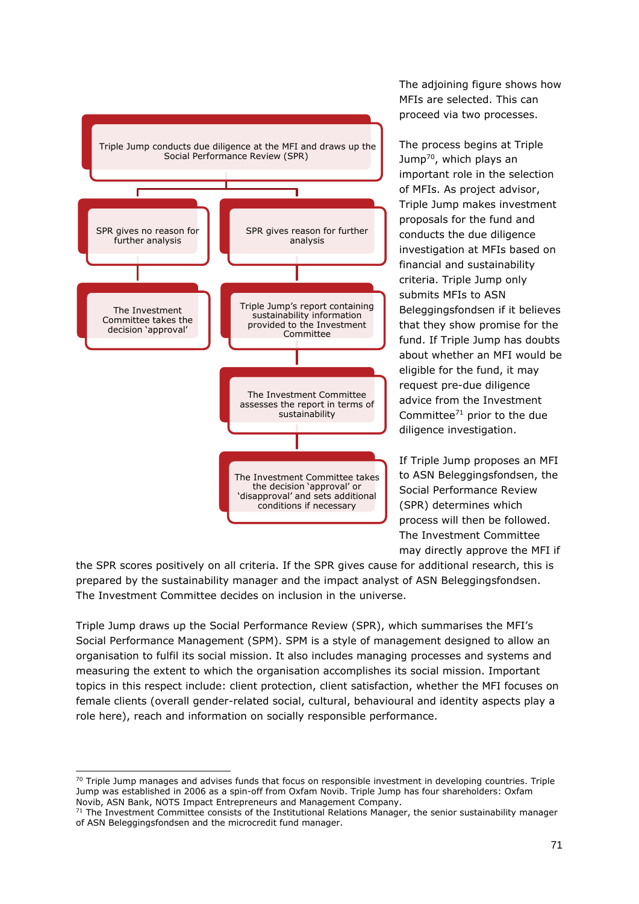Triple Jump conducts due diligence at the MFI and draws up the Social Performance Review (SPR)

- SPR gives no reason for further analysis
  - The Investment Committee takes the decision 'approval'
- SPR gives reason for further analysis
  - Triple Jump's report containing sustainability information provided to the Investment Committee
  - The Investment Committee assesses the report in terms of sustainability
  - The Investment Committee takes the decision 'approval' or 'disapproval' and sets additional conditions if necessary

The adjoining figure shows how MFIs are selected. This can proceed via two processes.

The process begins at Triple Jump[70], which plays an important role in the selection of MFIs. As project advisor, Triple Jump makes investment proposals for the fund and conducts the due diligence investigation at MFIs based on financial and sustainability criteria. Triple Jump only submits MFIs to ASN Beleggingsfondsen if it believes that they show promise for the fund. If Triple Jump has doubts about whether an MFI would be eligible for the fund, it may request pre-due diligence advice from the Investment Committee[71] prior to the due diligence investigation.

If Triple Jump proposes an MFI to ASN Beleggingsfondsen, the Social Performance Review (SPR) determines which process will then be followed. The Investment Committee may directly approve the MFI if the SPR scores positively on all criteria. If the SPR gives cause for additional research, this is prepared by the sustainability manager and the impact analyst of ASN Beleggingsfondsen. The Investment Committee decides on inclusion in the universe.

Triple Jump draws up the Social Performance Review (SPR), which summarises the MFI's Social Performance Management (SPM). SPM is a style of management designed to allow an organisation to fulfil its social mission. It also includes managing processes and systems and measuring the extent to which the organisation accomplishes its social mission. Important topics in this respect include: client protection, client satisfaction, whether the MFI focuses on female clients (overall gender-related social, cultural, behavioural and identity aspects play a role here), reach and information on socially responsible performance.

---

[70] Triple Jump manages and advises funds that focus on responsible investment in developing countries. Triple Jump was established in 2006 as a spin-off from Oxfam Novib. Triple Jump has four shareholders: Oxfam Novib, ASN Bank, NOTS Impact Entrepreneurs and Management Company.

[71] The Investment Committee consists of the Institutional Relations Manager, the senior sustainability manager of ASN Beleggingsfondsen and the microcredit fund manager.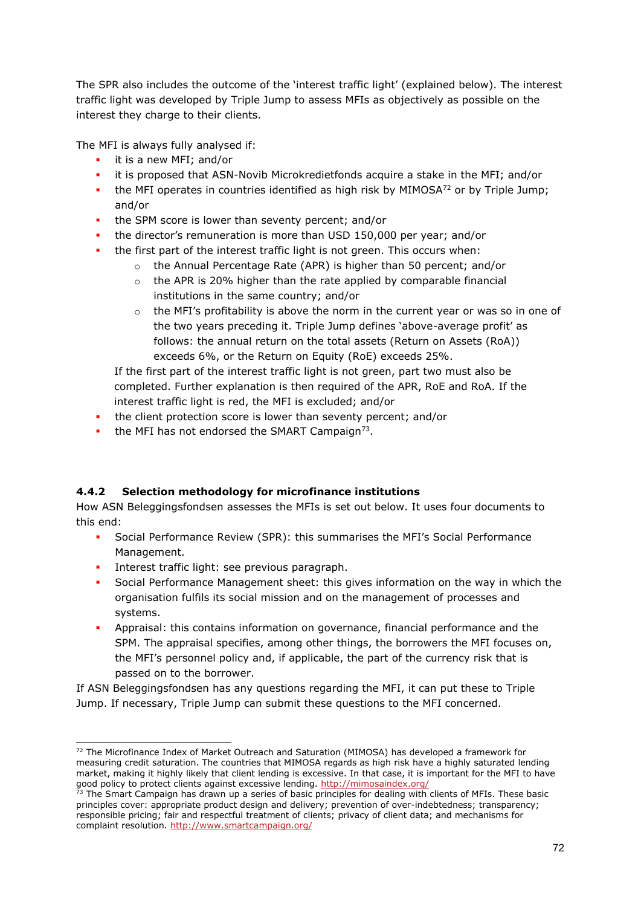The SPR also includes the outcome of the 'interest traffic light' (explained below). The interest traffic light was developed by Triple Jump to assess MFIs as objectively as possible on the interest they charge to their clients.

The MFI is always fully analysed if:

- it is a new MFI; and/or
- it is proposed that ASN-Novib Microkredietfonds acquire a stake in the MFI; and/or
- the MFI operates in countries identified as high risk by MIMOSA[72] or by Triple Jump; and/or
- the SPM score is lower than seventy percent; and/or
- the director's remuneration is more than USD 150,000 per year; and/or
- the first part of the interest traffic light is not green. This occurs when:
  - the Annual Percentage Rate (APR) is higher than 50 percent; and/or
  - the APR is 20% higher than the rate applied by comparable financial institutions in the same country; and/or
  - the MFI's profitability is above the norm in the current year or was so in one of the two years preceding it. Triple Jump defines 'above-average profit' as follows: the annual return on the total assets (Return on Assets (RoA)) exceeds 6%, or the Return on Equity (RoE) exceeds 25%.

  If the first part of the interest traffic light is not green, part two must also be completed. Further explanation is then required of the APR, RoE and RoA. If the interest traffic light is red, the MFI is excluded; and/or
- the client protection score is lower than seventy percent; and/or
- the MFI has not endorsed the SMART Campaign[73].

### 4.4.2 Selection methodology for microfinance institutions

How ASN Beleggingsfondsen assesses the MFIs is set out below. It uses four documents to this end:

- Social Performance Review (SPR): this summarises the MFI's Social Performance Management.
- Interest traffic light: see previous paragraph.
- Social Performance Management sheet: this gives information on the way in which the organisation fulfils its social mission and on the management of processes and systems.
- Appraisal: this contains information on governance, financial performance and the SPM. The appraisal specifies, among other things, the borrowers the MFI focuses on, the MFI's personnel policy and, if applicable, the part of the currency risk that is passed on to the borrower.

If ASN Beleggingsfondsen has any questions regarding the MFI, it can put these to Triple Jump. If necessary, Triple Jump can submit these questions to the MFI concerned.

---

[72] The Microfinance Index of Market Outreach and Saturation (MIMOSA) has developed a framework for measuring credit saturation. The countries that MIMOSA regards as high risk have a highly saturated lending market, making it highly likely that client lending is excessive. In that case, it is important for the MFI to have good policy to protect clients against excessive lending. http://mimosaindex.org/

[73] The Smart Campaign has drawn up a series of basic principles for dealing with clients of MFIs. These basic principles cover: appropriate product design and delivery; prevention of over-indebtedness; transparency; responsible pricing; fair and respectful treatment of clients; privacy of client data; and mechanisms for complaint resolution. http://www.smartcampaign.org/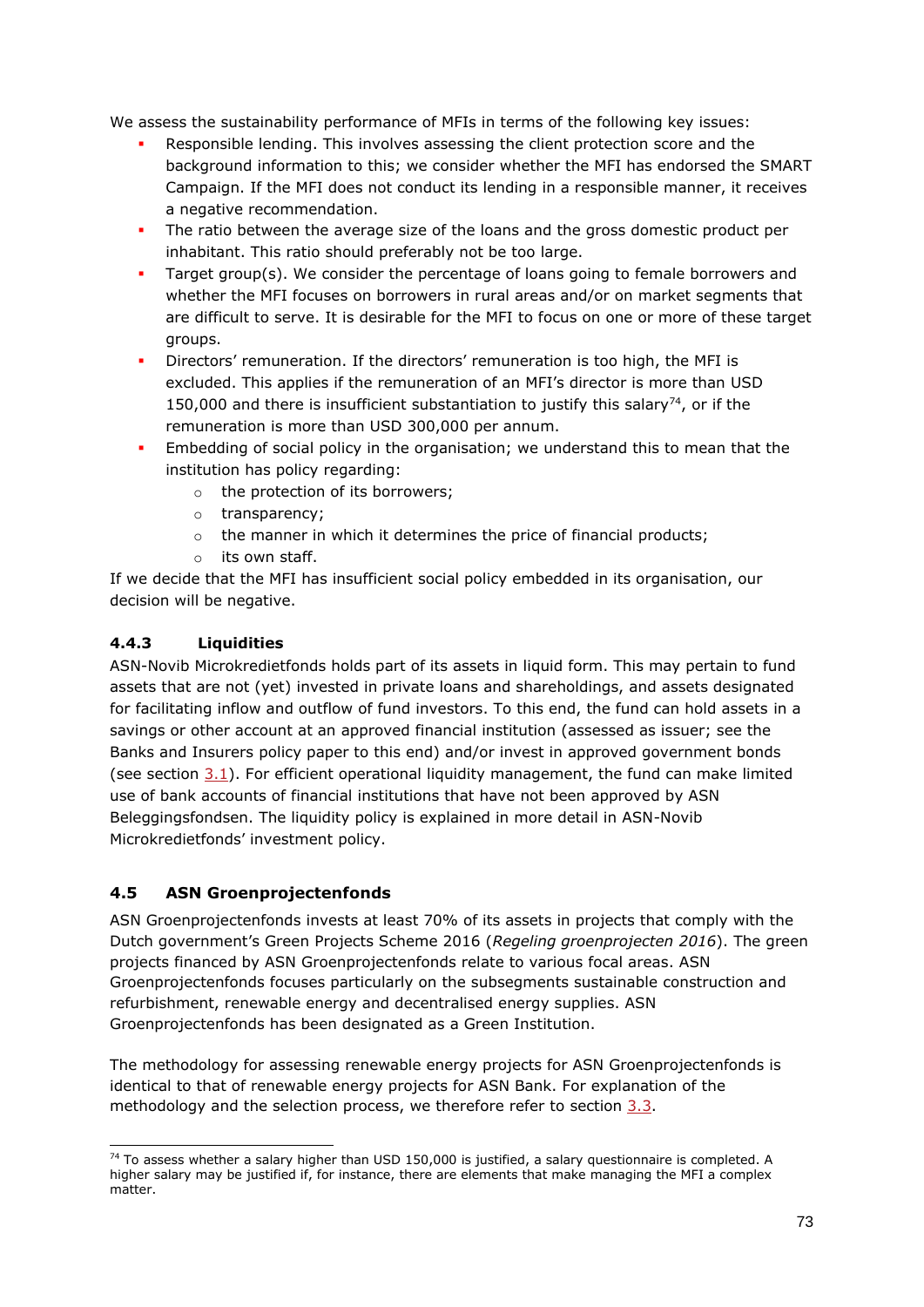We assess the sustainability performance of MFIs in terms of the following key issues:

- Responsible lending. This involves assessing the client protection score and the background information to this; we consider whether the MFI has endorsed the SMART Campaign. If the MFI does not conduct its lending in a responsible manner, it receives a negative recommendation.
- The ratio between the average size of the loans and the gross domestic product per inhabitant. This ratio should preferably not be too large.
- Target group(s). We consider the percentage of loans going to female borrowers and whether the MFI focuses on borrowers in rural areas and/or on market segments that are difficult to serve. It is desirable for the MFI to focus on one or more of these target groups.
- Directors' remuneration. If the directors' remuneration is too high, the MFI is excluded. This applies if the remuneration of an MFI's director is more than USD 150,000 and there is insufficient substantiation to justify this salary[74], or if the remuneration is more than USD 300,000 per annum.
- Embedding of social policy in the organisation; we understand this to mean that the institution has policy regarding:
    - the protection of its borrowers;
    - transparency;
    - the manner in which it determines the price of financial products;
    - its own staff.

If we decide that the MFI has insufficient social policy embedded in its organisation, our decision will be negative.

### 4.4.3 Liquidities

ASN-Novib Microkredietfonds holds part of its assets in liquid form. This may pertain to fund assets that are not (yet) invested in private loans and shareholdings, and assets designated for facilitating inflow and outflow of fund investors. To this end, the fund can hold assets in a savings or other account at an approved financial institution (assessed as issuer; see the Banks and Insurers policy paper to this end) and/or invest in approved government bonds (see section 3.1). For efficient operational liquidity management, the fund can make limited use of bank accounts of financial institutions that have not been approved by ASN Beleggingsfondsen. The liquidity policy is explained in more detail in ASN-Novib Microkredietfonds' investment policy.

## 4.5 ASN Groenprojectenfonds

ASN Groenprojectenfonds invests at least 70% of its assets in projects that comply with the Dutch government's Green Projects Scheme 2016 (*Regeling groenprojecten 2016*). The green projects financed by ASN Groenprojectenfonds relate to various focal areas. ASN Groenprojectenfonds focuses particularly on the subsegments sustainable construction and refurbishment, renewable energy and decentralised energy supplies. ASN Groenprojectenfonds has been designated as a Green Institution.

The methodology for assessing renewable energy projects for ASN Groenprojectenfonds is identical to that of renewable energy projects for ASN Bank. For explanation of the methodology and the selection process, we therefore refer to section 3.3.

---

[74] To assess whether a salary higher than USD 150,000 is justified, a salary questionnaire is completed. A higher salary may be justified if, for instance, there are elements that make managing the MFI a complex matter.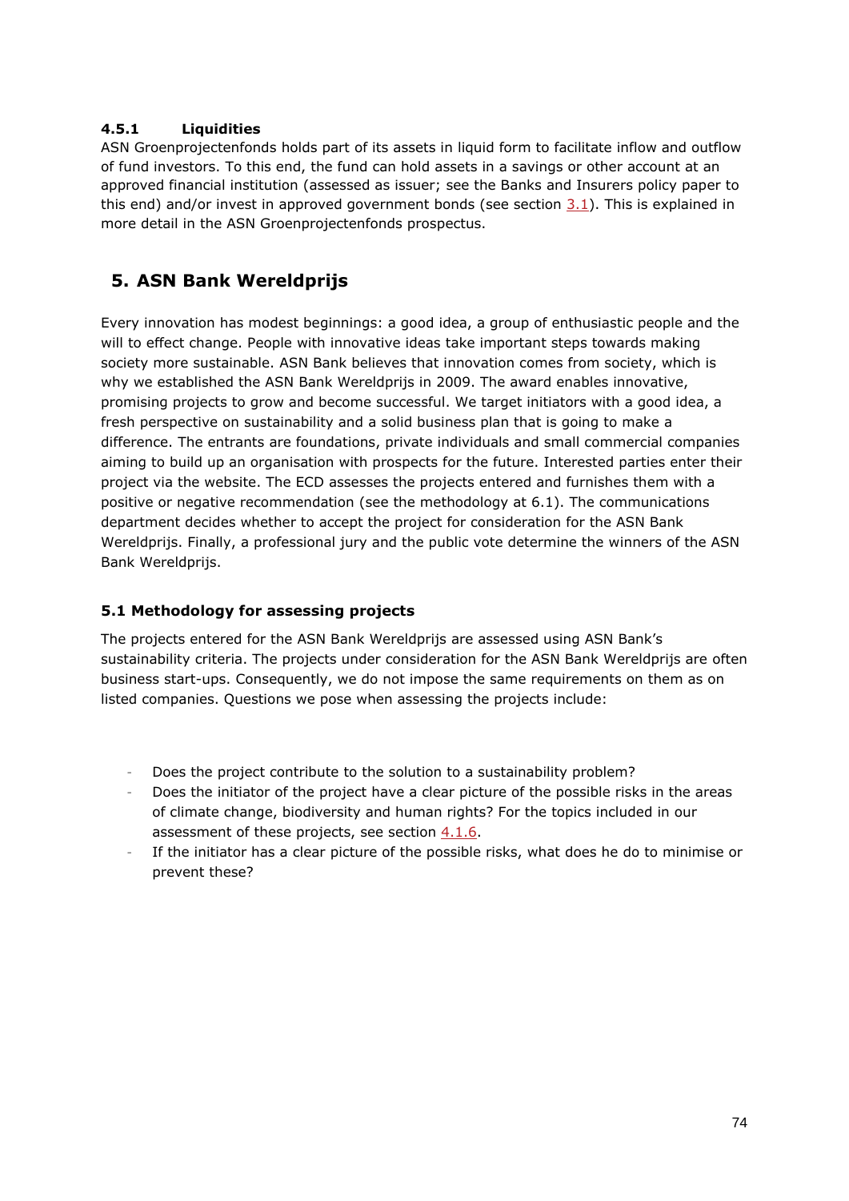#### 4.5.1 Liquidities

ASN Groenprojectenfonds holds part of its assets in liquid form to facilitate inflow and outflow of fund investors. To this end, the fund can hold assets in a savings or other account at an approved financial institution (assessed as issuer; see the Banks and Insurers policy paper to this end) and/or invest in approved government bonds (see section 3.1). This is explained in more detail in the ASN Groenprojectenfonds prospectus.

## 5. ASN Bank Wereldprijs

Every innovation has modest beginnings: a good idea, a group of enthusiastic people and the will to effect change. People with innovative ideas take important steps towards making society more sustainable. ASN Bank believes that innovation comes from society, which is why we established the ASN Bank Wereldprijs in 2009. The award enables innovative, promising projects to grow and become successful. We target initiators with a good idea, a fresh perspective on sustainability and a solid business plan that is going to make a difference. The entrants are foundations, private individuals and small commercial companies aiming to build up an organisation with prospects for the future. Interested parties enter their project via the website. The ECD assesses the projects entered and furnishes them with a positive or negative recommendation (see the methodology at 6.1). The communications department decides whether to accept the project for consideration for the ASN Bank Wereldprijs. Finally, a professional jury and the public vote determine the winners of the ASN Bank Wereldprijs.

### 5.1 Methodology for assessing projects

The projects entered for the ASN Bank Wereldprijs are assessed using ASN Bank's sustainability criteria. The projects under consideration for the ASN Bank Wereldprijs are often business start-ups. Consequently, we do not impose the same requirements on them as on listed companies. Questions we pose when assessing the projects include:

- Does the project contribute to the solution to a sustainability problem?
- Does the initiator of the project have a clear picture of the possible risks in the areas of climate change, biodiversity and human rights? For the topics included in our assessment of these projects, see section 4.1.6.
- If the initiator has a clear picture of the possible risks, what does he do to minimise or prevent these?